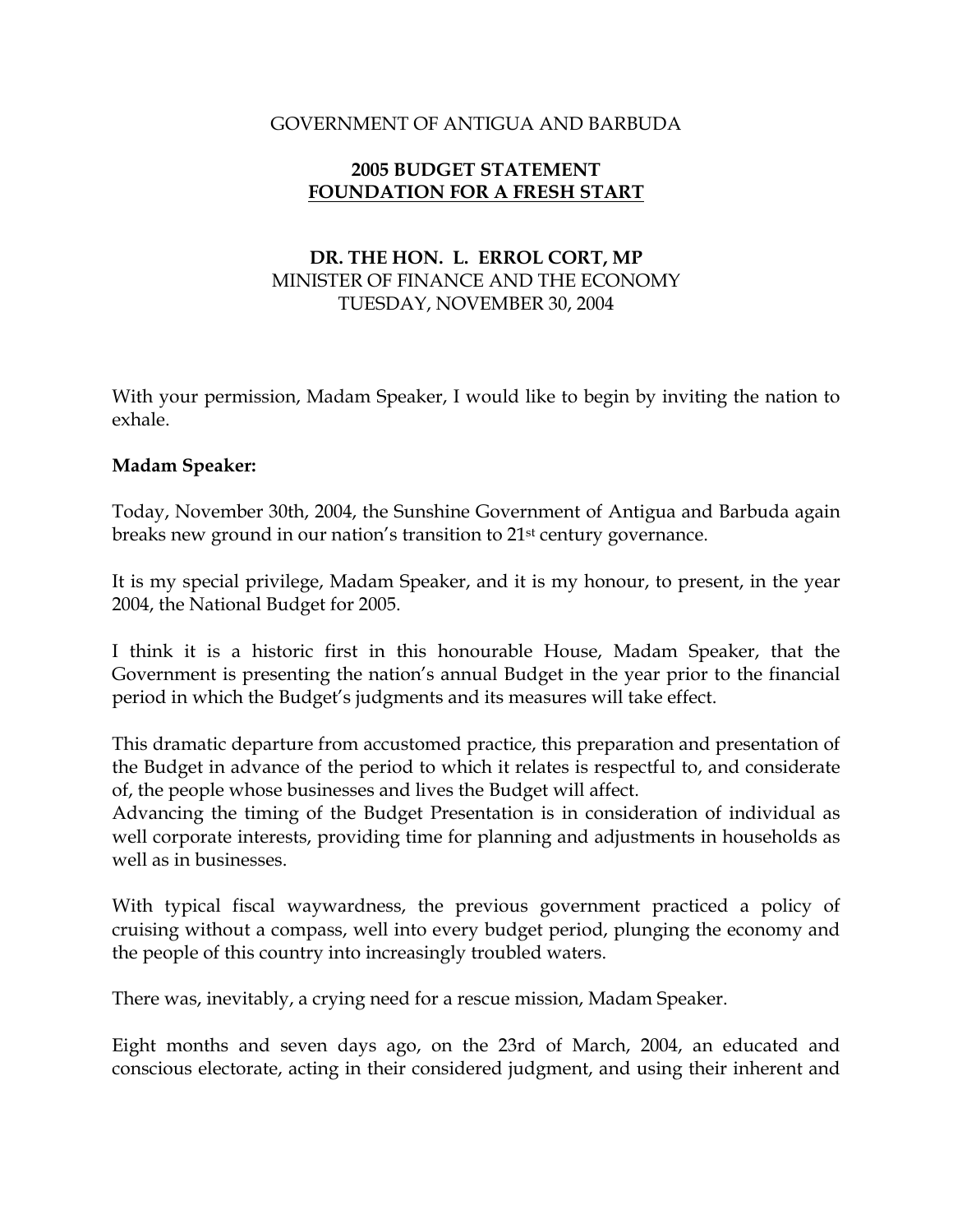GOVERNMENT OF ANTIGUA AND BARBUDA

**2005 BUDGET STATEMENT**
**FOUNDATION FOR A FRESH START**

**DR. THE HON. L. ERROL CORT, MP**
MINISTER OF FINANCE AND THE ECONOMY
TUESDAY, NOVEMBER 30, 2004

With your permission, Madam Speaker, I would like to begin by inviting the nation to exhale.

**Madam Speaker:**

Today, November 30th, 2004, the Sunshine Government of Antigua and Barbuda again breaks new ground in our nation's transition to 21st century governance.

It is my special privilege, Madam Speaker, and it is my honour, to present, in the year 2004, the National Budget for 2005.

I think it is a historic first in this honourable House, Madam Speaker, that the Government is presenting the nation's annual Budget in the year prior to the financial period in which the Budget's judgments and its measures will take effect.

This dramatic departure from accustomed practice, this preparation and presentation of the Budget in advance of the period to which it relates is respectful to, and considerate of, the people whose businesses and lives the Budget will affect.
Advancing the timing of the Budget Presentation is in consideration of individual as well corporate interests, providing time for planning and adjustments in households as well as in businesses.

With typical fiscal waywardness, the previous government practiced a policy of cruising without a compass, well into every budget period, plunging the economy and the people of this country into increasingly troubled waters.

There was, inevitably, a crying need for a rescue mission, Madam Speaker.

Eight months and seven days ago, on the 23rd of March, 2004, an educated and conscious electorate, acting in their considered judgment, and using their inherent and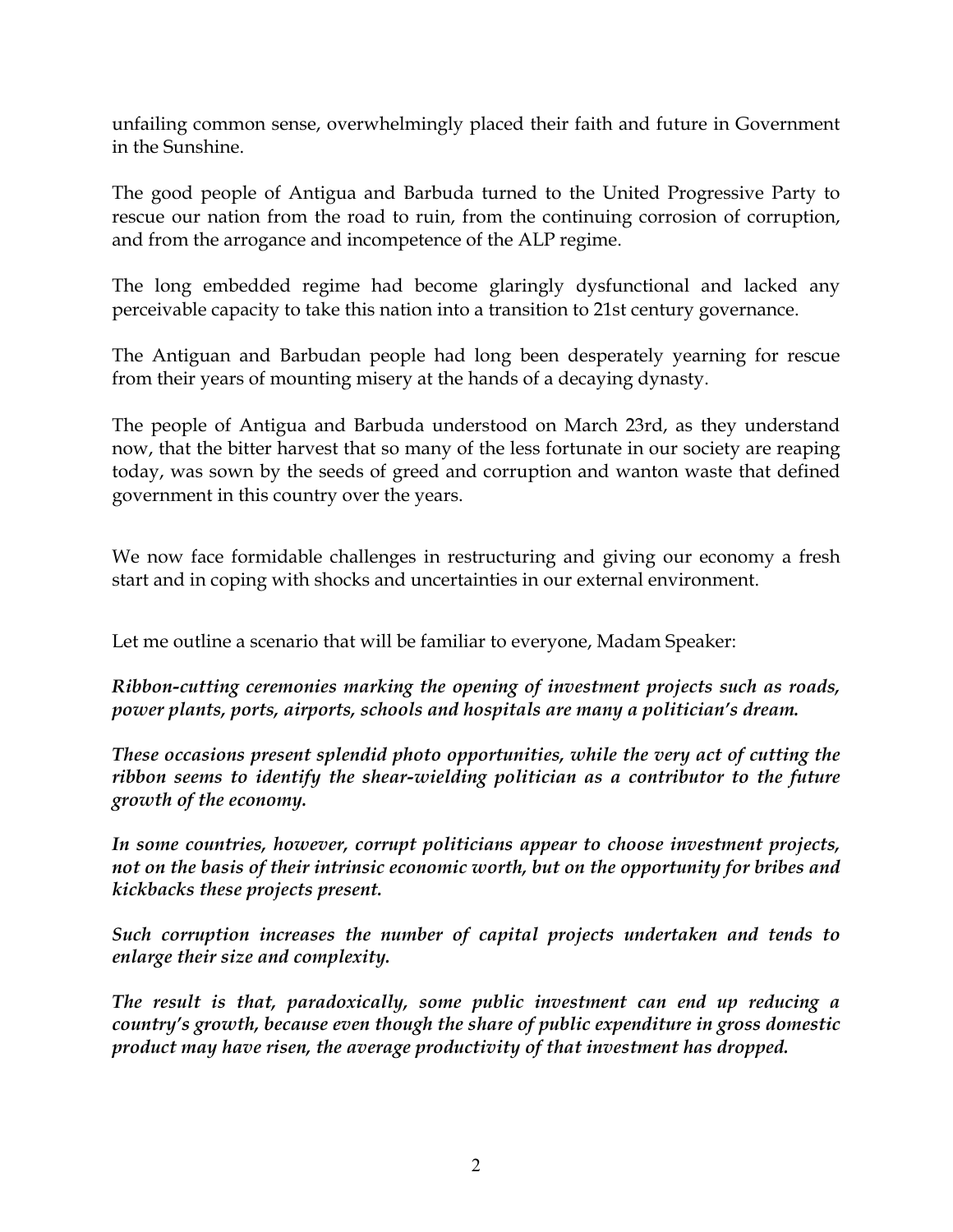unfailing common sense, overwhelmingly placed their faith and future in Government in the Sunshine.

The good people of Antigua and Barbuda turned to the United Progressive Party to rescue our nation from the road to ruin, from the continuing corrosion of corruption, and from the arrogance and incompetence of the ALP regime.

The long embedded regime had become glaringly dysfunctional and lacked any perceivable capacity to take this nation into a transition to 21st century governance.

The Antiguan and Barbudan people had long been desperately yearning for rescue from their years of mounting misery at the hands of a decaying dynasty.

The people of Antigua and Barbuda understood on March 23rd, as they understand now, that the bitter harvest that so many of the less fortunate in our society are reaping today, was sown by the seeds of greed and corruption and wanton waste that defined government in this country over the years.

We now face formidable challenges in restructuring and giving our economy a fresh start and in coping with shocks and uncertainties in our external environment.

Let me outline a scenario that will be familiar to everyone, Madam Speaker:

***Ribbon-cutting ceremonies marking the opening of investment projects such as roads, power plants, ports, airports, schools and hospitals are many a politician's dream.***

***These occasions present splendid photo opportunities, while the very act of cutting the ribbon seems to identify the shear-wielding politician as a contributor to the future growth of the economy.***

***In some countries, however, corrupt politicians appear to choose investment projects, not on the basis of their intrinsic economic worth, but on the opportunity for bribes and kickbacks these projects present.***

***Such corruption increases the number of capital projects undertaken and tends to enlarge their size and complexity.***

***The result is that, paradoxically, some public investment can end up reducing a country's growth, because even though the share of public expenditure in gross domestic product may have risen, the average productivity of that investment has dropped.***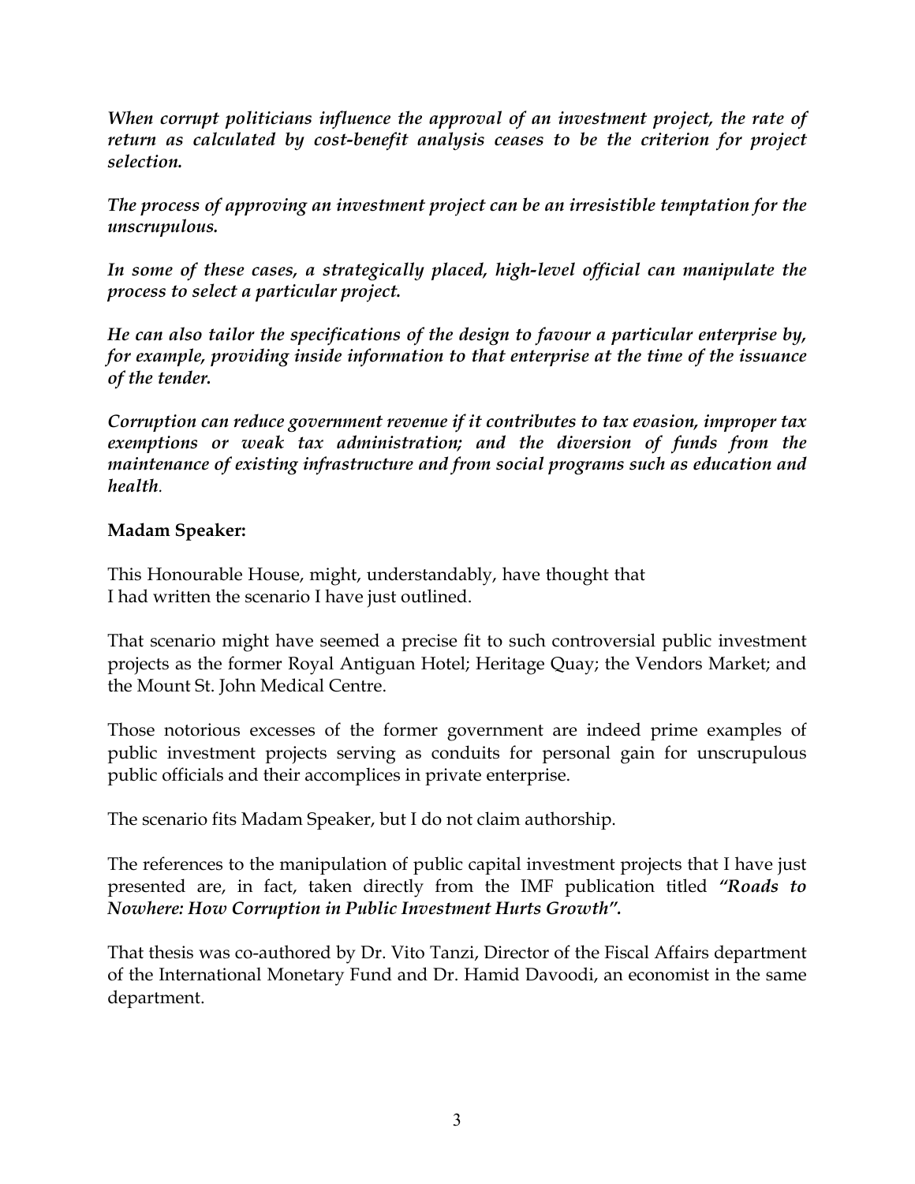***When corrupt politicians influence the approval of an investment project, the rate of return as calculated by cost-benefit analysis ceases to be the criterion for project selection.***

***The process of approving an investment project can be an irresistible temptation for the unscrupulous.***

***In some of these cases, a strategically placed, high-level official can manipulate the process to select a particular project.***

***He can also tailor the specifications of the design to favour a particular enterprise by, for example, providing inside information to that enterprise at the time of the issuance of the tender.***

***Corruption can reduce government revenue if it contributes to tax evasion, improper tax exemptions or weak tax administration; and the diversion of funds from the maintenance of existing infrastructure and from social programs such as education and health***.

**Madam Speaker:**

This Honourable House, might, understandably, have thought that I had written the scenario I have just outlined.

That scenario might have seemed a precise fit to such controversial public investment projects as the former Royal Antiguan Hotel; Heritage Quay; the Vendors Market; and the Mount St. John Medical Centre.

Those notorious excesses of the former government are indeed prime examples of public investment projects serving as conduits for personal gain for unscrupulous public officials and their accomplices in private enterprise.

The scenario fits Madam Speaker, but I do not claim authorship.

The references to the manipulation of public capital investment projects that I have just presented are, in fact, taken directly from the IMF publication titled ***"Roads to Nowhere: How Corruption in Public Investment Hurts Growth".***

That thesis was co-authored by Dr. Vito Tanzi, Director of the Fiscal Affairs department of the International Monetary Fund and Dr. Hamid Davoodi, an economist in the same department.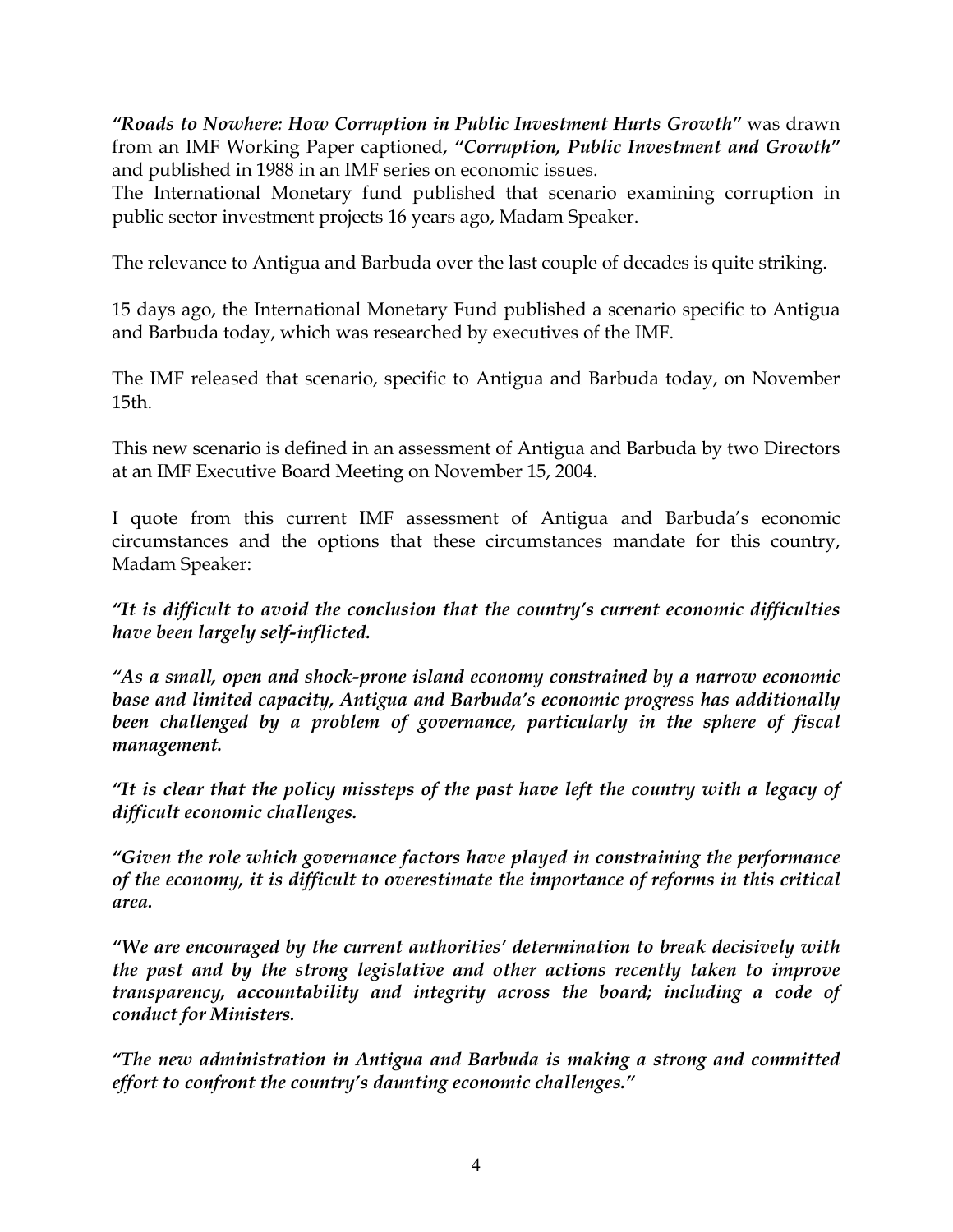***"Roads to Nowhere: How Corruption in Public Investment Hurts Growth"*** was drawn from an IMF Working Paper captioned, ***"Corruption, Public Investment and Growth"*** and published in 1988 in an IMF series on economic issues.
The International Monetary fund published that scenario examining corruption in public sector investment projects 16 years ago, Madam Speaker.

The relevance to Antigua and Barbuda over the last couple of decades is quite striking.

15 days ago, the International Monetary Fund published a scenario specific to Antigua and Barbuda today, which was researched by executives of the IMF.

The IMF released that scenario, specific to Antigua and Barbuda today, on November 15th.

This new scenario is defined in an assessment of Antigua and Barbuda by two Directors at an IMF Executive Board Meeting on November 15, 2004.

I quote from this current IMF assessment of Antigua and Barbuda's economic circumstances and the options that these circumstances mandate for this country, Madam Speaker:

***"It is difficult to avoid the conclusion that the country's current economic difficulties have been largely self-inflicted.***

***"As a small, open and shock-prone island economy constrained by a narrow economic base and limited capacity, Antigua and Barbuda's economic progress has additionally been challenged by a problem of governance, particularly in the sphere of fiscal management.***

***"It is clear that the policy missteps of the past have left the country with a legacy of difficult economic challenges.***

***"Given the role which governance factors have played in constraining the performance of the economy, it is difficult to overestimate the importance of reforms in this critical area.***

***"We are encouraged by the current authorities' determination to break decisively with the past and by the strong legislative and other actions recently taken to improve transparency, accountability and integrity across the board; including a code of conduct for Ministers.***

***"The new administration in Antigua and Barbuda is making a strong and committed effort to confront the country's daunting economic challenges."***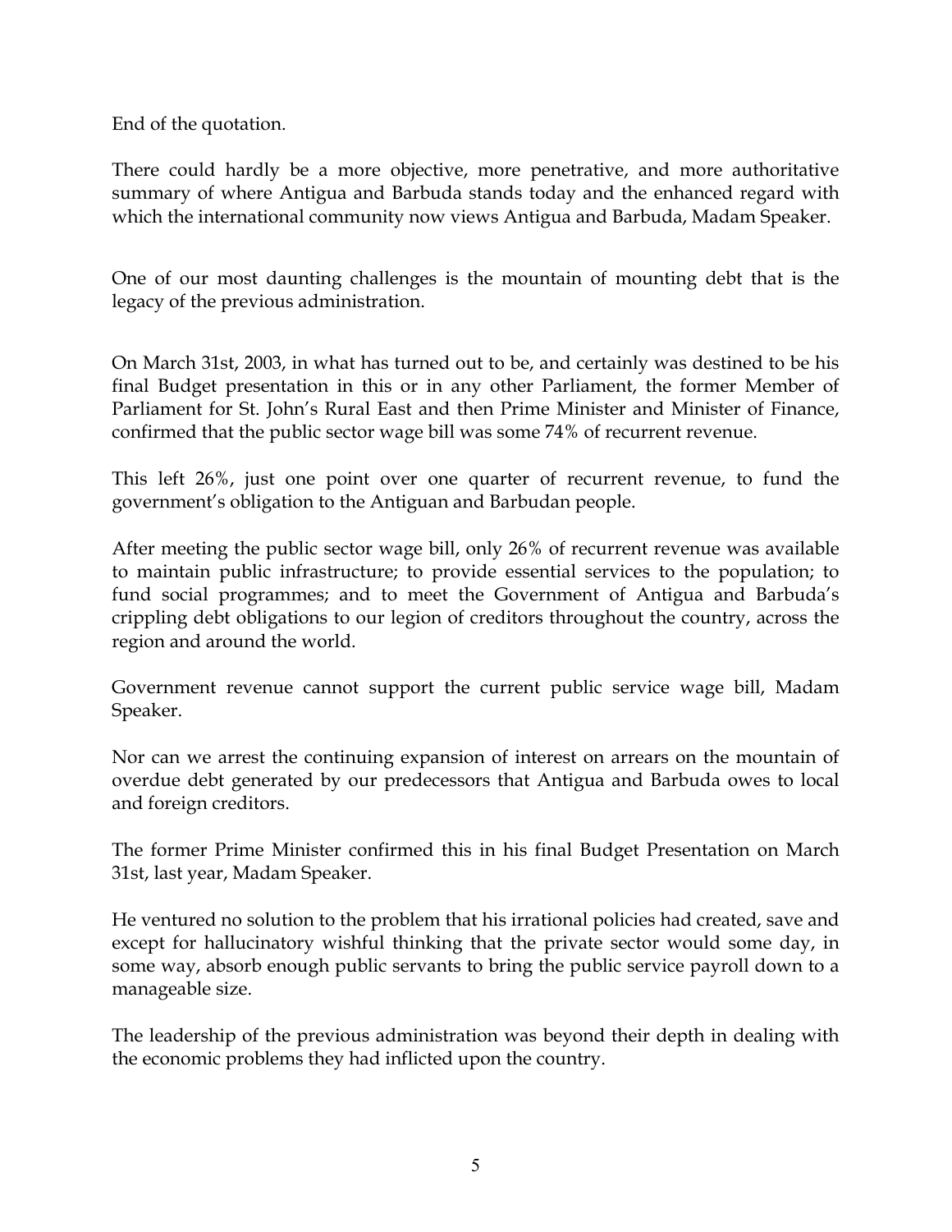End of the quotation.

There could hardly be a more objective, more penetrative, and more authoritative summary of where Antigua and Barbuda stands today and the enhanced regard with which the international community now views Antigua and Barbuda, Madam Speaker.

One of our most daunting challenges is the mountain of mounting debt that is the legacy of the previous administration.

On March 31st, 2003, in what has turned out to be, and certainly was destined to be his final Budget presentation in this or in any other Parliament, the former Member of Parliament for St. John's Rural East and then Prime Minister and Minister of Finance, confirmed that the public sector wage bill was some 74% of recurrent revenue.

This left 26%, just one point over one quarter of recurrent revenue, to fund the government's obligation to the Antiguan and Barbudan people.

After meeting the public sector wage bill, only 26% of recurrent revenue was available to maintain public infrastructure; to provide essential services to the population; to fund social programmes; and to meet the Government of Antigua and Barbuda's crippling debt obligations to our legion of creditors throughout the country, across the region and around the world.

Government revenue cannot support the current public service wage bill, Madam Speaker.

Nor can we arrest the continuing expansion of interest on arrears on the mountain of overdue debt generated by our predecessors that Antigua and Barbuda owes to local and foreign creditors.

The former Prime Minister confirmed this in his final Budget Presentation on March 31st, last year, Madam Speaker.

He ventured no solution to the problem that his irrational policies had created, save and except for hallucinatory wishful thinking that the private sector would some day, in some way, absorb enough public servants to bring the public service payroll down to a manageable size.

The leadership of the previous administration was beyond their depth in dealing with the economic problems they had inflicted upon the country.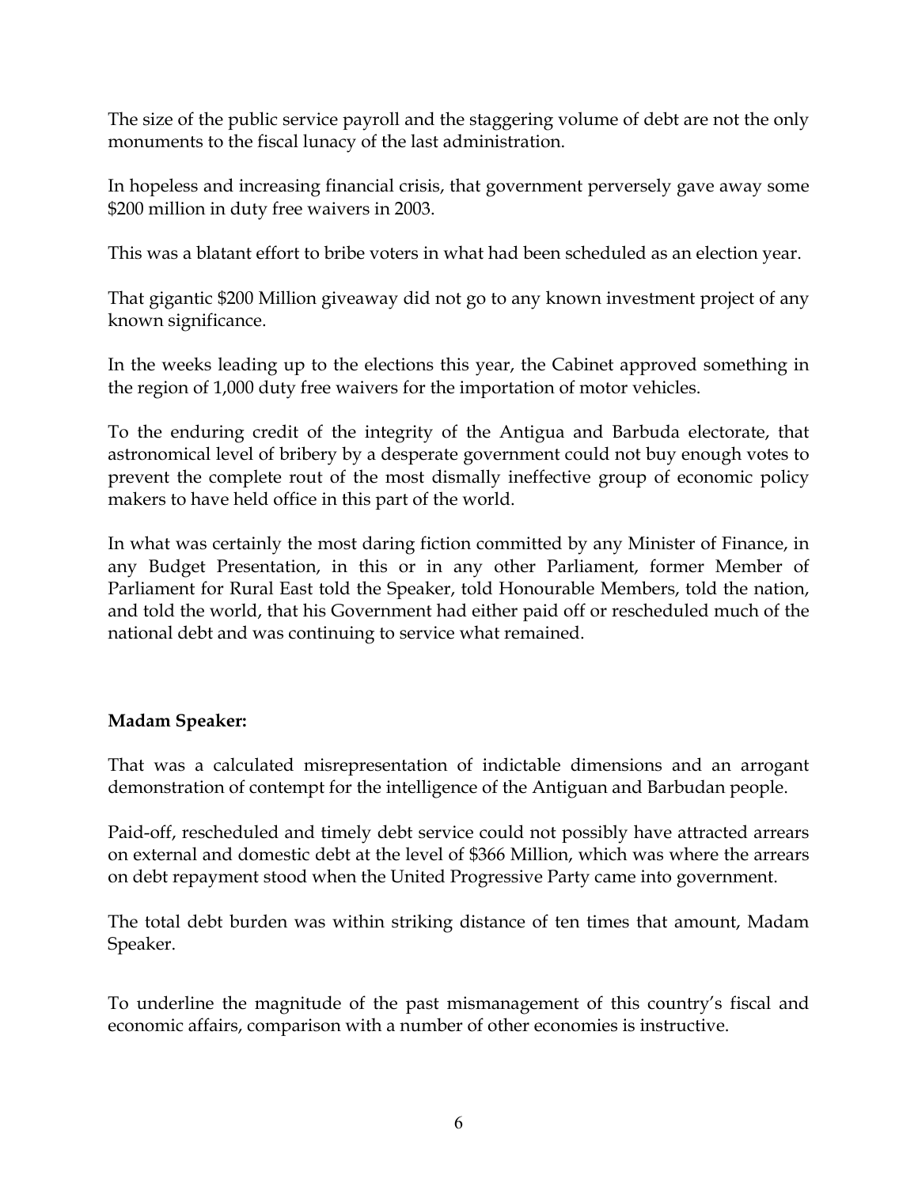The size of the public service payroll and the staggering volume of debt are not the only monuments to the fiscal lunacy of the last administration.

In hopeless and increasing financial crisis, that government perversely gave away some $200 million in duty free waivers in 2003.

This was a blatant effort to bribe voters in what had been scheduled as an election year.

That gigantic $200 Million giveaway did not go to any known investment project of any known significance.

In the weeks leading up to the elections this year, the Cabinet approved something in the region of 1,000 duty free waivers for the importation of motor vehicles.

To the enduring credit of the integrity of the Antigua and Barbuda electorate, that astronomical level of bribery by a desperate government could not buy enough votes to prevent the complete rout of the most dismally ineffective group of economic policy makers to have held office in this part of the world.

In what was certainly the most daring fiction committed by any Minister of Finance, in any Budget Presentation, in this or in any other Parliament, former Member of Parliament for Rural East told the Speaker, told Honourable Members, told the nation, and told the world, that his Government had either paid off or rescheduled much of the national debt and was continuing to service what remained.

**Madam Speaker:**

That was a calculated misrepresentation of indictable dimensions and an arrogant demonstration of contempt for the intelligence of the Antiguan and Barbudan people.

Paid-off, rescheduled and timely debt service could not possibly have attracted arrears on external and domestic debt at the level of $366 Million, which was where the arrears on debt repayment stood when the United Progressive Party came into government.

The total debt burden was within striking distance of ten times that amount, Madam Speaker.

To underline the magnitude of the past mismanagement of this country's fiscal and economic affairs, comparison with a number of other economies is instructive.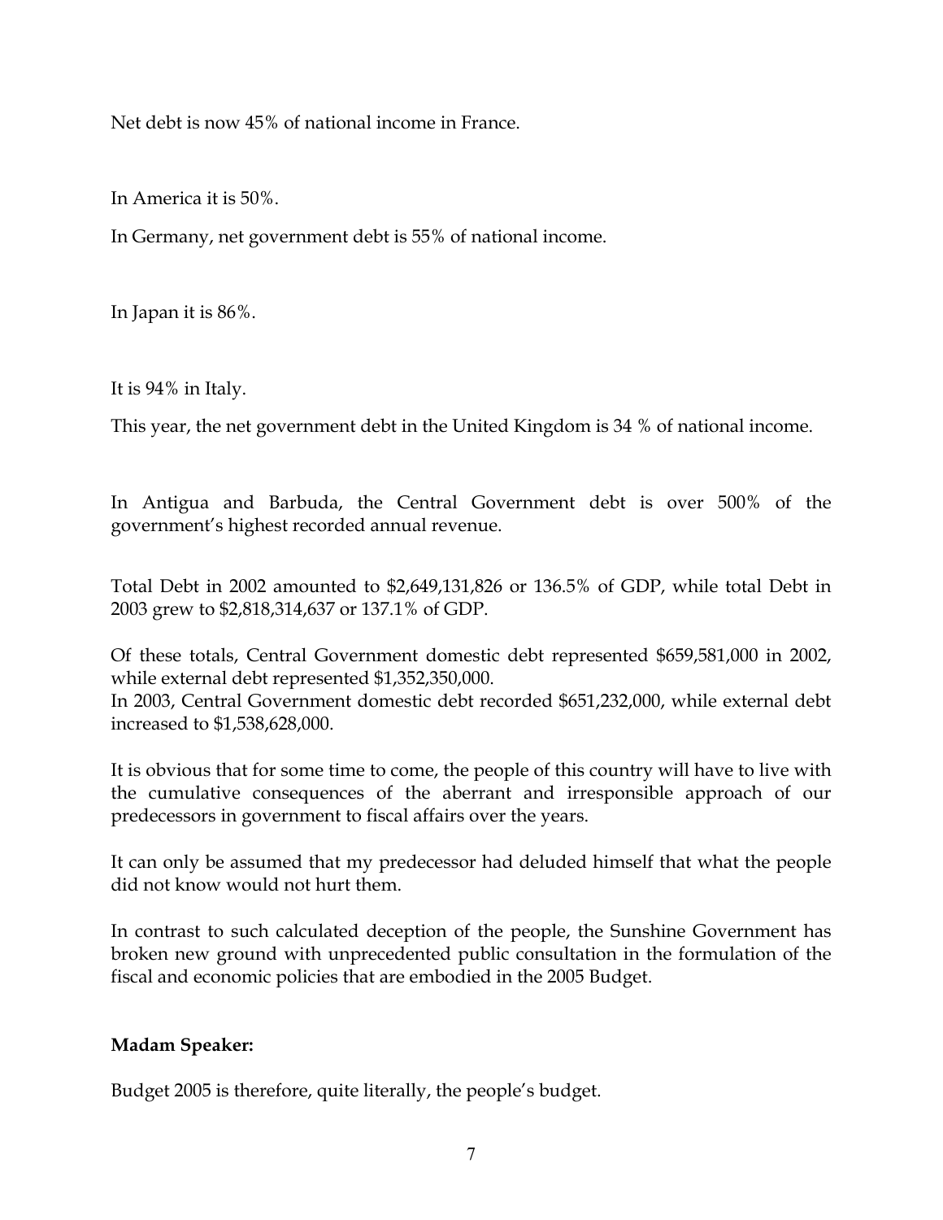Net debt is now 45% of national income in France.

In America it is 50%.

In Germany, net government debt is 55% of national income.

In Japan it is 86%.

It is 94% in Italy.

This year, the net government debt in the United Kingdom is 34 % of national income.

In Antigua and Barbuda, the Central Government debt is over 500% of the government's highest recorded annual revenue.

Total Debt in 2002 amounted to $2,649,131,826 or 136.5% of GDP, while total Debt in 2003 grew to $2,818,314,637 or 137.1% of GDP.

Of these totals, Central Government domestic debt represented $659,581,000 in 2002, while external debt represented $1,352,350,000.
In 2003, Central Government domestic debt recorded $651,232,000, while external debt increased to $1,538,628,000.

It is obvious that for some time to come, the people of this country will have to live with the cumulative consequences of the aberrant and irresponsible approach of our predecessors in government to fiscal affairs over the years.

It can only be assumed that my predecessor had deluded himself that what the people did not know would not hurt them.

In contrast to such calculated deception of the people, the Sunshine Government has broken new ground with unprecedented public consultation in the formulation of the fiscal and economic policies that are embodied in the 2005 Budget.

**Madam Speaker:**

Budget 2005 is therefore, quite literally, the people's budget.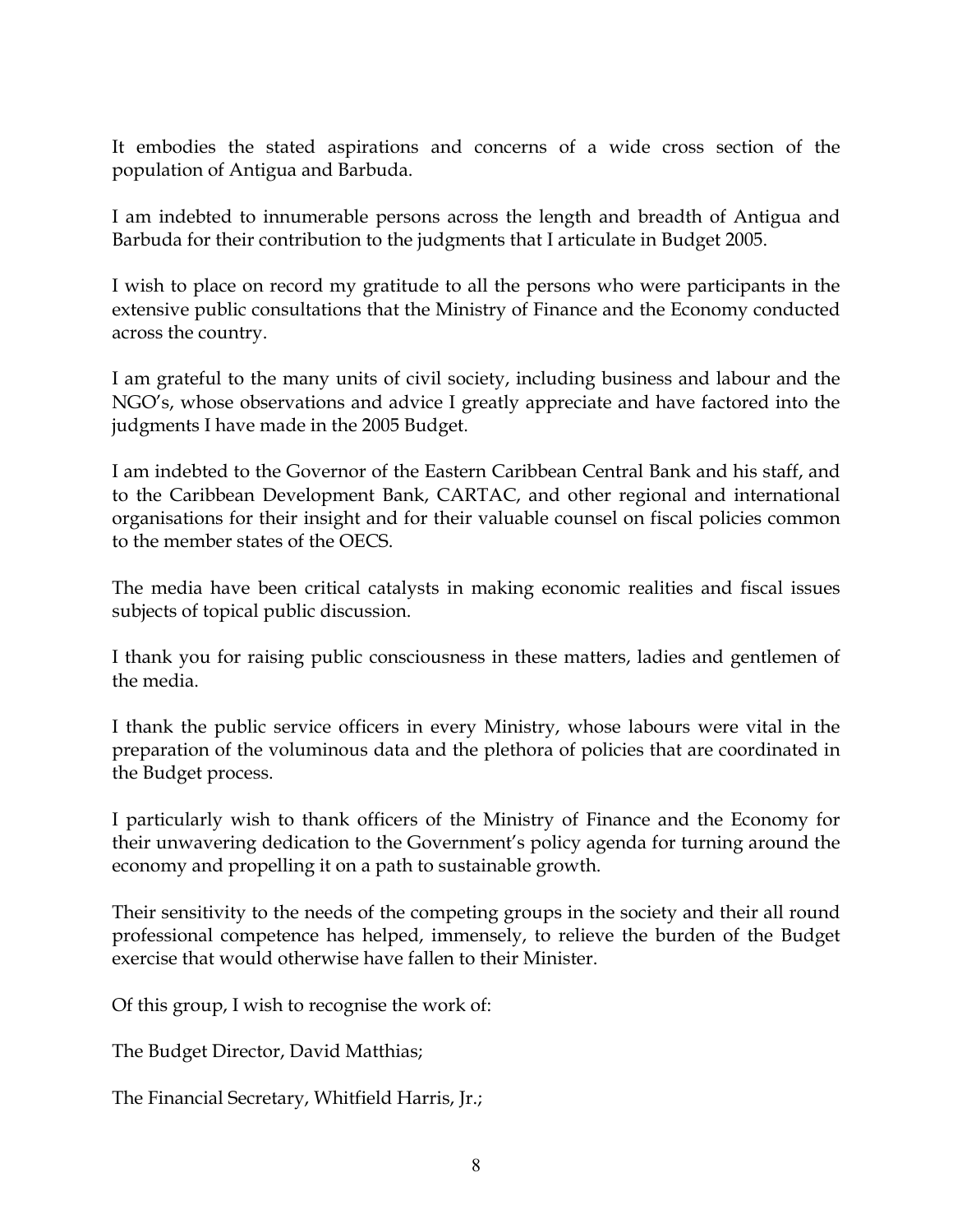It embodies the stated aspirations and concerns of a wide cross section of the population of Antigua and Barbuda.

I am indebted to innumerable persons across the length and breadth of Antigua and Barbuda for their contribution to the judgments that I articulate in Budget 2005.

I wish to place on record my gratitude to all the persons who were participants in the extensive public consultations that the Ministry of Finance and the Economy conducted across the country.

I am grateful to the many units of civil society, including business and labour and the NGO's, whose observations and advice I greatly appreciate and have factored into the judgments I have made in the 2005 Budget.

I am indebted to the Governor of the Eastern Caribbean Central Bank and his staff, and to the Caribbean Development Bank, CARTAC, and other regional and international organisations for their insight and for their valuable counsel on fiscal policies common to the member states of the OECS.

The media have been critical catalysts in making economic realities and fiscal issues subjects of topical public discussion.

I thank you for raising public consciousness in these matters, ladies and gentlemen of the media.

I thank the public service officers in every Ministry, whose labours were vital in the preparation of the voluminous data and the plethora of policies that are coordinated in the Budget process.

I particularly wish to thank officers of the Ministry of Finance and the Economy for their unwavering dedication to the Government's policy agenda for turning around the economy and propelling it on a path to sustainable growth.

Their sensitivity to the needs of the competing groups in the society and their all round professional competence has helped, immensely, to relieve the burden of the Budget exercise that would otherwise have fallen to their Minister.

Of this group, I wish to recognise the work of:

The Budget Director, David Matthias;

The Financial Secretary, Whitfield Harris, Jr.;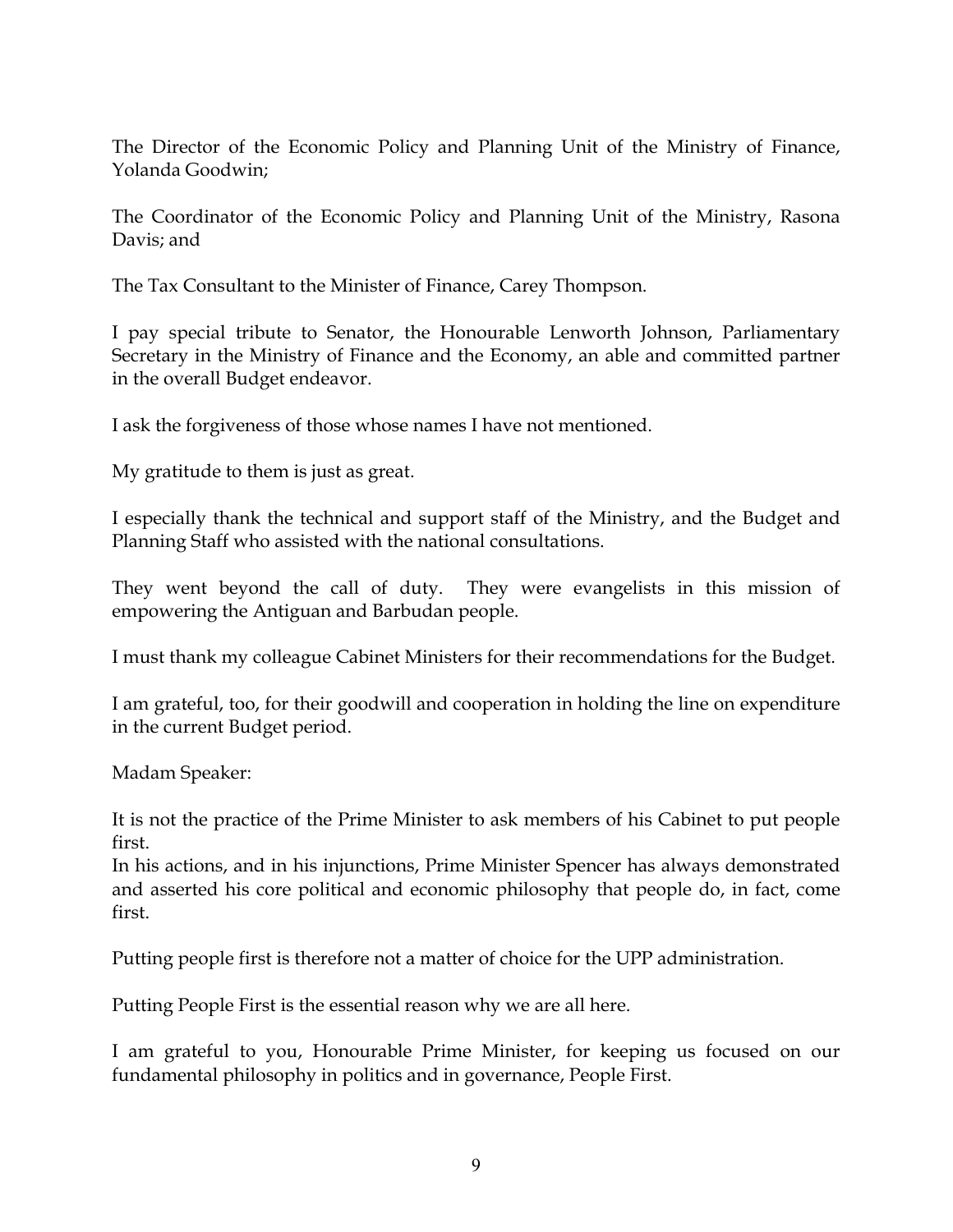The Director of the Economic Policy and Planning Unit of the Ministry of Finance, Yolanda Goodwin;

The Coordinator of the Economic Policy and Planning Unit of the Ministry, Rasona Davis; and

The Tax Consultant to the Minister of Finance, Carey Thompson.

I pay special tribute to Senator, the Honourable Lenworth Johnson, Parliamentary Secretary in the Ministry of Finance and the Economy, an able and committed partner in the overall Budget endeavor.

I ask the forgiveness of those whose names I have not mentioned.

My gratitude to them is just as great.

I especially thank the technical and support staff of the Ministry, and the Budget and Planning Staff who assisted with the national consultations.

They went beyond the call of duty. They were evangelists in this mission of empowering the Antiguan and Barbudan people.

I must thank my colleague Cabinet Ministers for their recommendations for the Budget.

I am grateful, too, for their goodwill and cooperation in holding the line on expenditure in the current Budget period.

Madam Speaker:

It is not the practice of the Prime Minister to ask members of his Cabinet to put people first.
In his actions, and in his injunctions, Prime Minister Spencer has always demonstrated and asserted his core political and economic philosophy that people do, in fact, come first.

Putting people first is therefore not a matter of choice for the UPP administration.

Putting People First is the essential reason why we are all here.

I am grateful to you, Honourable Prime Minister, for keeping us focused on our fundamental philosophy in politics and in governance, People First.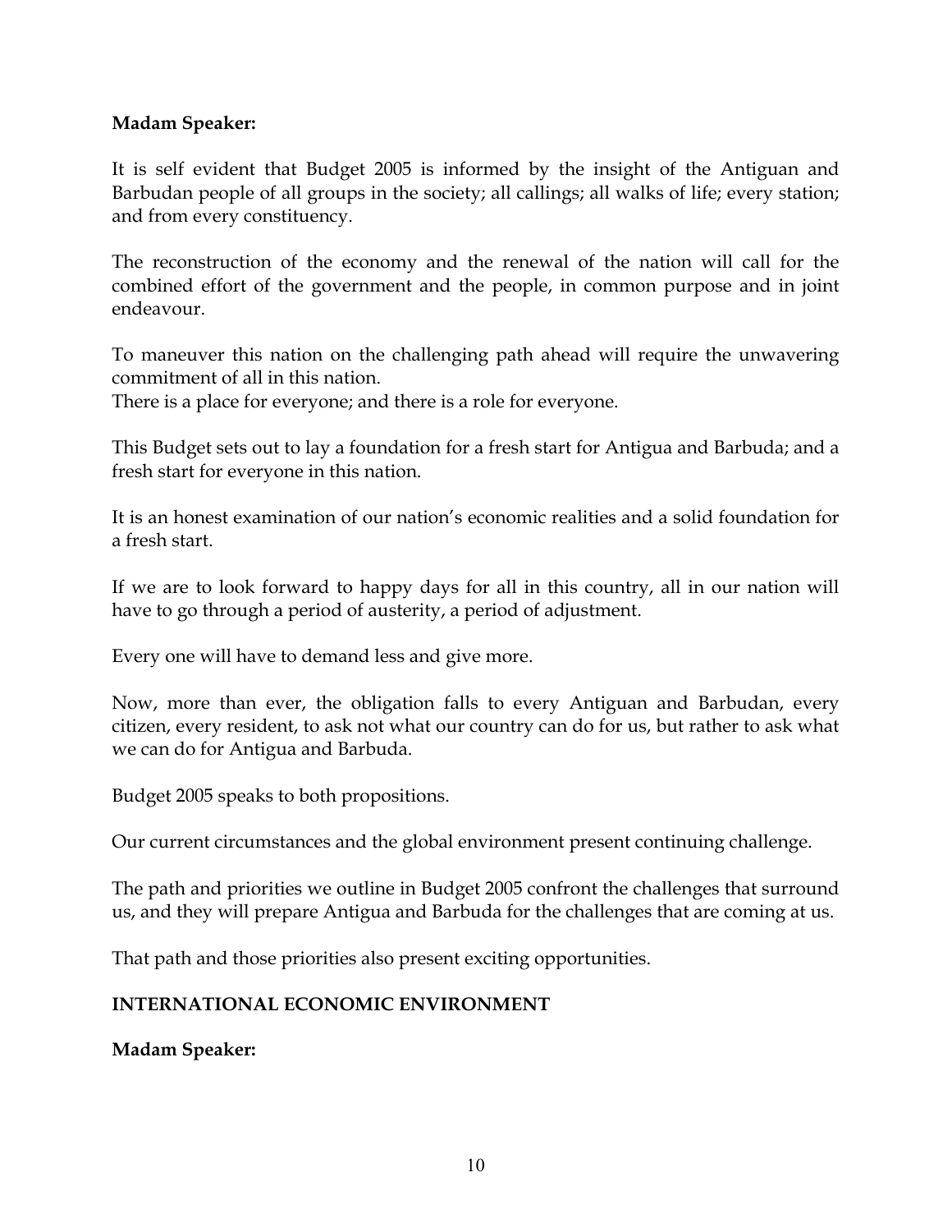**Madam Speaker:**

It is self evident that Budget 2005 is informed by the insight of the Antiguan and Barbudan people of all groups in the society; all callings; all walks of life; every station; and from every constituency.

The reconstruction of the economy and the renewal of the nation will call for the combined effort of the government and the people, in common purpose and in joint endeavour.

To maneuver this nation on the challenging path ahead will require the unwavering commitment of all in this nation.
There is a place for everyone; and there is a role for everyone.

This Budget sets out to lay a foundation for a fresh start for Antigua and Barbuda; and a fresh start for everyone in this nation.

It is an honest examination of our nation's economic realities and a solid foundation for a fresh start.

If we are to look forward to happy days for all in this country, all in our nation will have to go through a period of austerity, a period of adjustment.

Every one will have to demand less and give more.

Now, more than ever, the obligation falls to every Antiguan and Barbudan, every citizen, every resident, to ask not what our country can do for us, but rather to ask what we can do for Antigua and Barbuda.

Budget 2005 speaks to both propositions.

Our current circumstances and the global environment present continuing challenge.

The path and priorities we outline in Budget 2005 confront the challenges that surround us, and they will prepare Antigua and Barbuda for the challenges that are coming at us.

That path and those priorities also present exciting opportunities.

## INTERNATIONAL ECONOMIC ENVIRONMENT

**Madam Speaker:**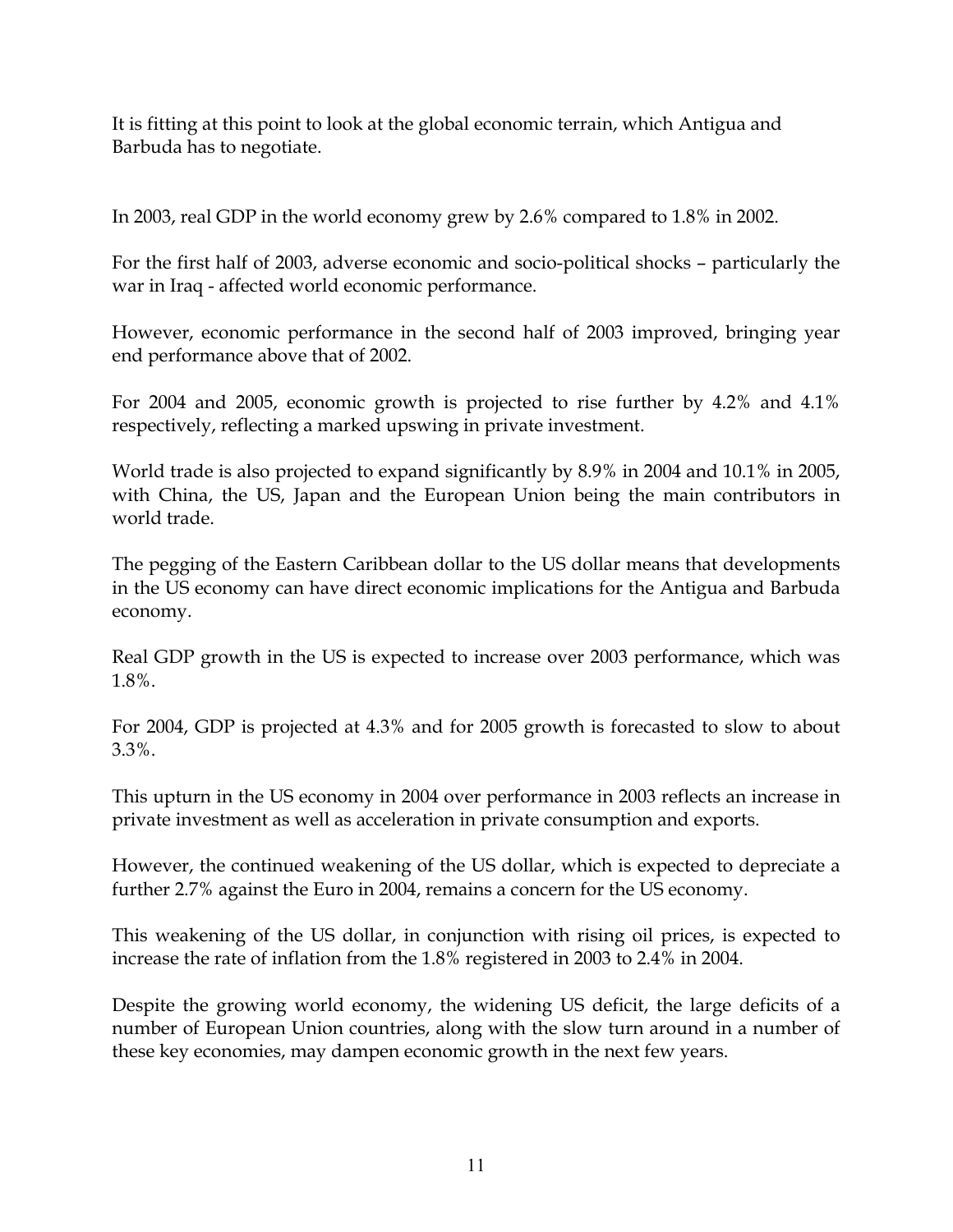It is fitting at this point to look at the global economic terrain, which Antigua and Barbuda has to negotiate.

In 2003, real GDP in the world economy grew by 2.6% compared to 1.8% in 2002.

For the first half of 2003, adverse economic and socio-political shocks – particularly the war in Iraq - affected world economic performance.

However, economic performance in the second half of 2003 improved, bringing year end performance above that of 2002.

For 2004 and 2005, economic growth is projected to rise further by 4.2% and 4.1% respectively, reflecting a marked upswing in private investment.

World trade is also projected to expand significantly by 8.9% in 2004 and 10.1% in 2005, with China, the US, Japan and the European Union being the main contributors in world trade.

The pegging of the Eastern Caribbean dollar to the US dollar means that developments in the US economy can have direct economic implications for the Antigua and Barbuda economy.

Real GDP growth in the US is expected to increase over 2003 performance, which was 1.8%.

For 2004, GDP is projected at 4.3% and for 2005 growth is forecasted to slow to about 3.3%.

This upturn in the US economy in 2004 over performance in 2003 reflects an increase in private investment as well as acceleration in private consumption and exports.

However, the continued weakening of the US dollar, which is expected to depreciate a further 2.7% against the Euro in 2004, remains a concern for the US economy.

This weakening of the US dollar, in conjunction with rising oil prices, is expected to increase the rate of inflation from the 1.8% registered in 2003 to 2.4% in 2004.

Despite the growing world economy, the widening US deficit, the large deficits of a number of European Union countries, along with the slow turn around in a number of these key economies, may dampen economic growth in the next few years.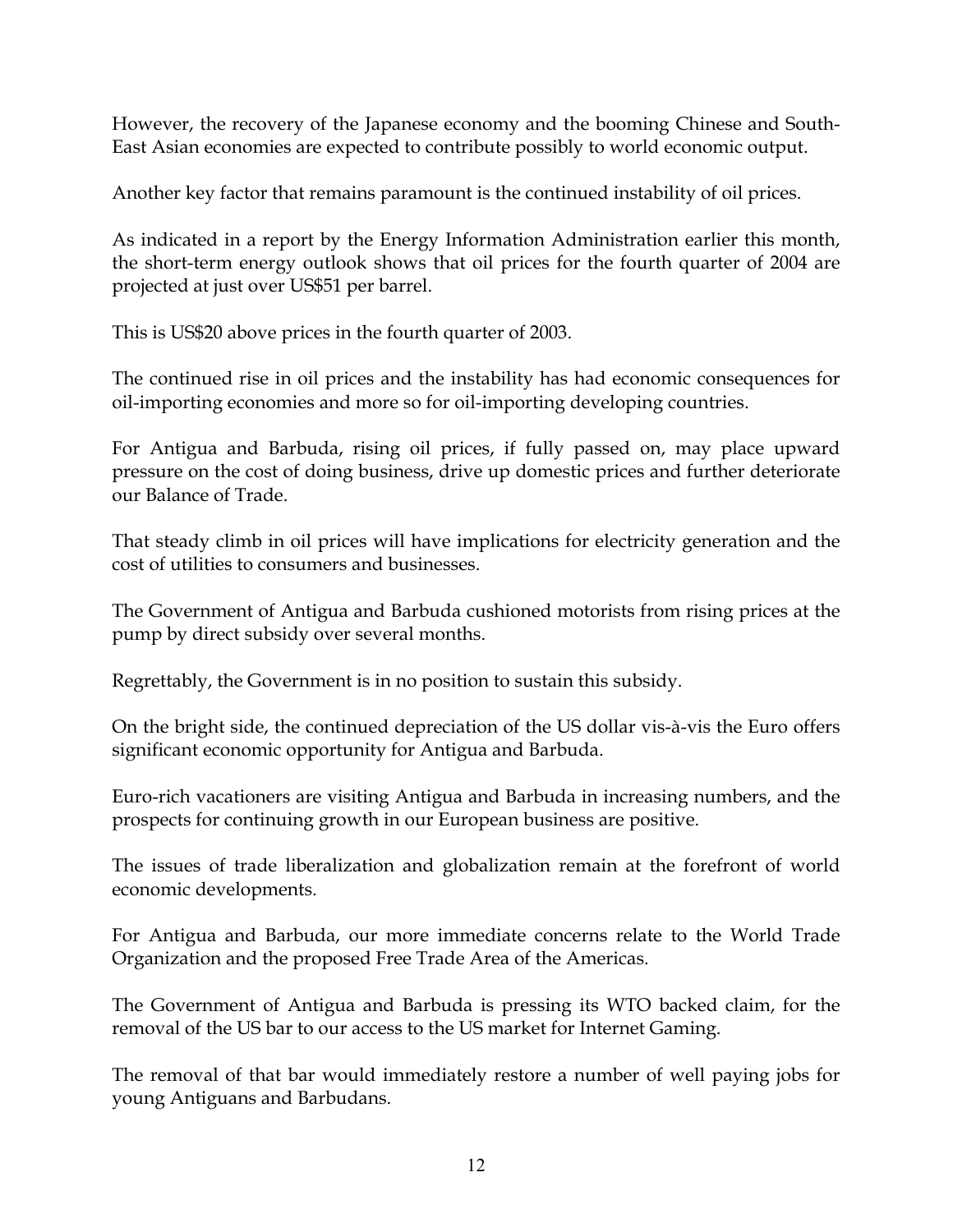However, the recovery of the Japanese economy and the booming Chinese and South-East Asian economies are expected to contribute possibly to world economic output.

Another key factor that remains paramount is the continued instability of oil prices.

As indicated in a report by the Energy Information Administration earlier this month, the short-term energy outlook shows that oil prices for the fourth quarter of 2004 are projected at just over US$51 per barrel.

This is US$20 above prices in the fourth quarter of 2003.

The continued rise in oil prices and the instability has had economic consequences for oil-importing economies and more so for oil-importing developing countries.

For Antigua and Barbuda, rising oil prices, if fully passed on, may place upward pressure on the cost of doing business, drive up domestic prices and further deteriorate our Balance of Trade.

That steady climb in oil prices will have implications for electricity generation and the cost of utilities to consumers and businesses.

The Government of Antigua and Barbuda cushioned motorists from rising prices at the pump by direct subsidy over several months.

Regrettably, the Government is in no position to sustain this subsidy.

On the bright side, the continued depreciation of the US dollar vis-à-vis the Euro offers significant economic opportunity for Antigua and Barbuda.

Euro-rich vacationers are visiting Antigua and Barbuda in increasing numbers, and the prospects for continuing growth in our European business are positive.

The issues of trade liberalization and globalization remain at the forefront of world economic developments.

For Antigua and Barbuda, our more immediate concerns relate to the World Trade Organization and the proposed Free Trade Area of the Americas.

The Government of Antigua and Barbuda is pressing its WTO backed claim, for the removal of the US bar to our access to the US market for Internet Gaming.

The removal of that bar would immediately restore a number of well paying jobs for young Antiguans and Barbudans.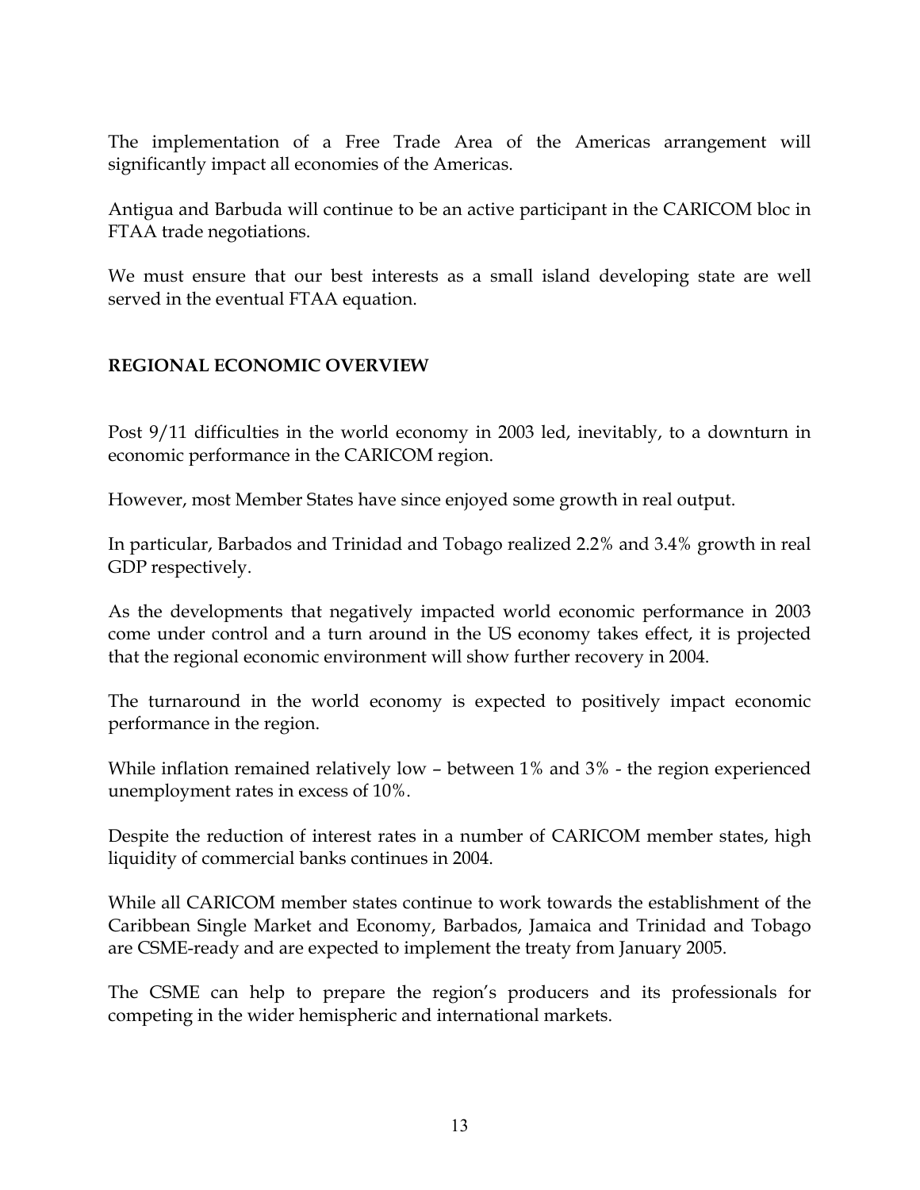The implementation of a Free Trade Area of the Americas arrangement will significantly impact all economies of the Americas.

Antigua and Barbuda will continue to be an active participant in the CARICOM bloc in FTAA trade negotiations.

We must ensure that our best interests as a small island developing state are well served in the eventual FTAA equation.

## REGIONAL ECONOMIC OVERVIEW

Post 9/11 difficulties in the world economy in 2003 led, inevitably, to a downturn in economic performance in the CARICOM region.

However, most Member States have since enjoyed some growth in real output.

In particular, Barbados and Trinidad and Tobago realized 2.2% and 3.4% growth in real GDP respectively.

As the developments that negatively impacted world economic performance in 2003 come under control and a turn around in the US economy takes effect, it is projected that the regional economic environment will show further recovery in 2004.

The turnaround in the world economy is expected to positively impact economic performance in the region.

While inflation remained relatively low – between 1% and 3% - the region experienced unemployment rates in excess of 10%.

Despite the reduction of interest rates in a number of CARICOM member states, high liquidity of commercial banks continues in 2004.

While all CARICOM member states continue to work towards the establishment of the Caribbean Single Market and Economy, Barbados, Jamaica and Trinidad and Tobago are CSME-ready and are expected to implement the treaty from January 2005.

The CSME can help to prepare the region's producers and its professionals for competing in the wider hemispheric and international markets.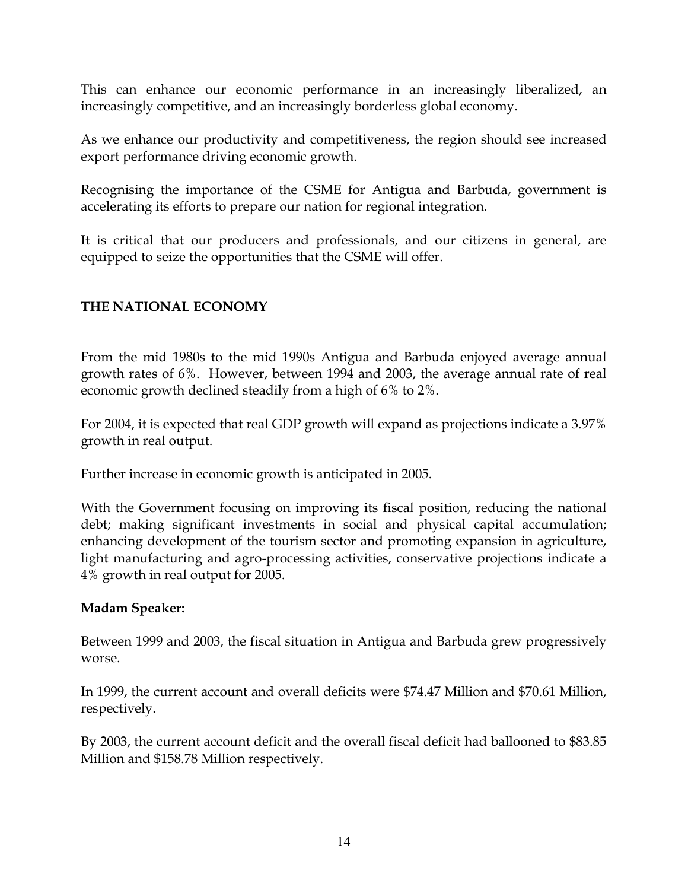This can enhance our economic performance in an increasingly liberalized, an increasingly competitive, and an increasingly borderless global economy.

As we enhance our productivity and competitiveness, the region should see increased export performance driving economic growth.

Recognising the importance of the CSME for Antigua and Barbuda, government is accelerating its efforts to prepare our nation for regional integration.

It is critical that our producers and professionals, and our citizens in general, are equipped to seize the opportunities that the CSME will offer.

## THE NATIONAL ECONOMY

From the mid 1980s to the mid 1990s Antigua and Barbuda enjoyed average annual growth rates of 6%. However, between 1994 and 2003, the average annual rate of real economic growth declined steadily from a high of 6% to 2%.

For 2004, it is expected that real GDP growth will expand as projections indicate a 3.97% growth in real output.

Further increase in economic growth is anticipated in 2005.

With the Government focusing on improving its fiscal position, reducing the national debt; making significant investments in social and physical capital accumulation; enhancing development of the tourism sector and promoting expansion in agriculture, light manufacturing and agro-processing activities, conservative projections indicate a 4% growth in real output for 2005.

**Madam Speaker:**

Between 1999 and 2003, the fiscal situation in Antigua and Barbuda grew progressively worse.

In 1999, the current account and overall deficits were $74.47 Million and $70.61 Million, respectively.

By 2003, the current account deficit and the overall fiscal deficit had ballooned to $83.85 Million and $158.78 Million respectively.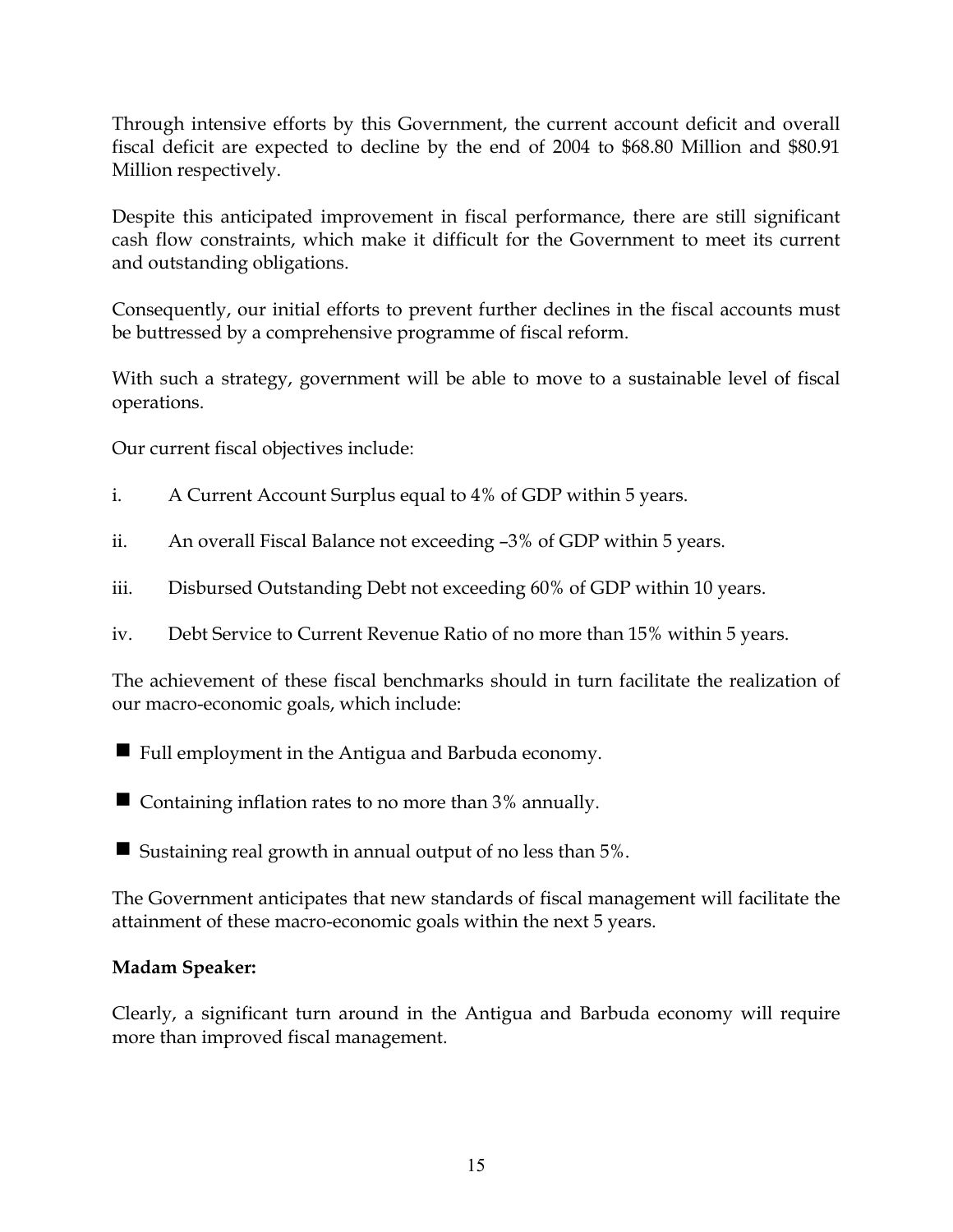Through intensive efforts by this Government, the current account deficit and overall fiscal deficit are expected to decline by the end of 2004 to $68.80 Million and $80.91 Million respectively.

Despite this anticipated improvement in fiscal performance, there are still significant cash flow constraints, which make it difficult for the Government to meet its current and outstanding obligations.

Consequently, our initial efforts to prevent further declines in the fiscal accounts must be buttressed by a comprehensive programme of fiscal reform.

With such a strategy, government will be able to move to a sustainable level of fiscal operations.

Our current fiscal objectives include:

i. A Current Account Surplus equal to 4% of GDP within 5 years.

ii. An overall Fiscal Balance not exceeding –3% of GDP within 5 years.

iii. Disbursed Outstanding Debt not exceeding 60% of GDP within 10 years.

iv. Debt Service to Current Revenue Ratio of no more than 15% within 5 years.

The achievement of these fiscal benchmarks should in turn facilitate the realization of our macro-economic goals, which include:

- Full employment in the Antigua and Barbuda economy.
- Containing inflation rates to no more than 3% annually.
- Sustaining real growth in annual output of no less than 5%.

The Government anticipates that new standards of fiscal management will facilitate the attainment of these macro-economic goals within the next 5 years.

**Madam Speaker:**

Clearly, a significant turn around in the Antigua and Barbuda economy will require more than improved fiscal management.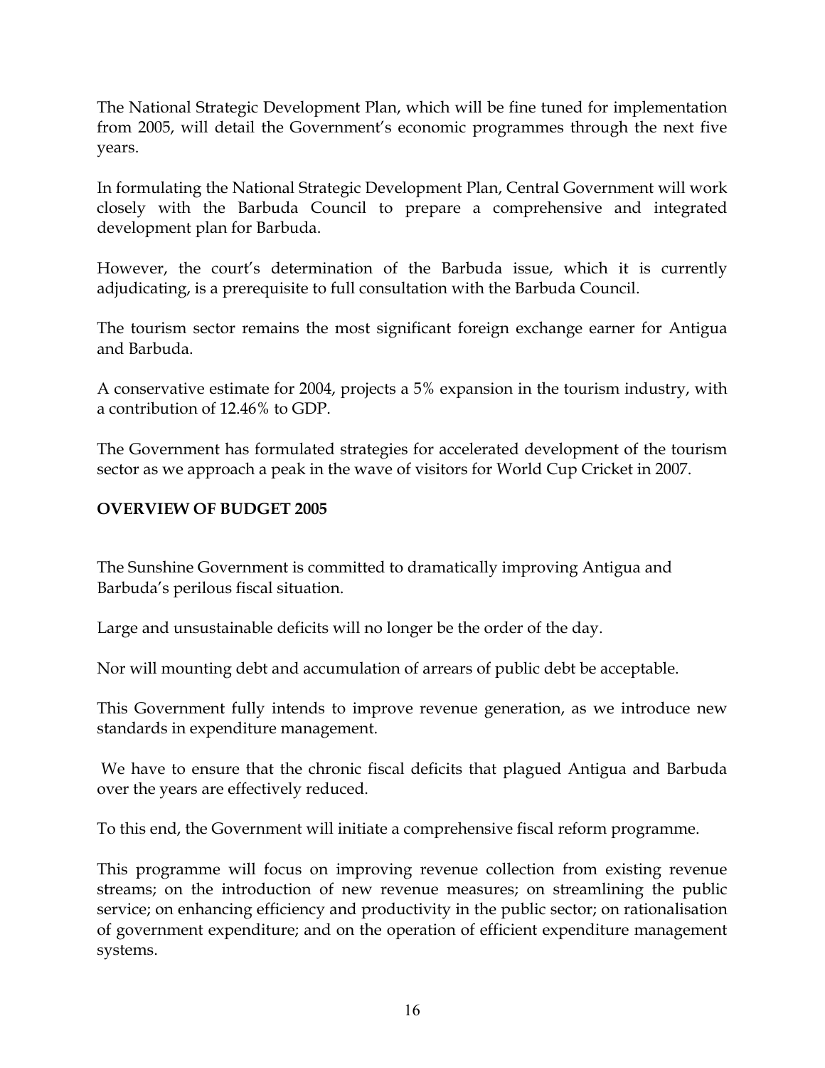The National Strategic Development Plan, which will be fine tuned for implementation from 2005, will detail the Government's economic programmes through the next five years.

In formulating the National Strategic Development Plan, Central Government will work closely with the Barbuda Council to prepare a comprehensive and integrated development plan for Barbuda.

However, the court's determination of the Barbuda issue, which it is currently adjudicating, is a prerequisite to full consultation with the Barbuda Council.

The tourism sector remains the most significant foreign exchange earner for Antigua and Barbuda.

A conservative estimate for 2004, projects a 5% expansion in the tourism industry, with a contribution of 12.46% to GDP.

The Government has formulated strategies for accelerated development of the tourism sector as we approach a peak in the wave of visitors for World Cup Cricket in 2007.

## OVERVIEW OF BUDGET 2005

The Sunshine Government is committed to dramatically improving Antigua and Barbuda's perilous fiscal situation.

Large and unsustainable deficits will no longer be the order of the day.

Nor will mounting debt and accumulation of arrears of public debt be acceptable.

This Government fully intends to improve revenue generation, as we introduce new standards in expenditure management.

We have to ensure that the chronic fiscal deficits that plagued Antigua and Barbuda over the years are effectively reduced.

To this end, the Government will initiate a comprehensive fiscal reform programme.

This programme will focus on improving revenue collection from existing revenue streams; on the introduction of new revenue measures; on streamlining the public service; on enhancing efficiency and productivity in the public sector; on rationalisation of government expenditure; and on the operation of efficient expenditure management systems.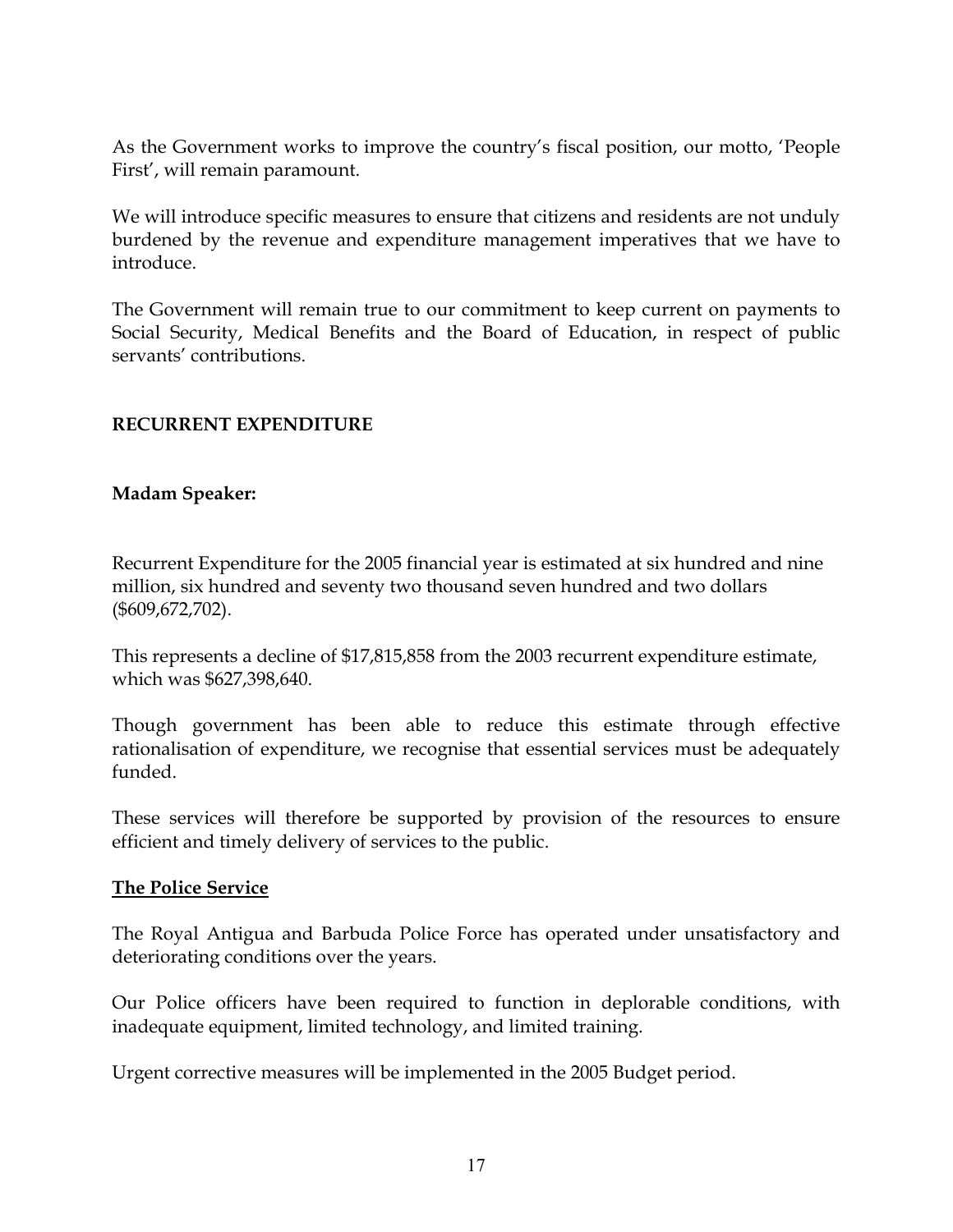As the Government works to improve the country's fiscal position, our motto, 'People First', will remain paramount.

We will introduce specific measures to ensure that citizens and residents are not unduly burdened by the revenue and expenditure management imperatives that we have to introduce.

The Government will remain true to our commitment to keep current on payments to Social Security, Medical Benefits and the Board of Education, in respect of public servants' contributions.

## RECURRENT EXPENDITURE

**Madam Speaker:**

Recurrent Expenditure for the 2005 financial year is estimated at six hundred and nine million, six hundred and seventy two thousand seven hundred and two dollars ($609,672,702).

This represents a decline of $17,815,858 from the 2003 recurrent expenditure estimate, which was $627,398,640.

Though government has been able to reduce this estimate through effective rationalisation of expenditure, we recognise that essential services must be adequately funded.

These services will therefore be supported by provision of the resources to ensure efficient and timely delivery of services to the public.

### The Police Service

The Royal Antigua and Barbuda Police Force has operated under unsatisfactory and deteriorating conditions over the years.

Our Police officers have been required to function in deplorable conditions, with inadequate equipment, limited technology, and limited training.

Urgent corrective measures will be implemented in the 2005 Budget period.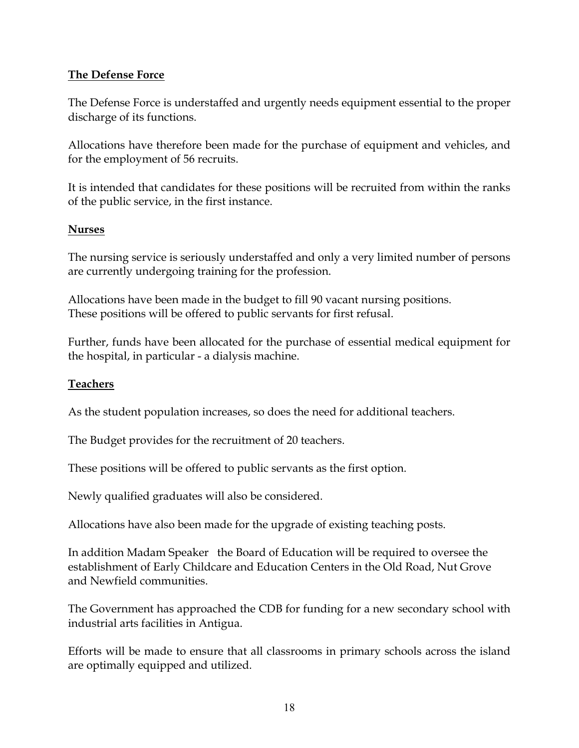**The Defense Force**

The Defense Force is understaffed and urgently needs equipment essential to the proper discharge of its functions.

Allocations have therefore been made for the purchase of equipment and vehicles, and for the employment of 56 recruits.

It is intended that candidates for these positions will be recruited from within the ranks of the public service, in the first instance.

**Nurses**

The nursing service is seriously understaffed and only a very limited number of persons are currently undergoing training for the profession.

Allocations have been made in the budget to fill 90 vacant nursing positions.
These positions will be offered to public servants for first refusal.

Further, funds have been allocated for the purchase of essential medical equipment for the hospital, in particular - a dialysis machine.

**Teachers**

As the student population increases, so does the need for additional teachers.

The Budget provides for the recruitment of 20 teachers.

These positions will be offered to public servants as the first option.

Newly qualified graduates will also be considered.

Allocations have also been made for the upgrade of existing teaching posts.

In addition Madam Speaker the Board of Education will be required to oversee the establishment of Early Childcare and Education Centers in the Old Road, Nut Grove and Newfield communities.

The Government has approached the CDB for funding for a new secondary school with industrial arts facilities in Antigua.

Efforts will be made to ensure that all classrooms in primary schools across the island are optimally equipped and utilized.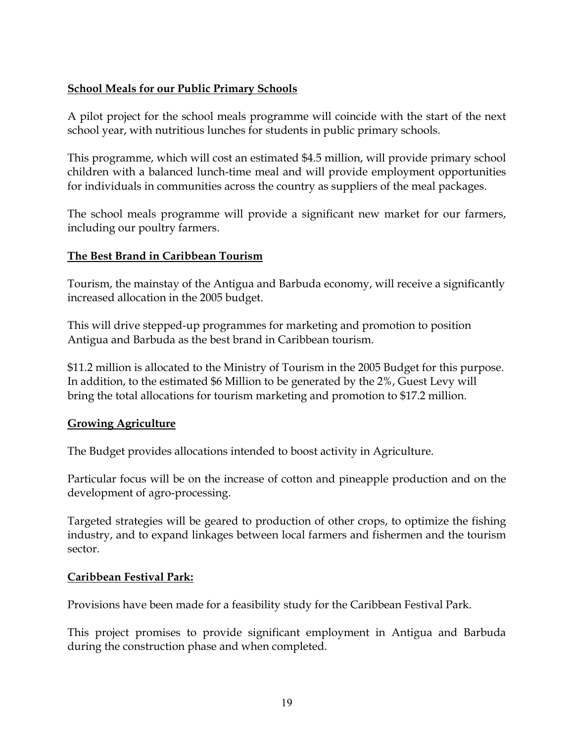**School Meals for our Public Primary Schools**

A pilot project for the school meals programme will coincide with the start of the next school year, with nutritious lunches for students in public primary schools.

This programme, which will cost an estimated $4.5 million, will provide primary school children with a balanced lunch-time meal and will provide employment opportunities for individuals in communities across the country as suppliers of the meal packages.

The school meals programme will provide a significant new market for our farmers, including our poultry farmers.

**The Best Brand in Caribbean Tourism**

Tourism, the mainstay of the Antigua and Barbuda economy, will receive a significantly increased allocation in the 2005 budget.

This will drive stepped-up programmes for marketing and promotion to position Antigua and Barbuda as the best brand in Caribbean tourism.

$11.2 million is allocated to the Ministry of Tourism in the 2005 Budget for this purpose. In addition, to the estimated $6 Million to be generated by the 2%, Guest Levy will bring the total allocations for tourism marketing and promotion to $17.2 million.

**Growing Agriculture**

The Budget provides allocations intended to boost activity in Agriculture.

Particular focus will be on the increase of cotton and pineapple production and on the development of agro-processing.

Targeted strategies will be geared to production of other crops, to optimize the fishing industry, and to expand linkages between local farmers and fishermen and the tourism sector.

**Caribbean Festival Park:**

Provisions have been made for a feasibility study for the Caribbean Festival Park.

This project promises to provide significant employment in Antigua and Barbuda during the construction phase and when completed.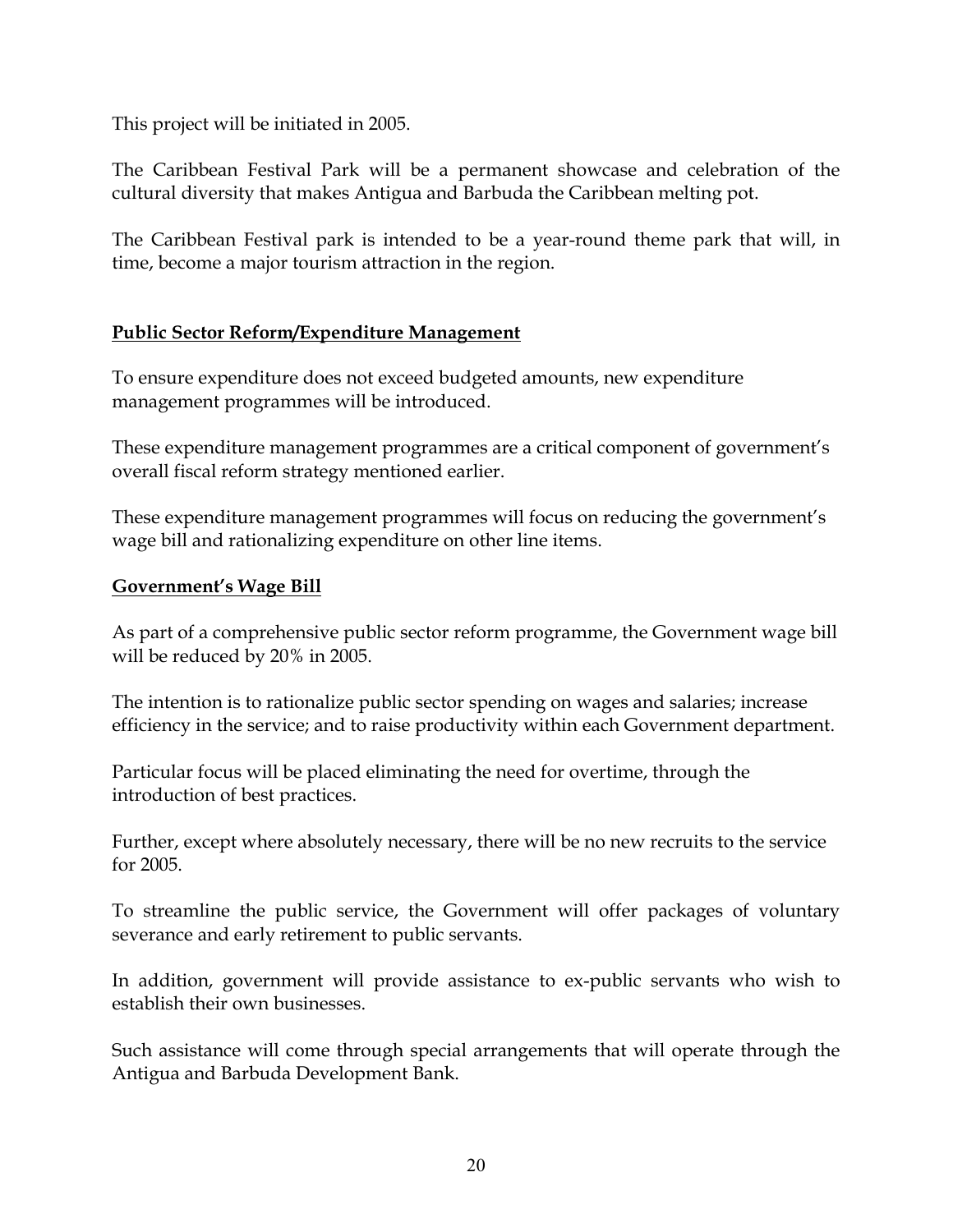This project will be initiated in 2005.

The Caribbean Festival Park will be a permanent showcase and celebration of the cultural diversity that makes Antigua and Barbuda the Caribbean melting pot.

The Caribbean Festival park is intended to be a year-round theme park that will, in time, become a major tourism attraction in the region.

## Public Sector Reform/Expenditure Management

To ensure expenditure does not exceed budgeted amounts, new expenditure management programmes will be introduced.

These expenditure management programmes are a critical component of government's overall fiscal reform strategy mentioned earlier.

These expenditure management programmes will focus on reducing the government's wage bill and rationalizing expenditure on other line items.

## Government's Wage Bill

As part of a comprehensive public sector reform programme, the Government wage bill will be reduced by 20% in 2005.

The intention is to rationalize public sector spending on wages and salaries; increase efficiency in the service; and to raise productivity within each Government department.

Particular focus will be placed eliminating the need for overtime, through the introduction of best practices.

Further, except where absolutely necessary, there will be no new recruits to the service for 2005.

To streamline the public service, the Government will offer packages of voluntary severance and early retirement to public servants.

In addition, government will provide assistance to ex-public servants who wish to establish their own businesses.

Such assistance will come through special arrangements that will operate through the Antigua and Barbuda Development Bank.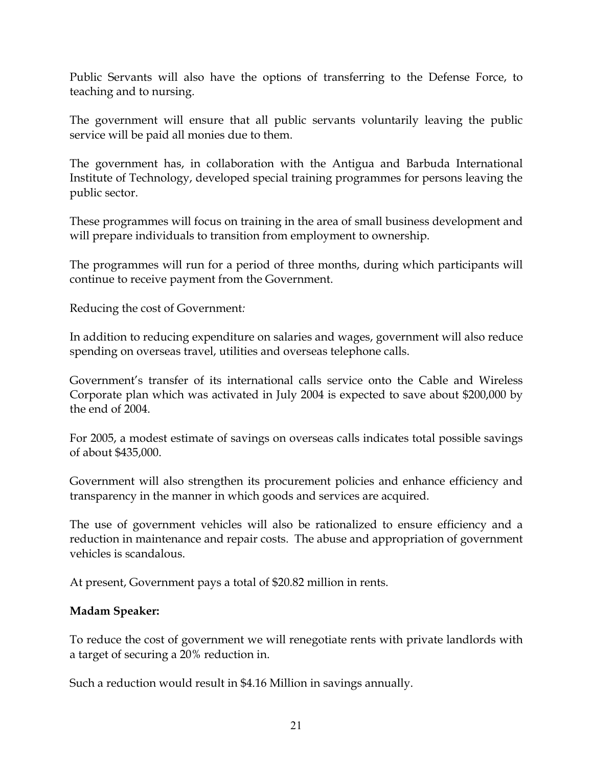Public Servants will also have the options of transferring to the Defense Force, to teaching and to nursing.

The government will ensure that all public servants voluntarily leaving the public service will be paid all monies due to them.

The government has, in collaboration with the Antigua and Barbuda International Institute of Technology, developed special training programmes for persons leaving the public sector.

These programmes will focus on training in the area of small business development and will prepare individuals to transition from employment to ownership.

The programmes will run for a period of three months, during which participants will continue to receive payment from the Government.

Reducing the cost of Government*:*

In addition to reducing expenditure on salaries and wages, government will also reduce spending on overseas travel, utilities and overseas telephone calls.

Government's transfer of its international calls service onto the Cable and Wireless Corporate plan which was activated in July 2004 is expected to save about $200,000 by the end of 2004.

For 2005, a modest estimate of savings on overseas calls indicates total possible savings of about $435,000.

Government will also strengthen its procurement policies and enhance efficiency and transparency in the manner in which goods and services are acquired.

The use of government vehicles will also be rationalized to ensure efficiency and a reduction in maintenance and repair costs. The abuse and appropriation of government vehicles is scandalous.

At present, Government pays a total of $20.82 million in rents.

**Madam Speaker:**

To reduce the cost of government we will renegotiate rents with private landlords with a target of securing a 20% reduction in.

Such a reduction would result in $4.16 Million in savings annually.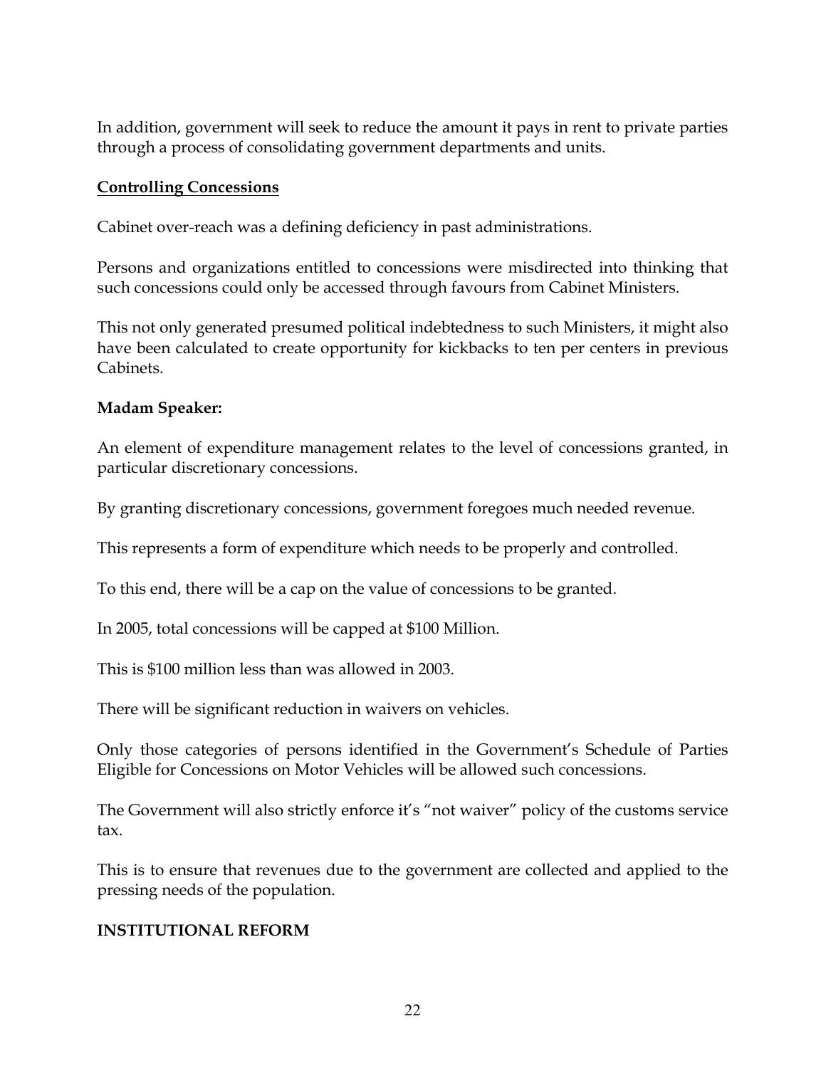In addition, government will seek to reduce the amount it pays in rent to private parties through a process of consolidating government departments and units.

**Controlling Concessions**

Cabinet over-reach was a defining deficiency in past administrations.

Persons and organizations entitled to concessions were misdirected into thinking that such concessions could only be accessed through favours from Cabinet Ministers.

This not only generated presumed political indebtedness to such Ministers, it might also have been calculated to create opportunity for kickbacks to ten per centers in previous Cabinets.

**Madam Speaker:**

An element of expenditure management relates to the level of concessions granted, in particular discretionary concessions.

By granting discretionary concessions, government foregoes much needed revenue.

This represents a form of expenditure which needs to be properly and controlled.

To this end, there will be a cap on the value of concessions to be granted.

In 2005, total concessions will be capped at $100 Million.

This is $100 million less than was allowed in 2003.

There will be significant reduction in waivers on vehicles.

Only those categories of persons identified in the Government's Schedule of Parties Eligible for Concessions on Motor Vehicles will be allowed such concessions.

The Government will also strictly enforce it's "not waiver" policy of the customs service tax.

This is to ensure that revenues due to the government are collected and applied to the pressing needs of the population.

**INSTITUTIONAL REFORM**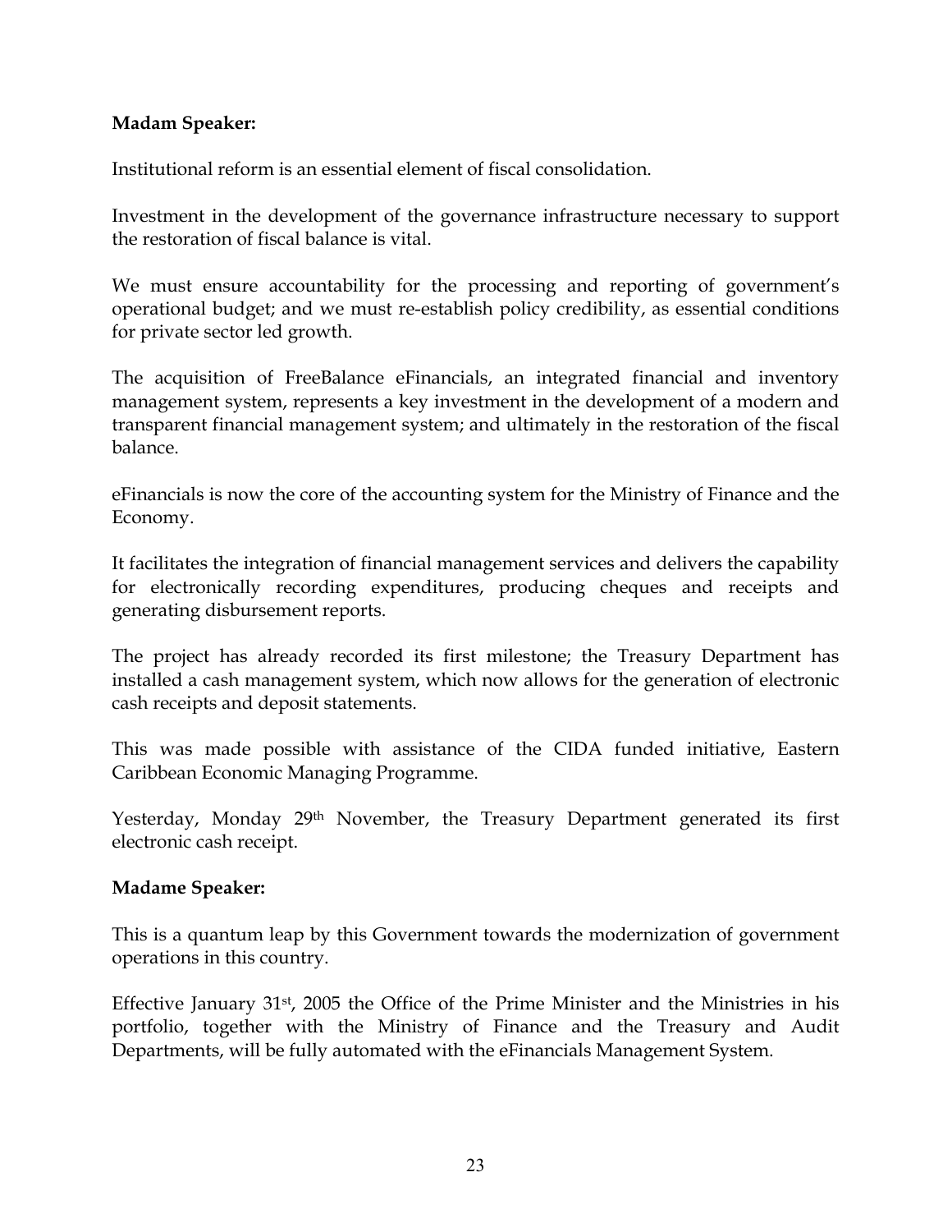**Madam Speaker:**

Institutional reform is an essential element of fiscal consolidation.

Investment in the development of the governance infrastructure necessary to support the restoration of fiscal balance is vital.

We must ensure accountability for the processing and reporting of government's operational budget; and we must re-establish policy credibility, as essential conditions for private sector led growth.

The acquisition of FreeBalance eFinancials, an integrated financial and inventory management system, represents a key investment in the development of a modern and transparent financial management system; and ultimately in the restoration of the fiscal balance.

eFinancials is now the core of the accounting system for the Ministry of Finance and the Economy.

It facilitates the integration of financial management services and delivers the capability for electronically recording expenditures, producing cheques and receipts and generating disbursement reports.

The project has already recorded its first milestone; the Treasury Department has installed a cash management system, which now allows for the generation of electronic cash receipts and deposit statements.

This was made possible with assistance of the CIDA funded initiative, Eastern Caribbean Economic Managing Programme.

Yesterday, Monday 29th November, the Treasury Department generated its first electronic cash receipt.

**Madame Speaker:**

This is a quantum leap by this Government towards the modernization of government operations in this country.

Effective January 31st, 2005 the Office of the Prime Minister and the Ministries in his portfolio, together with the Ministry of Finance and the Treasury and Audit Departments, will be fully automated with the eFinancials Management System.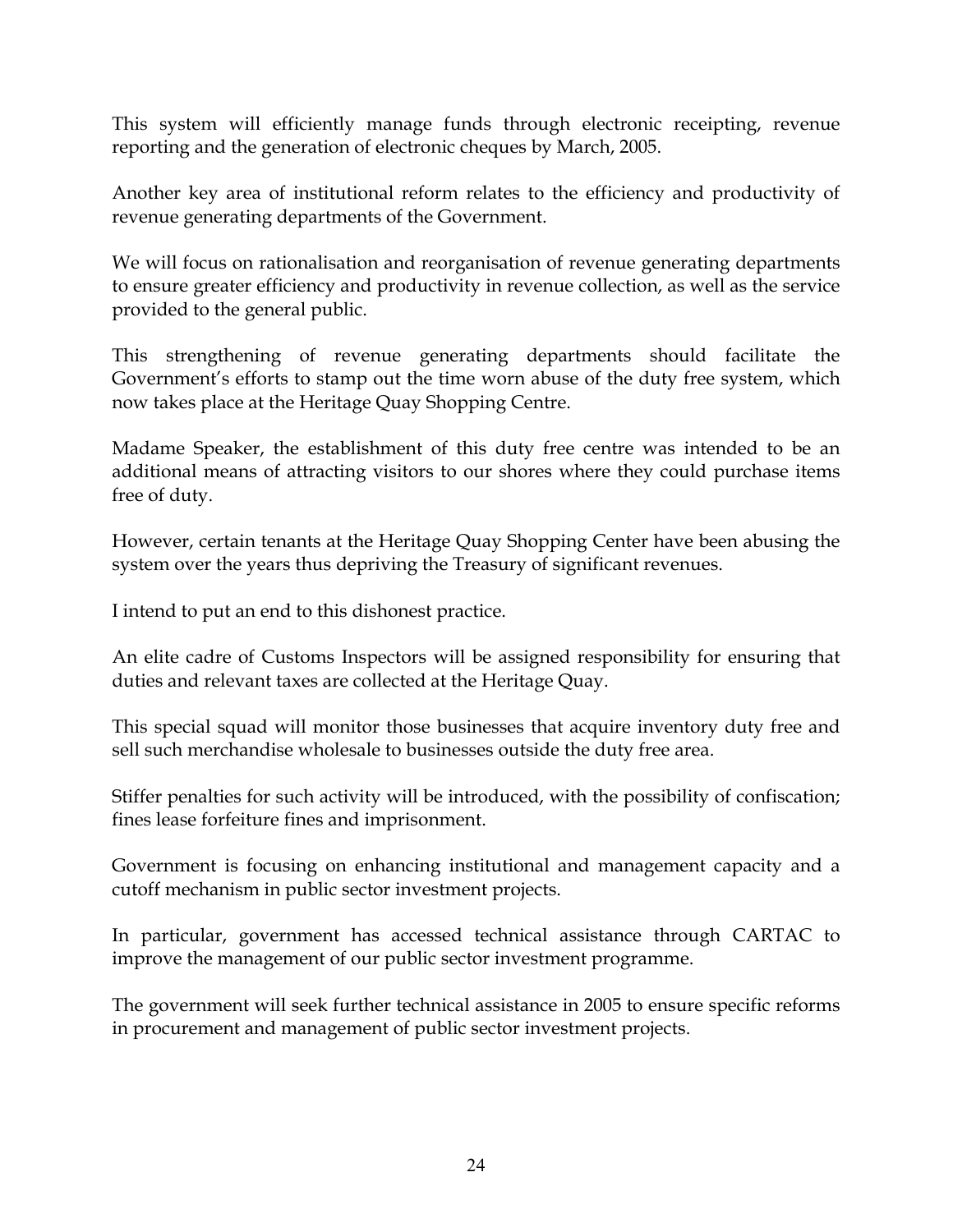This system will efficiently manage funds through electronic receipting, revenue reporting and the generation of electronic cheques by March, 2005.

Another key area of institutional reform relates to the efficiency and productivity of revenue generating departments of the Government.

We will focus on rationalisation and reorganisation of revenue generating departments to ensure greater efficiency and productivity in revenue collection, as well as the service provided to the general public.

This strengthening of revenue generating departments should facilitate the Government's efforts to stamp out the time worn abuse of the duty free system, which now takes place at the Heritage Quay Shopping Centre.

Madame Speaker, the establishment of this duty free centre was intended to be an additional means of attracting visitors to our shores where they could purchase items free of duty.

However, certain tenants at the Heritage Quay Shopping Center have been abusing the system over the years thus depriving the Treasury of significant revenues.

I intend to put an end to this dishonest practice.

An elite cadre of Customs Inspectors will be assigned responsibility for ensuring that duties and relevant taxes are collected at the Heritage Quay.

This special squad will monitor those businesses that acquire inventory duty free and sell such merchandise wholesale to businesses outside the duty free area.

Stiffer penalties for such activity will be introduced, with the possibility of confiscation; fines lease forfeiture fines and imprisonment.

Government is focusing on enhancing institutional and management capacity and a cutoff mechanism in public sector investment projects.

In particular, government has accessed technical assistance through CARTAC to improve the management of our public sector investment programme.

The government will seek further technical assistance in 2005 to ensure specific reforms in procurement and management of public sector investment projects.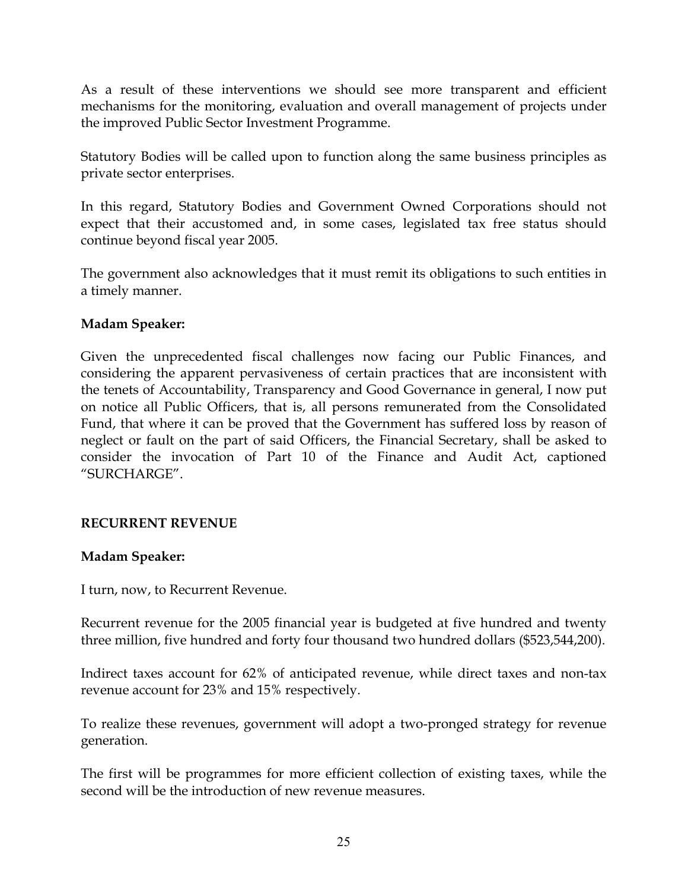As a result of these interventions we should see more transparent and efficient mechanisms for the monitoring, evaluation and overall management of projects under the improved Public Sector Investment Programme.

Statutory Bodies will be called upon to function along the same business principles as private sector enterprises.

In this regard, Statutory Bodies and Government Owned Corporations should not expect that their accustomed and, in some cases, legislated tax free status should continue beyond fiscal year 2005.

The government also acknowledges that it must remit its obligations to such entities in a timely manner.

**Madam Speaker:**

Given the unprecedented fiscal challenges now facing our Public Finances, and considering the apparent pervasiveness of certain practices that are inconsistent with the tenets of Accountability, Transparency and Good Governance in general, I now put on notice all Public Officers, that is, all persons remunerated from the Consolidated Fund, that where it can be proved that the Government has suffered loss by reason of neglect or fault on the part of said Officers, the Financial Secretary, shall be asked to consider the invocation of Part 10 of the Finance and Audit Act, captioned "SURCHARGE".

## RECURRENT REVENUE

**Madam Speaker:**

I turn, now, to Recurrent Revenue.

Recurrent revenue for the 2005 financial year is budgeted at five hundred and twenty three million, five hundred and forty four thousand two hundred dollars ($523,544,200).

Indirect taxes account for 62% of anticipated revenue, while direct taxes and non-tax revenue account for 23% and 15% respectively.

To realize these revenues, government will adopt a two-pronged strategy for revenue generation.

The first will be programmes for more efficient collection of existing taxes, while the second will be the introduction of new revenue measures.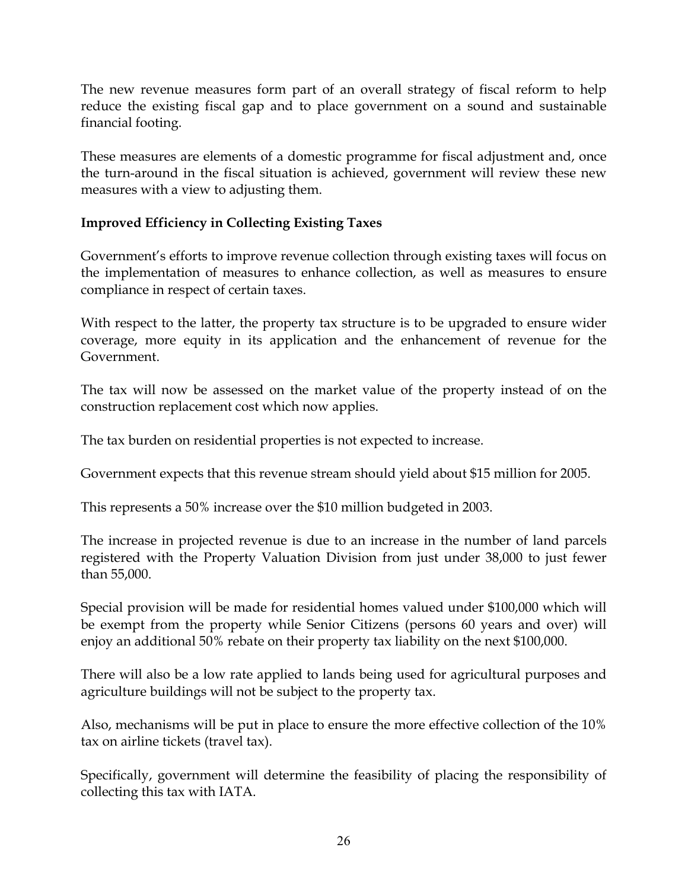The new revenue measures form part of an overall strategy of fiscal reform to help reduce the existing fiscal gap and to place government on a sound and sustainable financial footing.

These measures are elements of a domestic programme for fiscal adjustment and, once the turn-around in the fiscal situation is achieved, government will review these new measures with a view to adjusting them.

**Improved Efficiency in Collecting Existing Taxes**

Government's efforts to improve revenue collection through existing taxes will focus on the implementation of measures to enhance collection, as well as measures to ensure compliance in respect of certain taxes.

With respect to the latter, the property tax structure is to be upgraded to ensure wider coverage, more equity in its application and the enhancement of revenue for the Government.

The tax will now be assessed on the market value of the property instead of on the construction replacement cost which now applies.

The tax burden on residential properties is not expected to increase.

Government expects that this revenue stream should yield about $15 million for 2005.

This represents a 50% increase over the $10 million budgeted in 2003.

The increase in projected revenue is due to an increase in the number of land parcels registered with the Property Valuation Division from just under 38,000 to just fewer than 55,000.

Special provision will be made for residential homes valued under $100,000 which will be exempt from the property while Senior Citizens (persons 60 years and over) will enjoy an additional 50% rebate on their property tax liability on the next $100,000.

There will also be a low rate applied to lands being used for agricultural purposes and agriculture buildings will not be subject to the property tax.

Also, mechanisms will be put in place to ensure the more effective collection of the 10% tax on airline tickets (travel tax).

Specifically, government will determine the feasibility of placing the responsibility of collecting this tax with IATA.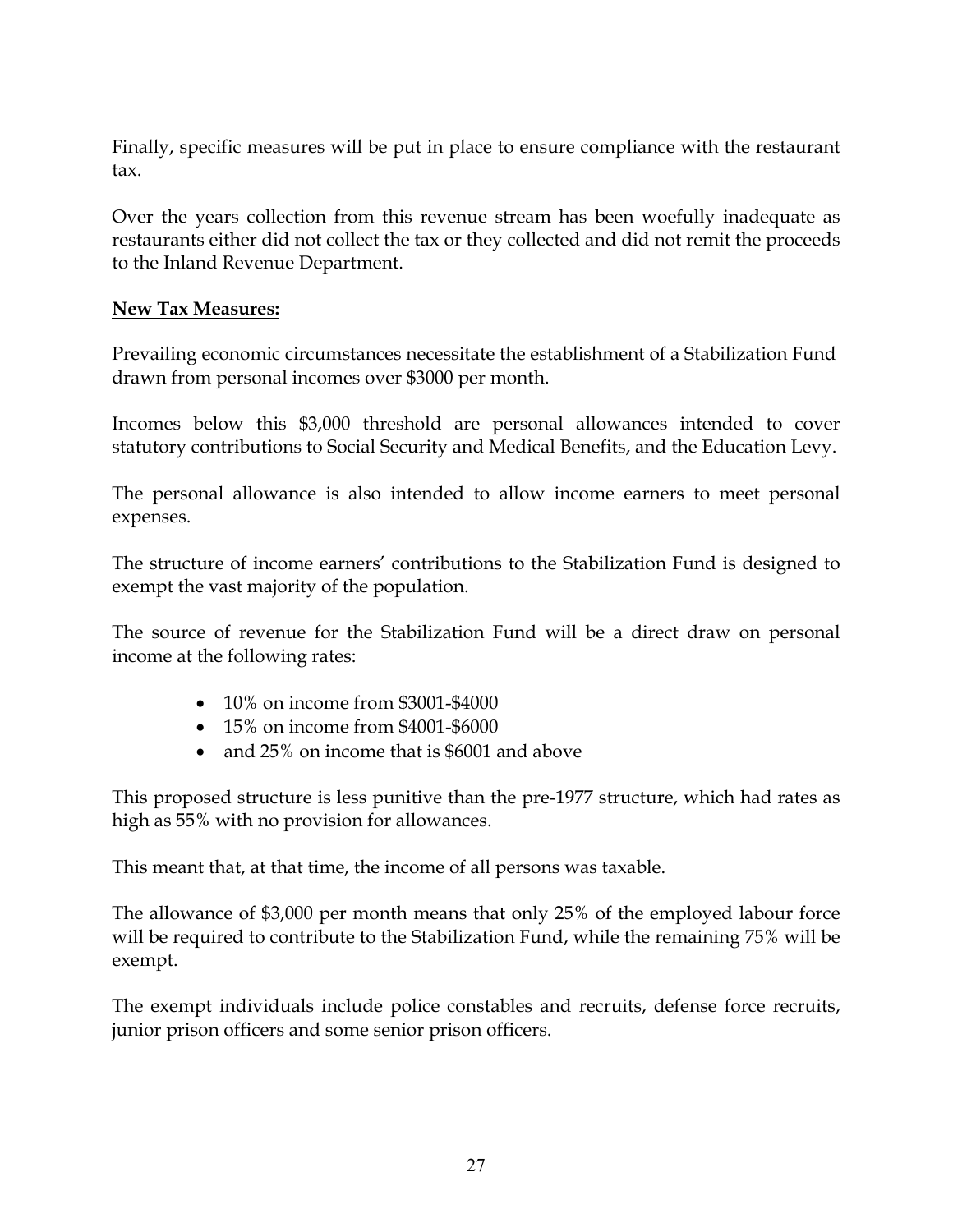Finally, specific measures will be put in place to ensure compliance with the restaurant tax.

Over the years collection from this revenue stream has been woefully inadequate as restaurants either did not collect the tax or they collected and did not remit the proceeds to the Inland Revenue Department.

**New Tax Measures:**

Prevailing economic circumstances necessitate the establishment of a Stabilization Fund drawn from personal incomes over $3000 per month.

Incomes below this $3,000 threshold are personal allowances intended to cover statutory contributions to Social Security and Medical Benefits, and the Education Levy.

The personal allowance is also intended to allow income earners to meet personal expenses.

The structure of income earners' contributions to the Stabilization Fund is designed to exempt the vast majority of the population.

The source of revenue for the Stabilization Fund will be a direct draw on personal income at the following rates:

- 10% on income from $3001-$4000
- 15% on income from $4001-$6000
- and 25% on income that is $6001 and above

This proposed structure is less punitive than the pre-1977 structure, which had rates as high as 55% with no provision for allowances.

This meant that, at that time, the income of all persons was taxable.

The allowance of $3,000 per month means that only 25% of the employed labour force will be required to contribute to the Stabilization Fund, while the remaining 75% will be exempt.

The exempt individuals include police constables and recruits, defense force recruits, junior prison officers and some senior prison officers.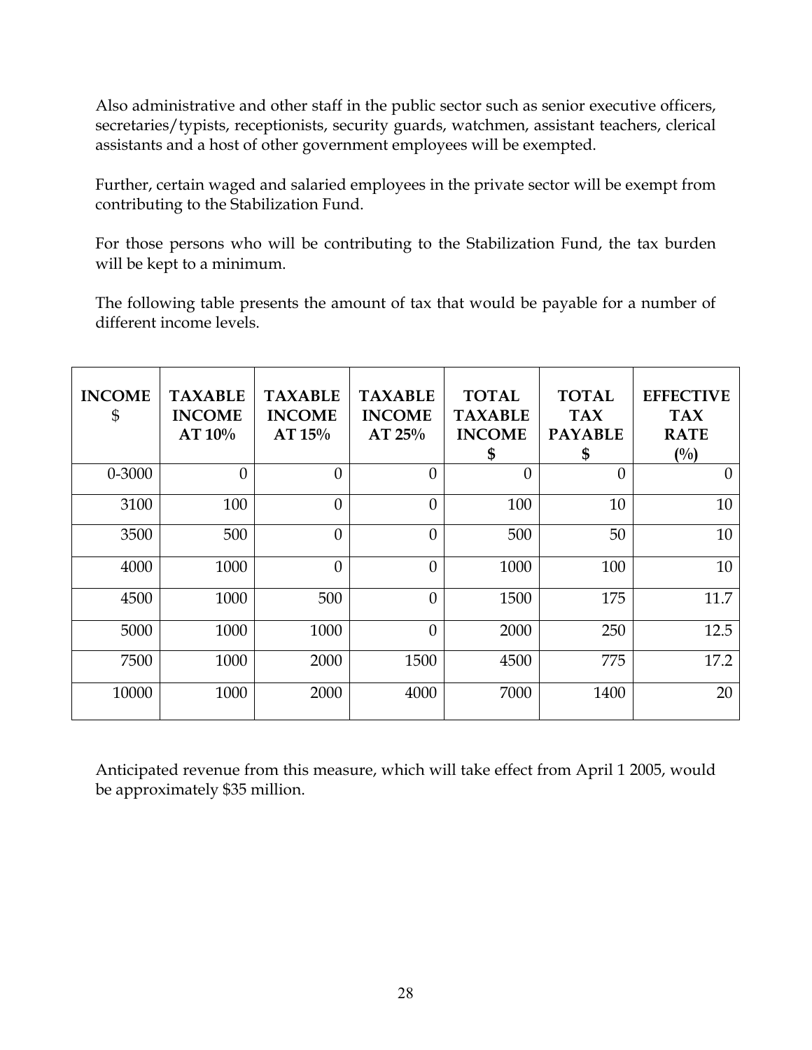Also administrative and other staff in the public sector such as senior executive officers, secretaries/typists, receptionists, security guards, watchmen, assistant teachers, clerical assistants and a host of other government employees will be exempted.

Further, certain waged and salaried employees in the private sector will be exempt from contributing to the Stabilization Fund.

For those persons who will be contributing to the Stabilization Fund, the tax burden will be kept to a minimum.

The following table presents the amount of tax that would be payable for a number of different income levels.

| **INCOME** $ | **TAXABLE INCOME AT 10%** | **TAXABLE INCOME AT 15%** | **TAXABLE INCOME AT 25%** | **TOTAL TAXABLE INCOME $** | **TOTAL TAX PAYABLE $** | **EFFECTIVE TAX RATE (%)** |
|---|---|---|---|---|---|---|
| 0-3000 | 0 | 0 | 0 | 0 | 0 | 0 |
| 3100 | 100 | 0 | 0 | 100 | 10 | 10 |
| 3500 | 500 | 0 | 0 | 500 | 50 | 10 |
| 4000 | 1000 | 0 | 0 | 1000 | 100 | 10 |
| 4500 | 1000 | 500 | 0 | 1500 | 175 | 11.7 |
| 5000 | 1000 | 1000 | 0 | 2000 | 250 | 12.5 |
| 7500 | 1000 | 2000 | 1500 | 4500 | 775 | 17.2 |
| 10000 | 1000 | 2000 | 4000 | 7000 | 1400 | 20 |

Anticipated revenue from this measure, which will take effect from April 1 2005, would be approximately $35 million.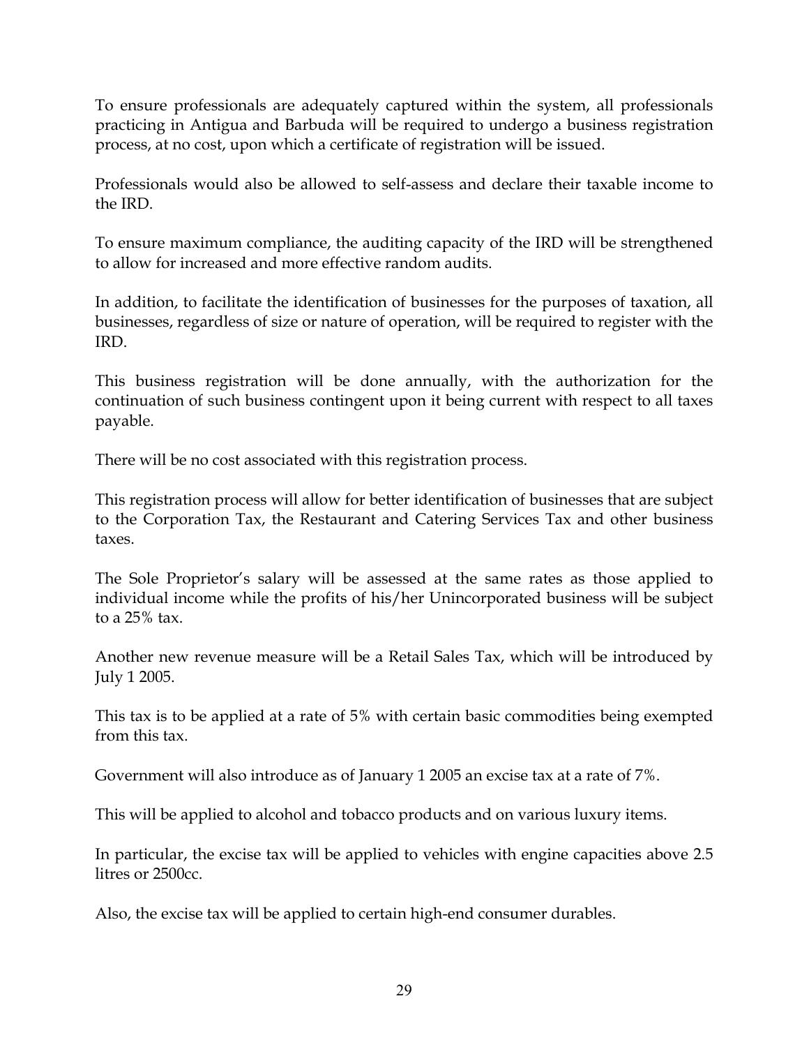To ensure professionals are adequately captured within the system, all professionals practicing in Antigua and Barbuda will be required to undergo a business registration process, at no cost, upon which a certificate of registration will be issued.

Professionals would also be allowed to self-assess and declare their taxable income to the IRD.

To ensure maximum compliance, the auditing capacity of the IRD will be strengthened to allow for increased and more effective random audits.

In addition, to facilitate the identification of businesses for the purposes of taxation, all businesses, regardless of size or nature of operation, will be required to register with the IRD.

This business registration will be done annually, with the authorization for the continuation of such business contingent upon it being current with respect to all taxes payable.

There will be no cost associated with this registration process.

This registration process will allow for better identification of businesses that are subject to the Corporation Tax, the Restaurant and Catering Services Tax and other business taxes.

The Sole Proprietor's salary will be assessed at the same rates as those applied to individual income while the profits of his/her Unincorporated business will be subject to a 25% tax.

Another new revenue measure will be a Retail Sales Tax, which will be introduced by July 1 2005.

This tax is to be applied at a rate of 5% with certain basic commodities being exempted from this tax.

Government will also introduce as of January 1 2005 an excise tax at a rate of 7%.

This will be applied to alcohol and tobacco products and on various luxury items.

In particular, the excise tax will be applied to vehicles with engine capacities above 2.5 litres or 2500cc.

Also, the excise tax will be applied to certain high-end consumer durables.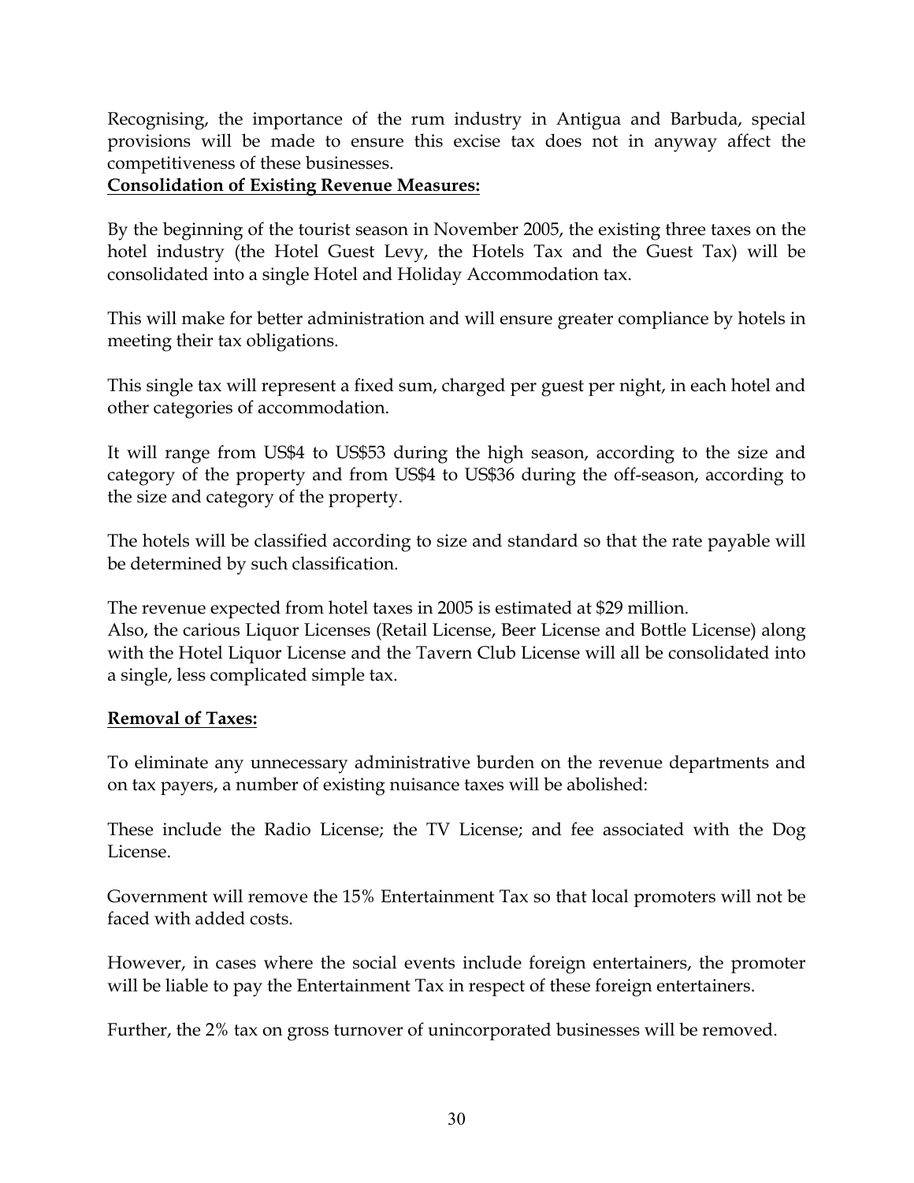Recognising, the importance of the rum industry in Antigua and Barbuda, special provisions will be made to ensure this excise tax does not in anyway affect the competitiveness of these businesses.

**Consolidation of Existing Revenue Measures:**

By the beginning of the tourist season in November 2005, the existing three taxes on the hotel industry (the Hotel Guest Levy, the Hotels Tax and the Guest Tax) will be consolidated into a single Hotel and Holiday Accommodation tax.

This will make for better administration and will ensure greater compliance by hotels in meeting their tax obligations.

This single tax will represent a fixed sum, charged per guest per night, in each hotel and other categories of accommodation.

It will range from US$4 to US$53 during the high season, according to the size and category of the property and from US$4 to US$36 during the off-season, according to the size and category of the property.

The hotels will be classified according to size and standard so that the rate payable will be determined by such classification.

The revenue expected from hotel taxes in 2005 is estimated at $29 million.
Also, the carious Liquor Licenses (Retail License, Beer License and Bottle License) along with the Hotel Liquor License and the Tavern Club License will all be consolidated into a single, less complicated simple tax.

**Removal of Taxes:**

To eliminate any unnecessary administrative burden on the revenue departments and on tax payers, a number of existing nuisance taxes will be abolished:

These include the Radio License; the TV License; and fee associated with the Dog License.

Government will remove the 15% Entertainment Tax so that local promoters will not be faced with added costs.

However, in cases where the social events include foreign entertainers, the promoter will be liable to pay the Entertainment Tax in respect of these foreign entertainers.

Further, the 2% tax on gross turnover of unincorporated businesses will be removed.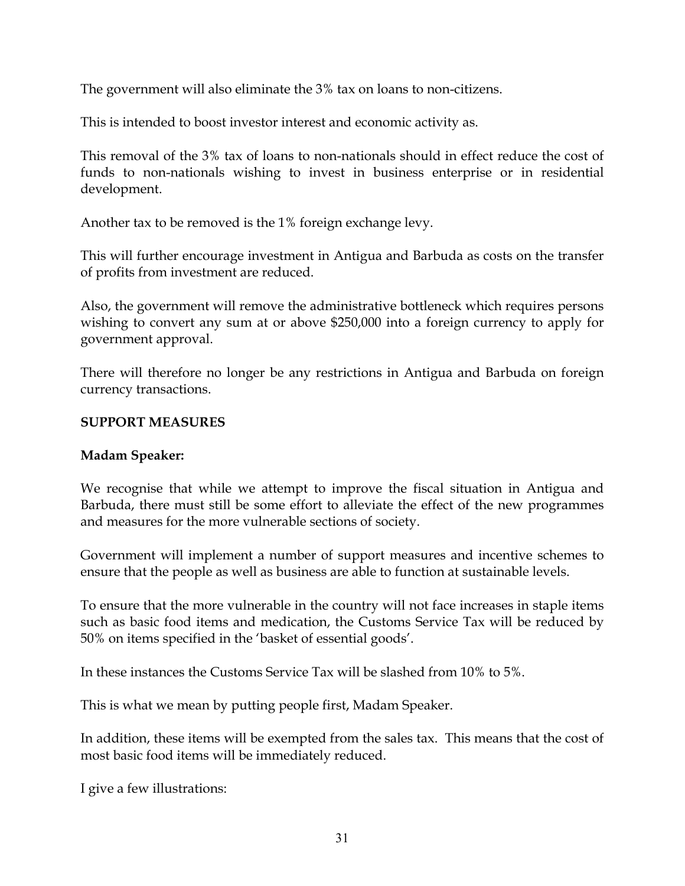The government will also eliminate the 3% tax on loans to non-citizens.

This is intended to boost investor interest and economic activity as.

This removal of the 3% tax of loans to non-nationals should in effect reduce the cost of funds to non-nationals wishing to invest in business enterprise or in residential development.

Another tax to be removed is the 1% foreign exchange levy.

This will further encourage investment in Antigua and Barbuda as costs on the transfer of profits from investment are reduced.

Also, the government will remove the administrative bottleneck which requires persons wishing to convert any sum at or above $250,000 into a foreign currency to apply for government approval.

There will therefore no longer be any restrictions in Antigua and Barbuda on foreign currency transactions.

**SUPPORT MEASURES**

**Madam Speaker:**

We recognise that while we attempt to improve the fiscal situation in Antigua and Barbuda, there must still be some effort to alleviate the effect of the new programmes and measures for the more vulnerable sections of society.

Government will implement a number of support measures and incentive schemes to ensure that the people as well as business are able to function at sustainable levels.

To ensure that the more vulnerable in the country will not face increases in staple items such as basic food items and medication, the Customs Service Tax will be reduced by 50% on items specified in the 'basket of essential goods'.

In these instances the Customs Service Tax will be slashed from 10% to 5%.

This is what we mean by putting people first, Madam Speaker.

In addition, these items will be exempted from the sales tax. This means that the cost of most basic food items will be immediately reduced.

I give a few illustrations: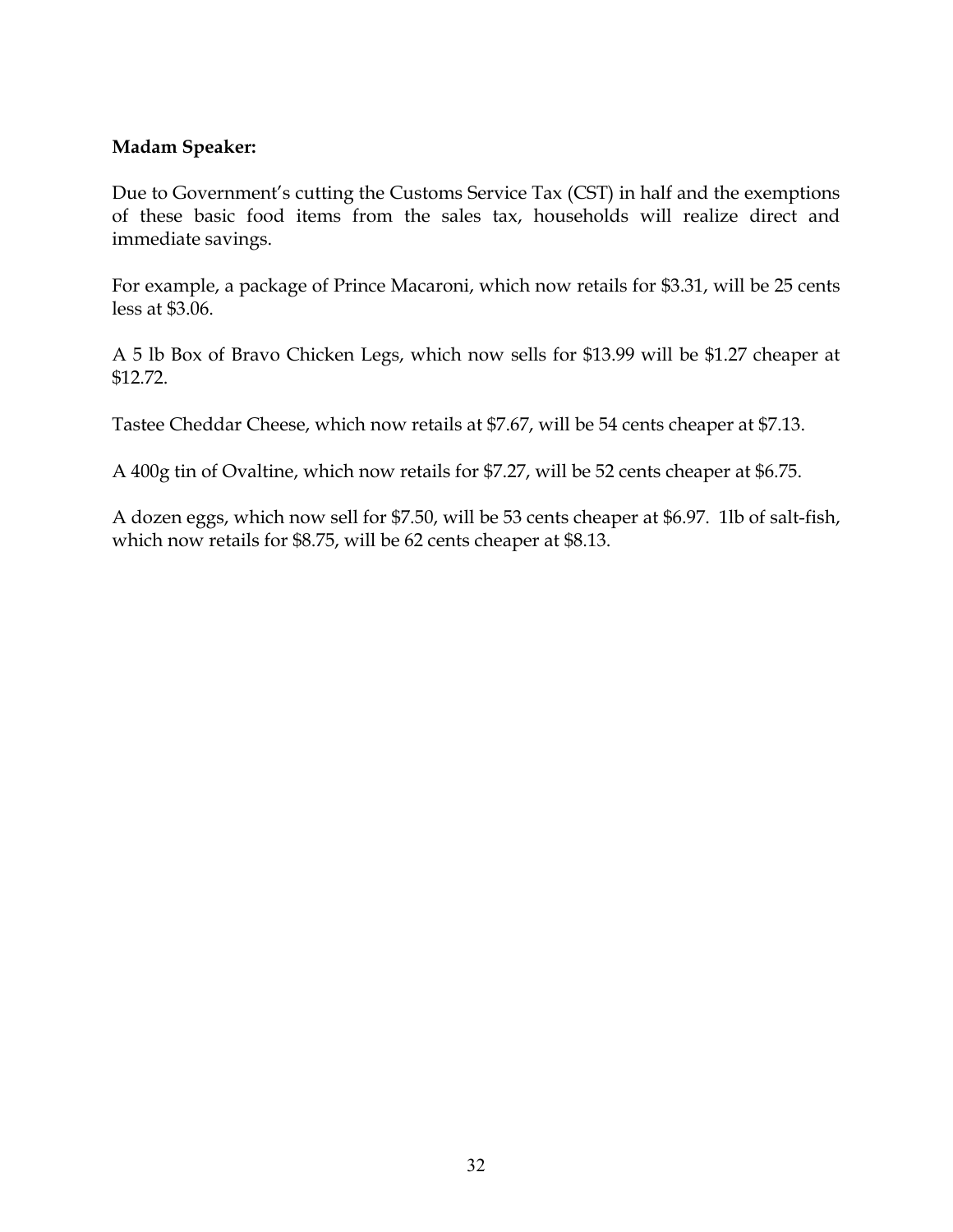**Madam Speaker:**

Due to Government's cutting the Customs Service Tax (CST) in half and the exemptions of these basic food items from the sales tax, households will realize direct and immediate savings.

For example, a package of Prince Macaroni, which now retails for $3.31, will be 25 cents less at $3.06.

A 5 lb Box of Bravo Chicken Legs, which now sells for $13.99 will be $1.27 cheaper at $12.72.

Tastee Cheddar Cheese, which now retails at $7.67, will be 54 cents cheaper at $7.13.

A 400g tin of Ovaltine, which now retails for $7.27, will be 52 cents cheaper at $6.75.

A dozen eggs, which now sell for $7.50, will be 53 cents cheaper at $6.97. 1lb of salt-fish, which now retails for $8.75, will be 62 cents cheaper at $8.13.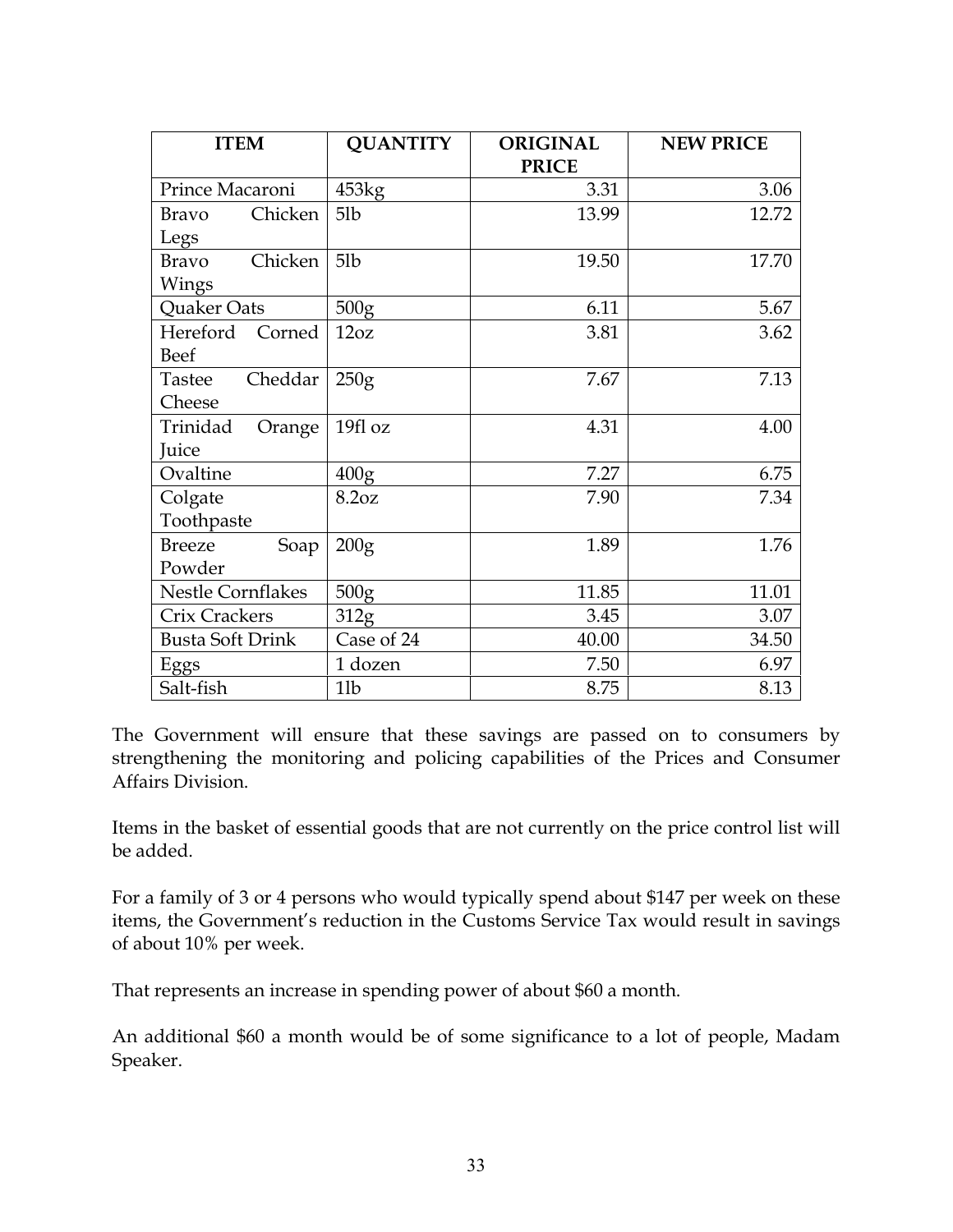| ITEM | QUANTITY | ORIGINAL PRICE | NEW PRICE |
|---|---|---|---|
| Prince Macaroni | 453kg | 3.31 | 3.06 |
| Bravo Chicken Legs | 5lb | 13.99 | 12.72 |
| Bravo Chicken Wings | 5lb | 19.50 | 17.70 |
| Quaker Oats | 500g | 6.11 | 5.67 |
| Hereford Corned Beef | 12oz | 3.81 | 3.62 |
| Tastee Cheddar Cheese | 250g | 7.67 | 7.13 |
| Trinidad Orange Juice | 19fl oz | 4.31 | 4.00 |
| Ovaltine | 400g | 7.27 | 6.75 |
| Colgate Toothpaste | 8.2oz | 7.90 | 7.34 |
| Breeze Soap Powder | 200g | 1.89 | 1.76 |
| Nestle Cornflakes | 500g | 11.85 | 11.01 |
| Crix Crackers | 312g | 3.45 | 3.07 |
| Busta Soft Drink | Case of 24 | 40.00 | 34.50 |
| Eggs | 1 dozen | 7.50 | 6.97 |
| Salt-fish | 1lb | 8.75 | 8.13 |

The Government will ensure that these savings are passed on to consumers by strengthening the monitoring and policing capabilities of the Prices and Consumer Affairs Division.

Items in the basket of essential goods that are not currently on the price control list will be added.

For a family of 3 or 4 persons who would typically spend about $147 per week on these items, the Government's reduction in the Customs Service Tax would result in savings of about 10% per week.

That represents an increase in spending power of about $60 a month.

An additional $60 a month would be of some significance to a lot of people, Madam Speaker.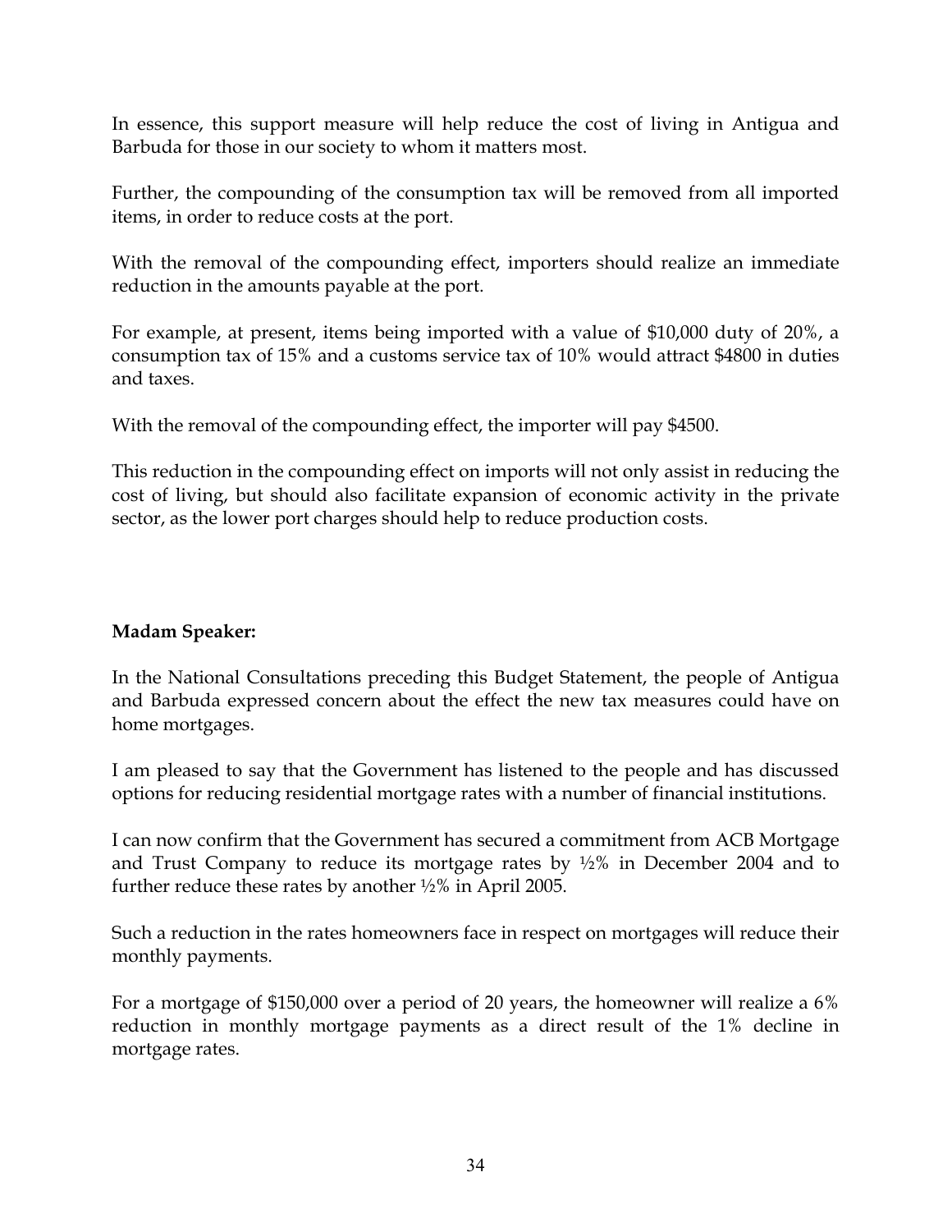In essence, this support measure will help reduce the cost of living in Antigua and Barbuda for those in our society to whom it matters most.

Further, the compounding of the consumption tax will be removed from all imported items, in order to reduce costs at the port.

With the removal of the compounding effect, importers should realize an immediate reduction in the amounts payable at the port.

For example, at present, items being imported with a value of $10,000 duty of 20%, a consumption tax of 15% and a customs service tax of 10% would attract $4800 in duties and taxes.

With the removal of the compounding effect, the importer will pay $4500.

This reduction in the compounding effect on imports will not only assist in reducing the cost of living, but should also facilitate expansion of economic activity in the private sector, as the lower port charges should help to reduce production costs.

**Madam Speaker:**

In the National Consultations preceding this Budget Statement, the people of Antigua and Barbuda expressed concern about the effect the new tax measures could have on home mortgages.

I am pleased to say that the Government has listened to the people and has discussed options for reducing residential mortgage rates with a number of financial institutions.

I can now confirm that the Government has secured a commitment from ACB Mortgage and Trust Company to reduce its mortgage rates by ½% in December 2004 and to further reduce these rates by another ½% in April 2005.

Such a reduction in the rates homeowners face in respect on mortgages will reduce their monthly payments.

For a mortgage of $150,000 over a period of 20 years, the homeowner will realize a 6% reduction in monthly mortgage payments as a direct result of the 1% decline in mortgage rates.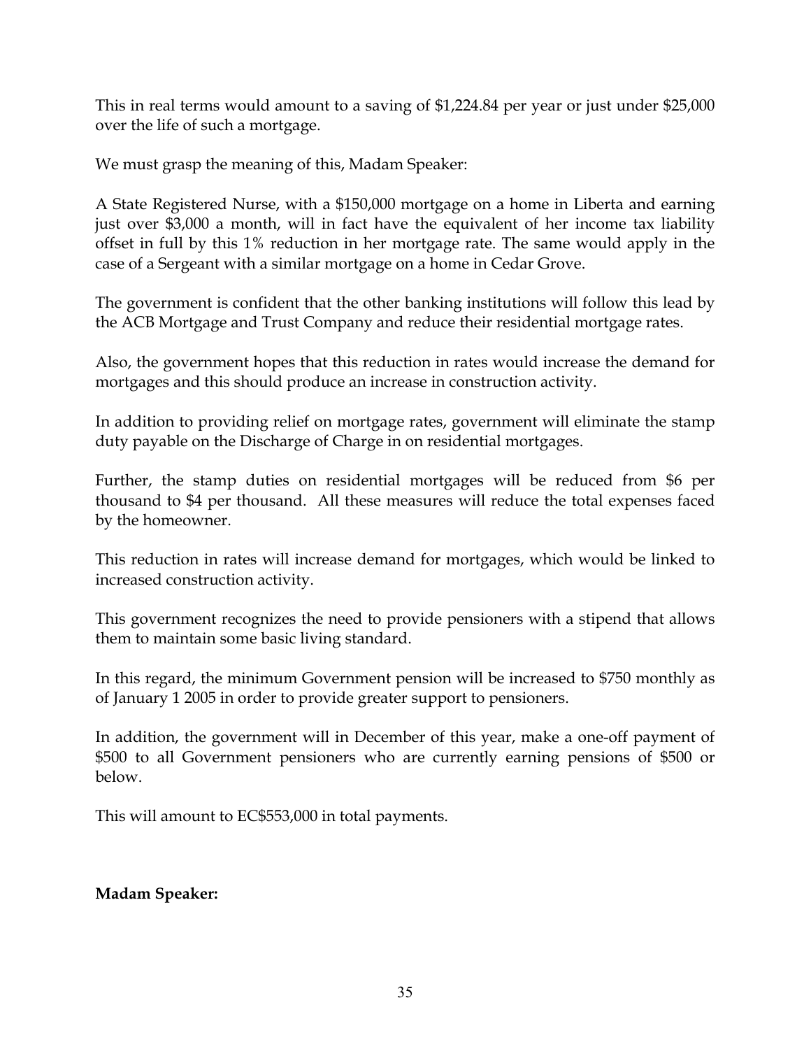This in real terms would amount to a saving of $1,224.84 per year or just under $25,000 over the life of such a mortgage.

We must grasp the meaning of this, Madam Speaker:

A State Registered Nurse, with a $150,000 mortgage on a home in Liberta and earning just over $3,000 a month, will in fact have the equivalent of her income tax liability offset in full by this 1% reduction in her mortgage rate. The same would apply in the case of a Sergeant with a similar mortgage on a home in Cedar Grove.

The government is confident that the other banking institutions will follow this lead by the ACB Mortgage and Trust Company and reduce their residential mortgage rates.

Also, the government hopes that this reduction in rates would increase the demand for mortgages and this should produce an increase in construction activity.

In addition to providing relief on mortgage rates, government will eliminate the stamp duty payable on the Discharge of Charge in on residential mortgages.

Further, the stamp duties on residential mortgages will be reduced from $6 per thousand to $4 per thousand. All these measures will reduce the total expenses faced by the homeowner.

This reduction in rates will increase demand for mortgages, which would be linked to increased construction activity.

This government recognizes the need to provide pensioners with a stipend that allows them to maintain some basic living standard.

In this regard, the minimum Government pension will be increased to $750 monthly as of January 1 2005 in order to provide greater support to pensioners.

In addition, the government will in December of this year, make a one-off payment of $500 to all Government pensioners who are currently earning pensions of $500 or below.

This will amount to EC$553,000 in total payments.

**Madam Speaker:**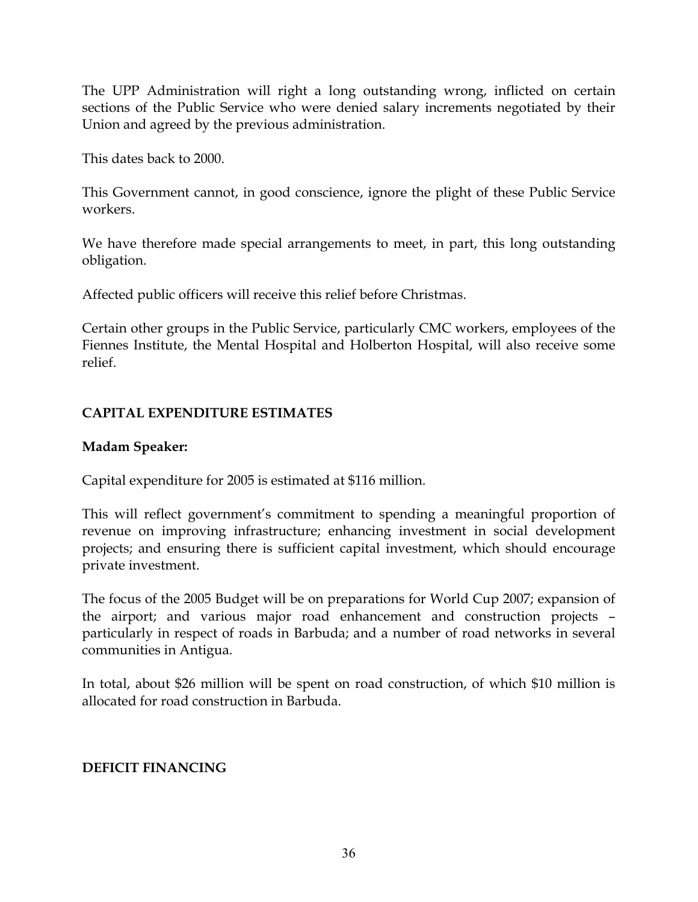The UPP Administration will right a long outstanding wrong, inflicted on certain sections of the Public Service who were denied salary increments negotiated by their Union and agreed by the previous administration.

This dates back to 2000.

This Government cannot, in good conscience, ignore the plight of these Public Service workers.

We have therefore made special arrangements to meet, in part, this long outstanding obligation.

Affected public officers will receive this relief before Christmas.

Certain other groups in the Public Service, particularly CMC workers, employees of the Fiennes Institute, the Mental Hospital and Holberton Hospital, will also receive some relief.

## CAPITAL EXPENDITURE ESTIMATES

**Madam Speaker:**

Capital expenditure for 2005 is estimated at $116 million.

This will reflect government's commitment to spending a meaningful proportion of revenue on improving infrastructure; enhancing investment in social development projects; and ensuring there is sufficient capital investment, which should encourage private investment.

The focus of the 2005 Budget will be on preparations for World Cup 2007; expansion of the airport; and various major road enhancement and construction projects – particularly in respect of roads in Barbuda; and a number of road networks in several communities in Antigua.

In total, about $26 million will be spent on road construction, of which $10 million is allocated for road construction in Barbuda.

## DEFICIT FINANCING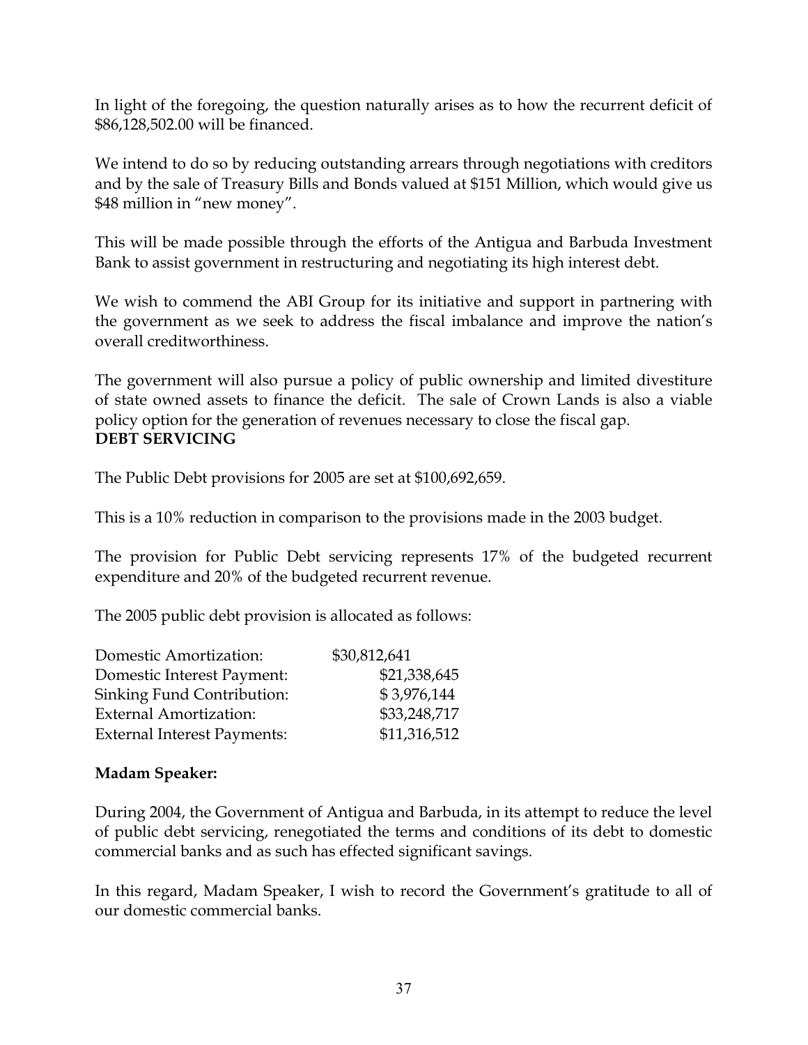In light of the foregoing, the question naturally arises as to how the recurrent deficit of $86,128,502.00 will be financed.

We intend to do so by reducing outstanding arrears through negotiations with creditors and by the sale of Treasury Bills and Bonds valued at $151 Million, which would give us $48 million in "new money".

This will be made possible through the efforts of the Antigua and Barbuda Investment Bank to assist government in restructuring and negotiating its high interest debt.

We wish to commend the ABI Group for its initiative and support in partnering with the government as we seek to address the fiscal imbalance and improve the nation's overall creditworthiness.

The government will also pursue a policy of public ownership and limited divestiture of state owned assets to finance the deficit. The sale of Crown Lands is also a viable policy option for the generation of revenues necessary to close the fiscal gap.

**DEBT SERVICING**

The Public Debt provisions for 2005 are set at $100,692,659.

This is a 10% reduction in comparison to the provisions made in the 2003 budget.

The provision for Public Debt servicing represents 17% of the budgeted recurrent expenditure and 20% of the budgeted recurrent revenue.

The 2005 public debt provision is allocated as follows:

| | |
|---|---|
| Domestic Amortization: | $30,812,641 |
| Domestic Interest Payment: | $21,338,645 |
| Sinking Fund Contribution: | $ 3,976,144 |
| External Amortization: | $33,248,717 |
| External Interest Payments: | $11,316,512 |

**Madam Speaker:**

During 2004, the Government of Antigua and Barbuda, in its attempt to reduce the level of public debt servicing, renegotiated the terms and conditions of its debt to domestic commercial banks and as such has effected significant savings.

In this regard, Madam Speaker, I wish to record the Government's gratitude to all of our domestic commercial banks.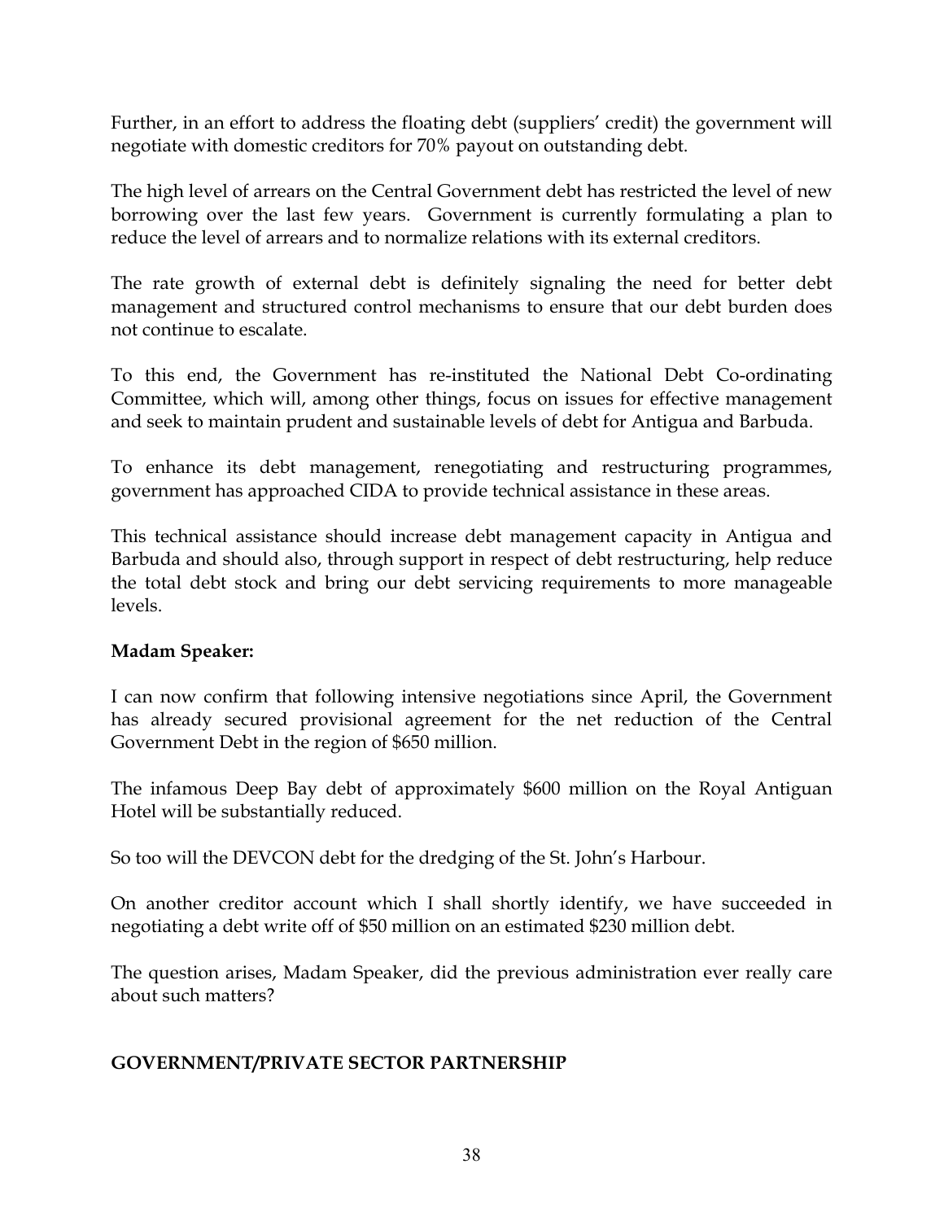Further, in an effort to address the floating debt (suppliers' credit) the government will negotiate with domestic creditors for 70% payout on outstanding debt.

The high level of arrears on the Central Government debt has restricted the level of new borrowing over the last few years. Government is currently formulating a plan to reduce the level of arrears and to normalize relations with its external creditors.

The rate growth of external debt is definitely signaling the need for better debt management and structured control mechanisms to ensure that our debt burden does not continue to escalate.

To this end, the Government has re-instituted the National Debt Co-ordinating Committee, which will, among other things, focus on issues for effective management and seek to maintain prudent and sustainable levels of debt for Antigua and Barbuda.

To enhance its debt management, renegotiating and restructuring programmes, government has approached CIDA to provide technical assistance in these areas.

This technical assistance should increase debt management capacity in Antigua and Barbuda and should also, through support in respect of debt restructuring, help reduce the total debt stock and bring our debt servicing requirements to more manageable levels.

**Madam Speaker:**

I can now confirm that following intensive negotiations since April, the Government has already secured provisional agreement for the net reduction of the Central Government Debt in the region of $650 million.

The infamous Deep Bay debt of approximately $600 million on the Royal Antiguan Hotel will be substantially reduced.

So too will the DEVCON debt for the dredging of the St. John's Harbour.

On another creditor account which I shall shortly identify, we have succeeded in negotiating a debt write off of $50 million on an estimated $230 million debt.

The question arises, Madam Speaker, did the previous administration ever really care about such matters?

**GOVERNMENT/PRIVATE SECTOR PARTNERSHIP**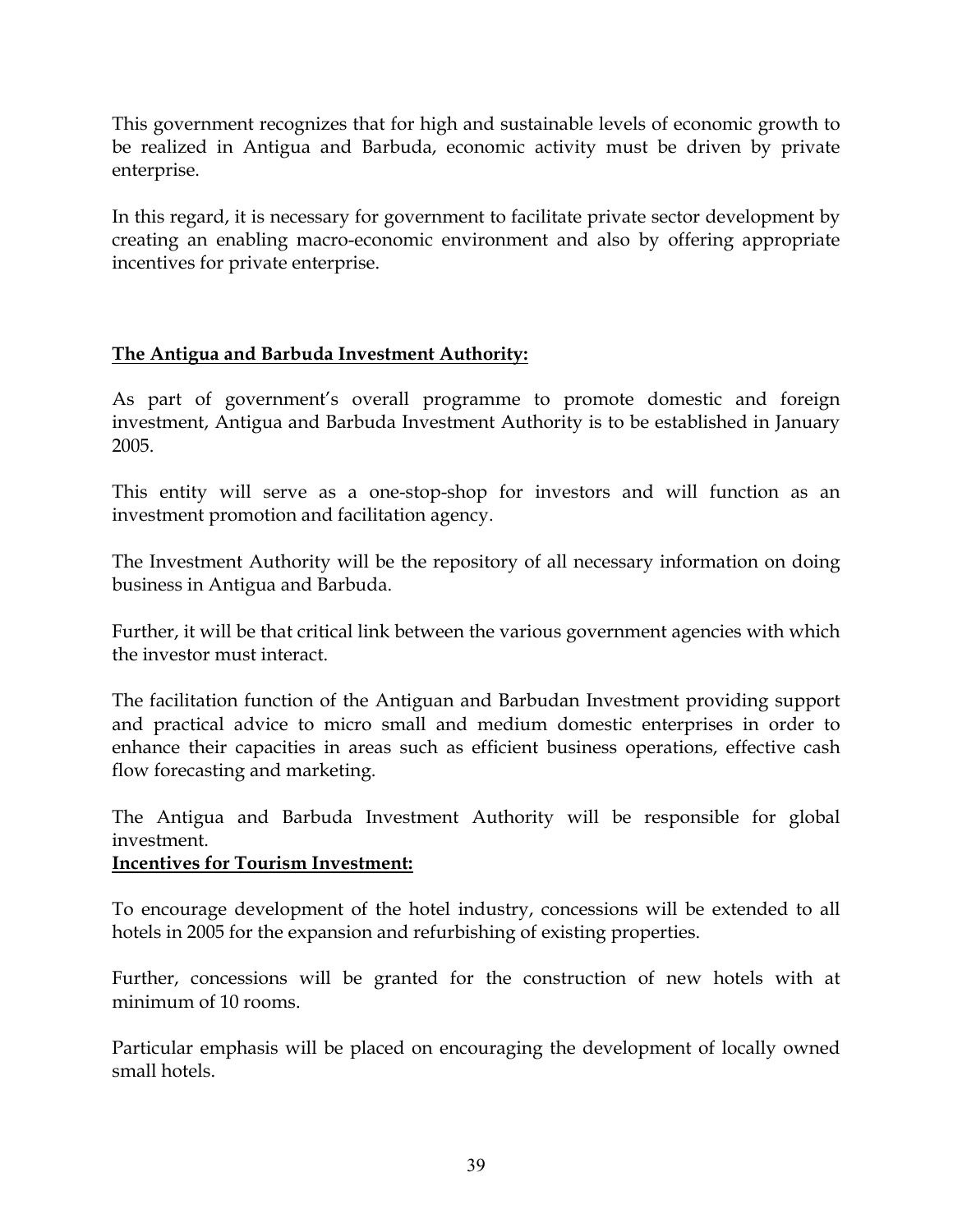This government recognizes that for high and sustainable levels of economic growth to be realized in Antigua and Barbuda, economic activity must be driven by private enterprise.

In this regard, it is necessary for government to facilitate private sector development by creating an enabling macro-economic environment and also by offering appropriate incentives for private enterprise.

**The Antigua and Barbuda Investment Authority:**

As part of government's overall programme to promote domestic and foreign investment, Antigua and Barbuda Investment Authority is to be established in January 2005.

This entity will serve as a one-stop-shop for investors and will function as an investment promotion and facilitation agency.

The Investment Authority will be the repository of all necessary information on doing business in Antigua and Barbuda.

Further, it will be that critical link between the various government agencies with which the investor must interact.

The facilitation function of the Antiguan and Barbudan Investment providing support and practical advice to micro small and medium domestic enterprises in order to enhance their capacities in areas such as efficient business operations, effective cash flow forecasting and marketing.

The Antigua and Barbuda Investment Authority will be responsible for global investment.

**Incentives for Tourism Investment:**

To encourage development of the hotel industry, concessions will be extended to all hotels in 2005 for the expansion and refurbishing of existing properties.

Further, concessions will be granted for the construction of new hotels with at minimum of 10 rooms.

Particular emphasis will be placed on encouraging the development of locally owned small hotels.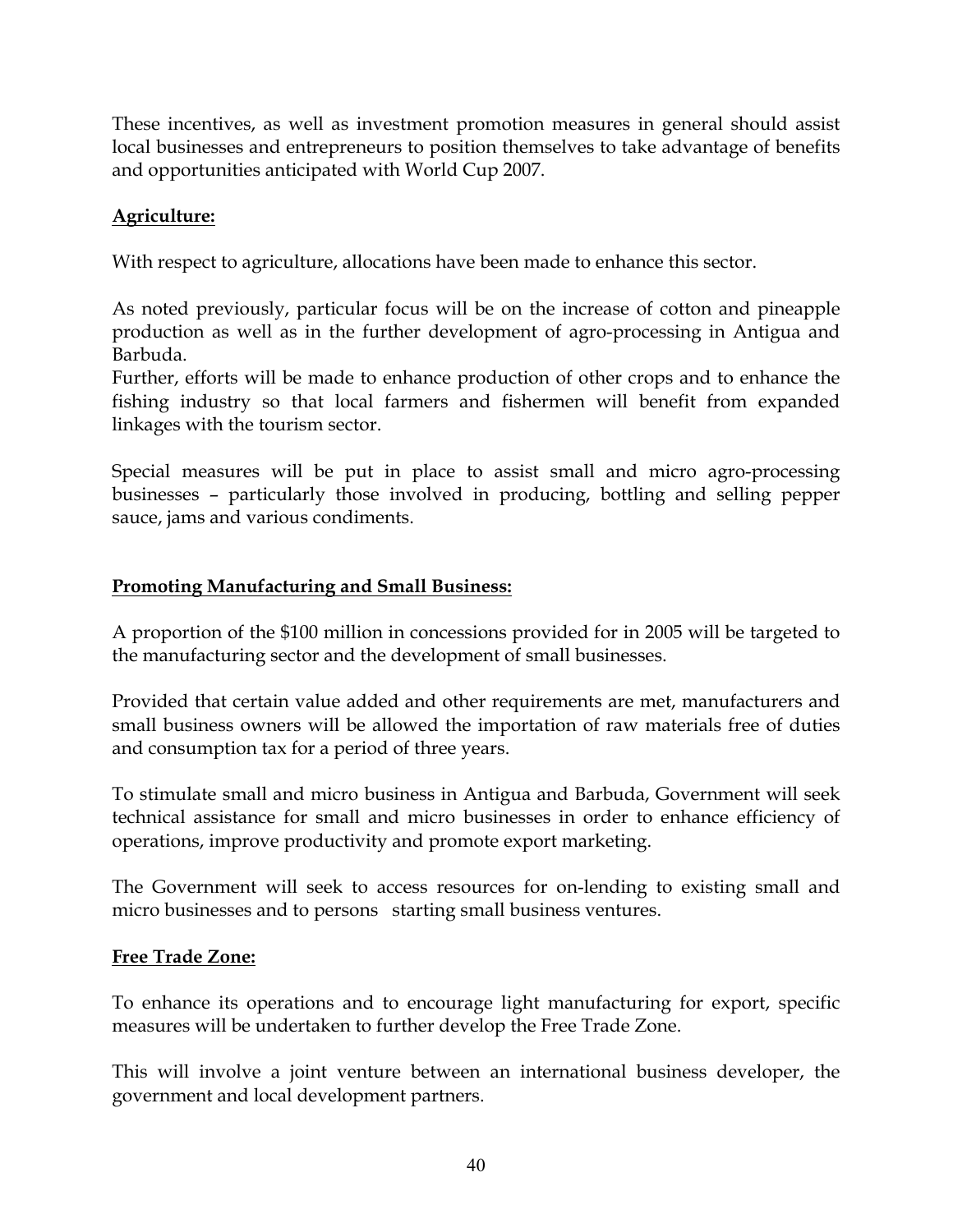These incentives, as well as investment promotion measures in general should assist local businesses and entrepreneurs to position themselves to take advantage of benefits and opportunities anticipated with World Cup 2007.

**Agriculture:**

With respect to agriculture, allocations have been made to enhance this sector.

As noted previously, particular focus will be on the increase of cotton and pineapple production as well as in the further development of agro-processing in Antigua and Barbuda.
Further, efforts will be made to enhance production of other crops and to enhance the fishing industry so that local farmers and fishermen will benefit from expanded linkages with the tourism sector.

Special measures will be put in place to assist small and micro agro-processing businesses – particularly those involved in producing, bottling and selling pepper sauce, jams and various condiments.

**Promoting Manufacturing and Small Business:**

A proportion of the $100 million in concessions provided for in 2005 will be targeted to the manufacturing sector and the development of small businesses.

Provided that certain value added and other requirements are met, manufacturers and small business owners will be allowed the importation of raw materials free of duties and consumption tax for a period of three years.

To stimulate small and micro business in Antigua and Barbuda, Government will seek technical assistance for small and micro businesses in order to enhance efficiency of operations, improve productivity and promote export marketing.

The Government will seek to access resources for on-lending to existing small and micro businesses and to persons starting small business ventures.

**Free Trade Zone:**

To enhance its operations and to encourage light manufacturing for export, specific measures will be undertaken to further develop the Free Trade Zone.

This will involve a joint venture between an international business developer, the government and local development partners.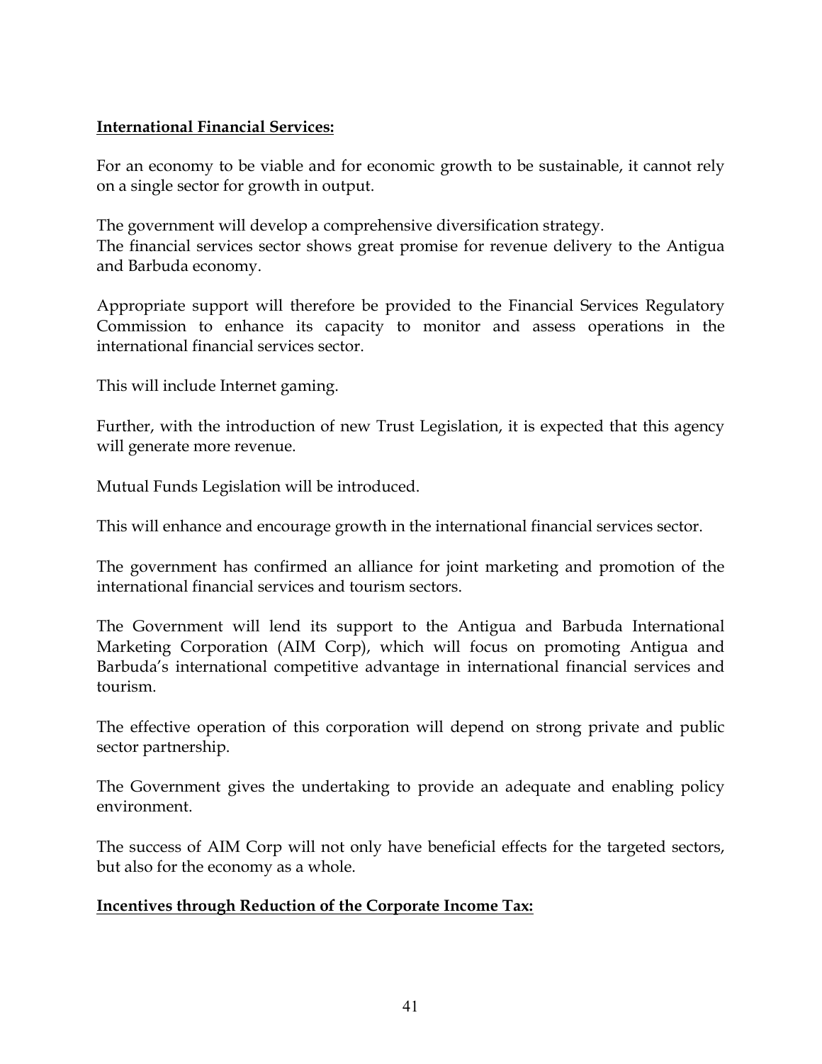**International Financial Services:**

For an economy to be viable and for economic growth to be sustainable, it cannot rely on a single sector for growth in output.

The government will develop a comprehensive diversification strategy.
The financial services sector shows great promise for revenue delivery to the Antigua and Barbuda economy.

Appropriate support will therefore be provided to the Financial Services Regulatory Commission to enhance its capacity to monitor and assess operations in the international financial services sector.

This will include Internet gaming.

Further, with the introduction of new Trust Legislation, it is expected that this agency will generate more revenue.

Mutual Funds Legislation will be introduced.

This will enhance and encourage growth in the international financial services sector.

The government has confirmed an alliance for joint marketing and promotion of the international financial services and tourism sectors.

The Government will lend its support to the Antigua and Barbuda International Marketing Corporation (AIM Corp), which will focus on promoting Antigua and Barbuda's international competitive advantage in international financial services and tourism.

The effective operation of this corporation will depend on strong private and public sector partnership.

The Government gives the undertaking to provide an adequate and enabling policy environment.

The success of AIM Corp will not only have beneficial effects for the targeted sectors, but also for the economy as a whole.

**Incentives through Reduction of the Corporate Income Tax:**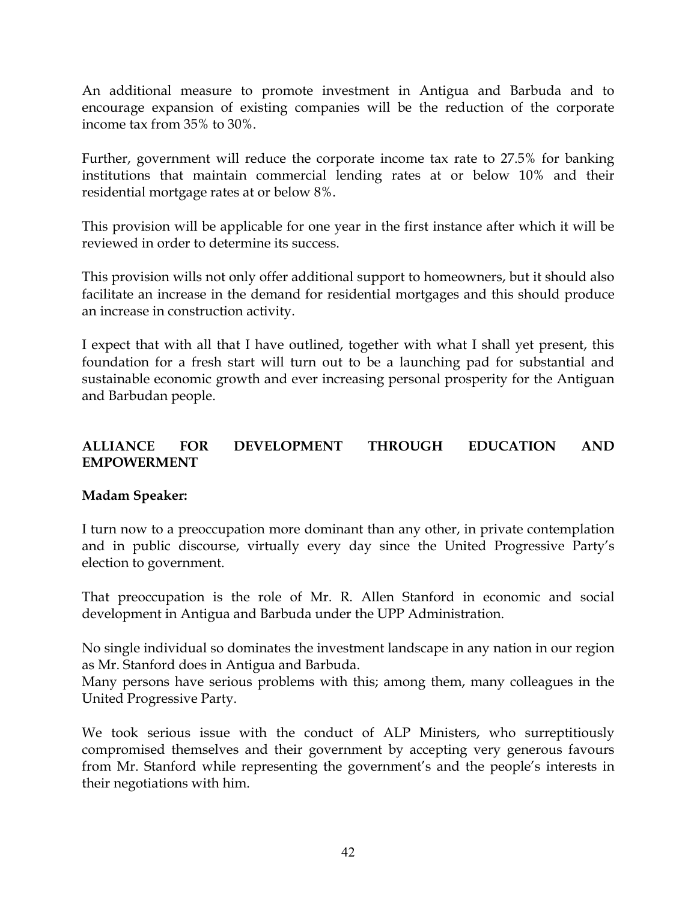An additional measure to promote investment in Antigua and Barbuda and to encourage expansion of existing companies will be the reduction of the corporate income tax from 35% to 30%.

Further, government will reduce the corporate income tax rate to 27.5% for banking institutions that maintain commercial lending rates at or below 10% and their residential mortgage rates at or below 8%.

This provision will be applicable for one year in the first instance after which it will be reviewed in order to determine its success.

This provision wills not only offer additional support to homeowners, but it should also facilitate an increase in the demand for residential mortgages and this should produce an increase in construction activity.

I expect that with all that I have outlined, together with what I shall yet present, this foundation for a fresh start will turn out to be a launching pad for substantial and sustainable economic growth and ever increasing personal prosperity for the Antiguan and Barbudan people.

## ALLIANCE FOR DEVELOPMENT THROUGH EDUCATION AND EMPOWERMENT

**Madam Speaker:**

I turn now to a preoccupation more dominant than any other, in private contemplation and in public discourse, virtually every day since the United Progressive Party's election to government.

That preoccupation is the role of Mr. R. Allen Stanford in economic and social development in Antigua and Barbuda under the UPP Administration.

No single individual so dominates the investment landscape in any nation in our region as Mr. Stanford does in Antigua and Barbuda.
Many persons have serious problems with this; among them, many colleagues in the United Progressive Party.

We took serious issue with the conduct of ALP Ministers, who surreptitiously compromised themselves and their government by accepting very generous favours from Mr. Stanford while representing the government's and the people's interests in their negotiations with him.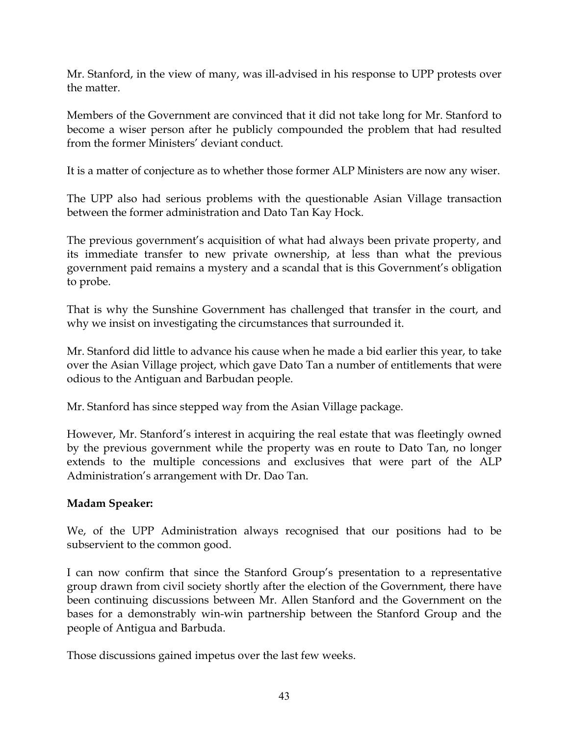Mr. Stanford, in the view of many, was ill-advised in his response to UPP protests over the matter.

Members of the Government are convinced that it did not take long for Mr. Stanford to become a wiser person after he publicly compounded the problem that had resulted from the former Ministers' deviant conduct.

It is a matter of conjecture as to whether those former ALP Ministers are now any wiser.

The UPP also had serious problems with the questionable Asian Village transaction between the former administration and Dato Tan Kay Hock.

The previous government's acquisition of what had always been private property, and its immediate transfer to new private ownership, at less than what the previous government paid remains a mystery and a scandal that is this Government's obligation to probe.

That is why the Sunshine Government has challenged that transfer in the court, and why we insist on investigating the circumstances that surrounded it.

Mr. Stanford did little to advance his cause when he made a bid earlier this year, to take over the Asian Village project, which gave Dato Tan a number of entitlements that were odious to the Antiguan and Barbudan people.

Mr. Stanford has since stepped way from the Asian Village package.

However, Mr. Stanford's interest in acquiring the real estate that was fleetingly owned by the previous government while the property was en route to Dato Tan, no longer extends to the multiple concessions and exclusives that were part of the ALP Administration's arrangement with Dr. Dao Tan.

**Madam Speaker:**

We, of the UPP Administration always recognised that our positions had to be subservient to the common good.

I can now confirm that since the Stanford Group's presentation to a representative group drawn from civil society shortly after the election of the Government, there have been continuing discussions between Mr. Allen Stanford and the Government on the bases for a demonstrably win-win partnership between the Stanford Group and the people of Antigua and Barbuda.

Those discussions gained impetus over the last few weeks.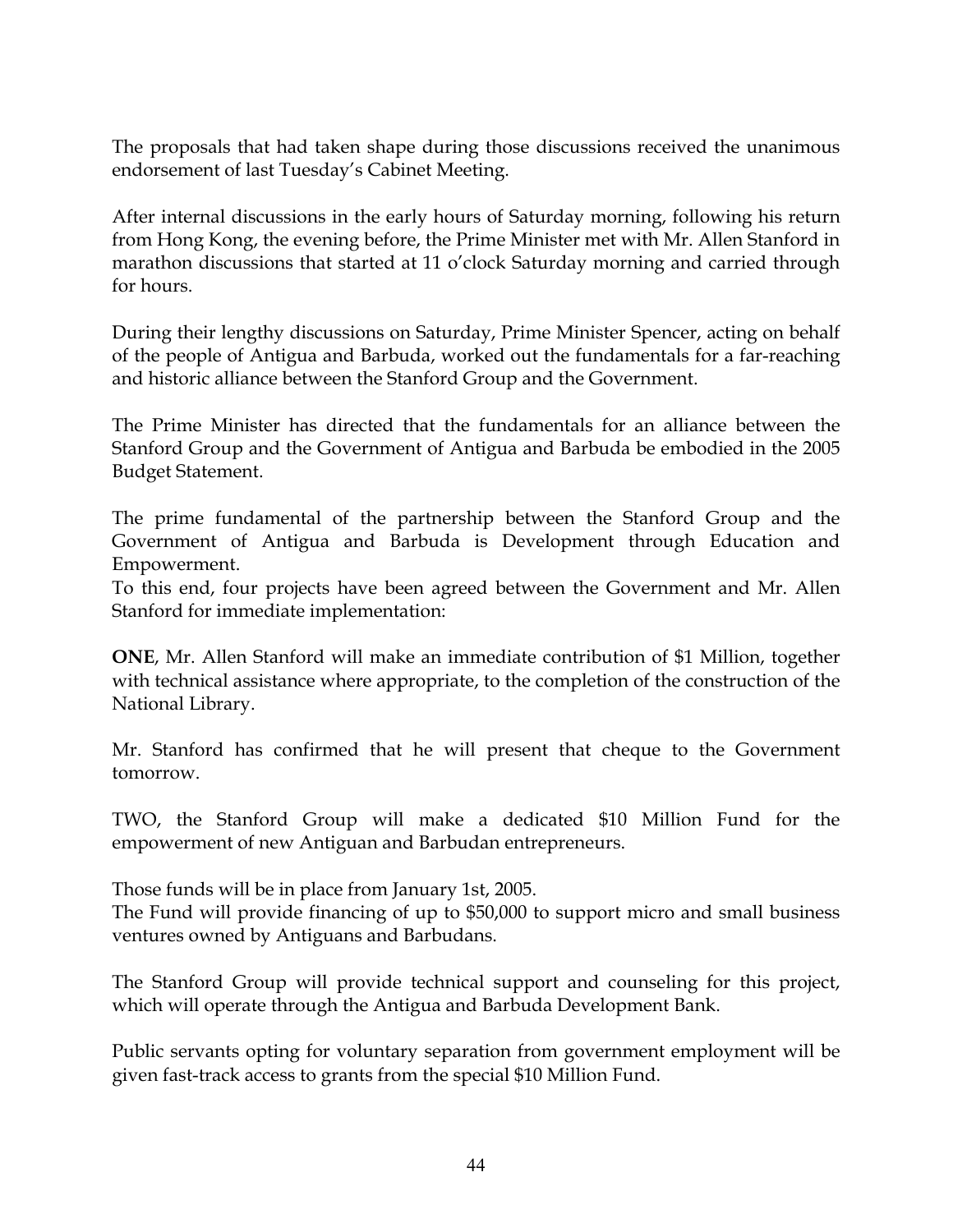The proposals that had taken shape during those discussions received the unanimous endorsement of last Tuesday's Cabinet Meeting.

After internal discussions in the early hours of Saturday morning, following his return from Hong Kong, the evening before, the Prime Minister met with Mr. Allen Stanford in marathon discussions that started at 11 o'clock Saturday morning and carried through for hours.

During their lengthy discussions on Saturday, Prime Minister Spencer, acting on behalf of the people of Antigua and Barbuda, worked out the fundamentals for a far-reaching and historic alliance between the Stanford Group and the Government.

The Prime Minister has directed that the fundamentals for an alliance between the Stanford Group and the Government of Antigua and Barbuda be embodied in the 2005 Budget Statement.

The prime fundamental of the partnership between the Stanford Group and the Government of Antigua and Barbuda is Development through Education and Empowerment.

To this end, four projects have been agreed between the Government and Mr. Allen Stanford for immediate implementation:

**ONE**, Mr. Allen Stanford will make an immediate contribution of $1 Million, together with technical assistance where appropriate, to the completion of the construction of the National Library.

Mr. Stanford has confirmed that he will present that cheque to the Government tomorrow.

TWO, the Stanford Group will make a dedicated $10 Million Fund for the empowerment of new Antiguan and Barbudan entrepreneurs.

Those funds will be in place from January 1st, 2005.

The Fund will provide financing of up to $50,000 to support micro and small business ventures owned by Antiguans and Barbudans.

The Stanford Group will provide technical support and counseling for this project, which will operate through the Antigua and Barbuda Development Bank.

Public servants opting for voluntary separation from government employment will be given fast-track access to grants from the special $10 Million Fund.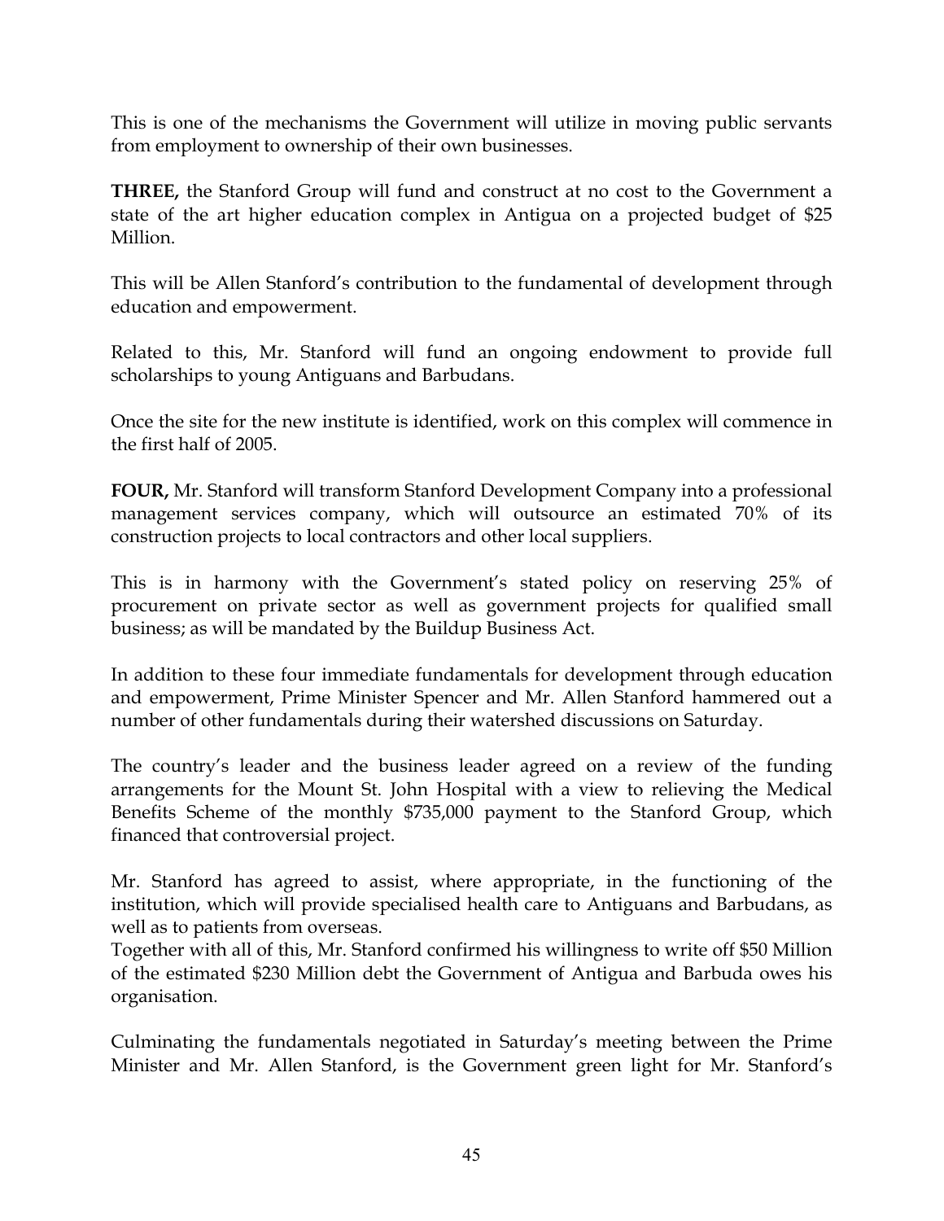This is one of the mechanisms the Government will utilize in moving public servants from employment to ownership of their own businesses.

**THREE,** the Stanford Group will fund and construct at no cost to the Government a state of the art higher education complex in Antigua on a projected budget of $25 Million.

This will be Allen Stanford's contribution to the fundamental of development through education and empowerment.

Related to this, Mr. Stanford will fund an ongoing endowment to provide full scholarships to young Antiguans and Barbudans.

Once the site for the new institute is identified, work on this complex will commence in the first half of 2005.

**FOUR,** Mr. Stanford will transform Stanford Development Company into a professional management services company, which will outsource an estimated 70% of its construction projects to local contractors and other local suppliers.

This is in harmony with the Government's stated policy on reserving 25% of procurement on private sector as well as government projects for qualified small business; as will be mandated by the Buildup Business Act.

In addition to these four immediate fundamentals for development through education and empowerment, Prime Minister Spencer and Mr. Allen Stanford hammered out a number of other fundamentals during their watershed discussions on Saturday.

The country's leader and the business leader agreed on a review of the funding arrangements for the Mount St. John Hospital with a view to relieving the Medical Benefits Scheme of the monthly $735,000 payment to the Stanford Group, which financed that controversial project.

Mr. Stanford has agreed to assist, where appropriate, in the functioning of the institution, which will provide specialised health care to Antiguans and Barbudans, as well as to patients from overseas.

Together with all of this, Mr. Stanford confirmed his willingness to write off $50 Million of the estimated $230 Million debt the Government of Antigua and Barbuda owes his organisation.

Culminating the fundamentals negotiated in Saturday's meeting between the Prime Minister and Mr. Allen Stanford, is the Government green light for Mr. Stanford's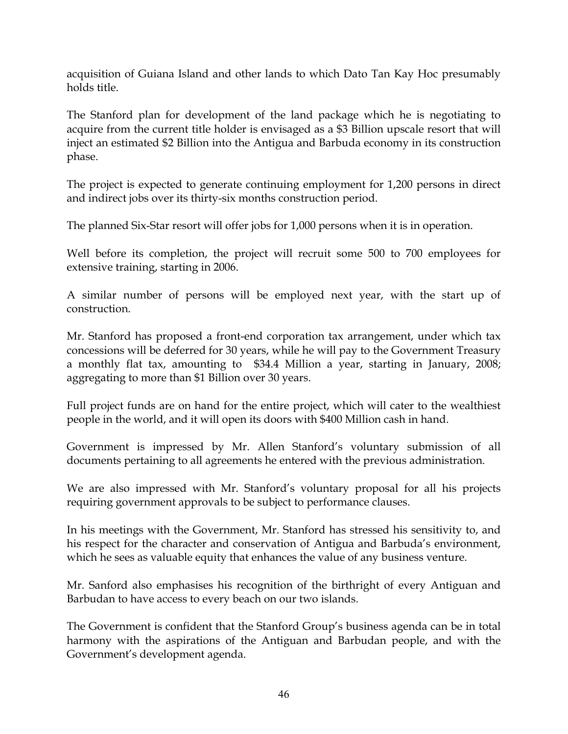acquisition of Guiana Island and other lands to which Dato Tan Kay Hoc presumably holds title.

The Stanford plan for development of the land package which he is negotiating to acquire from the current title holder is envisaged as a $3 Billion upscale resort that will inject an estimated $2 Billion into the Antigua and Barbuda economy in its construction phase.

The project is expected to generate continuing employment for 1,200 persons in direct and indirect jobs over its thirty-six months construction period.

The planned Six-Star resort will offer jobs for 1,000 persons when it is in operation.

Well before its completion, the project will recruit some 500 to 700 employees for extensive training, starting in 2006.

A similar number of persons will be employed next year, with the start up of construction.

Mr. Stanford has proposed a front-end corporation tax arrangement, under which tax concessions will be deferred for 30 years, while he will pay to the Government Treasury a monthly flat tax, amounting to $34.4 Million a year, starting in January, 2008; aggregating to more than $1 Billion over 30 years.

Full project funds are on hand for the entire project, which will cater to the wealthiest people in the world, and it will open its doors with $400 Million cash in hand.

Government is impressed by Mr. Allen Stanford's voluntary submission of all documents pertaining to all agreements he entered with the previous administration.

We are also impressed with Mr. Stanford's voluntary proposal for all his projects requiring government approvals to be subject to performance clauses.

In his meetings with the Government, Mr. Stanford has stressed his sensitivity to, and his respect for the character and conservation of Antigua and Barbuda's environment, which he sees as valuable equity that enhances the value of any business venture.

Mr. Sanford also emphasises his recognition of the birthright of every Antiguan and Barbudan to have access to every beach on our two islands.

The Government is confident that the Stanford Group's business agenda can be in total harmony with the aspirations of the Antiguan and Barbudan people, and with the Government's development agenda.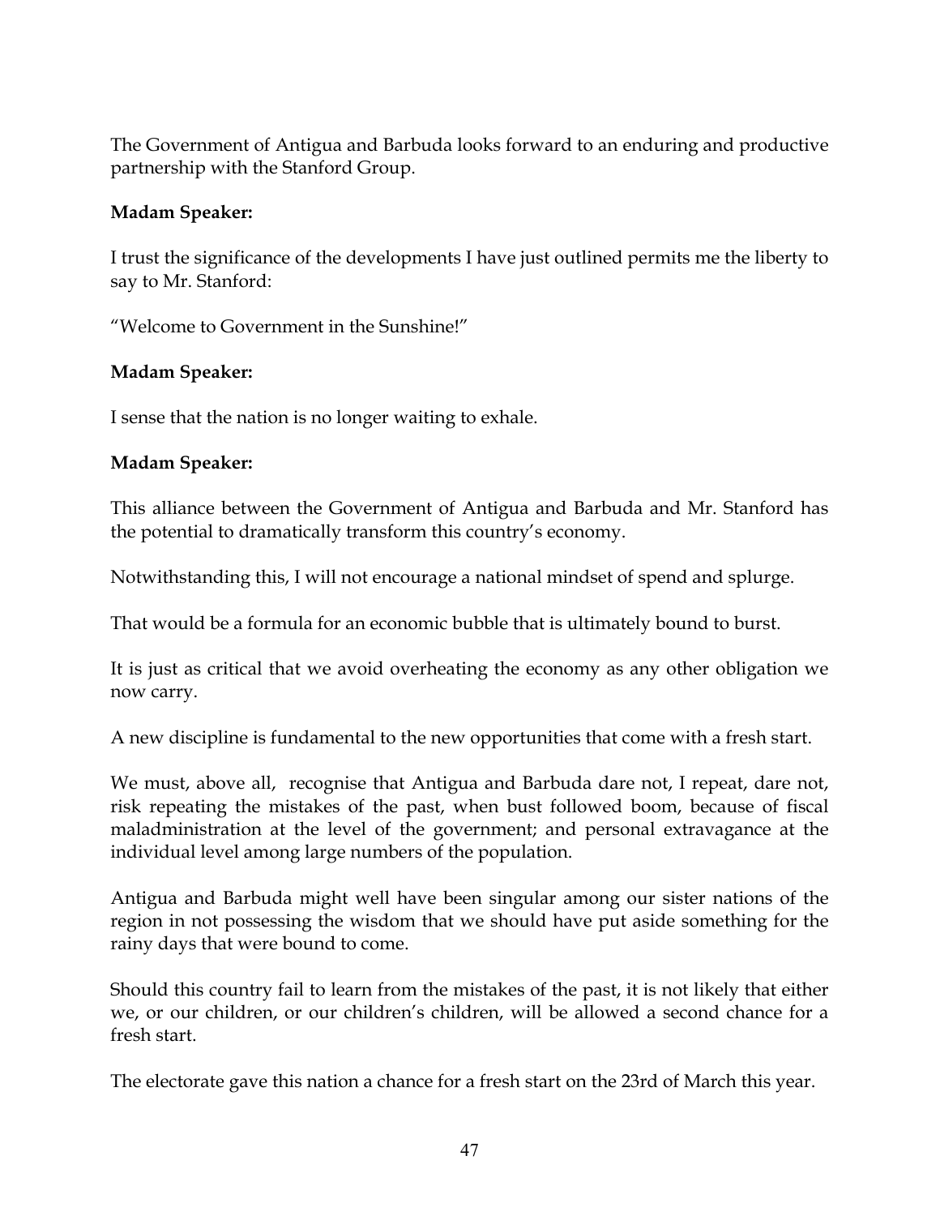The Government of Antigua and Barbuda looks forward to an enduring and productive partnership with the Stanford Group.

**Madam Speaker:**

I trust the significance of the developments I have just outlined permits me the liberty to say to Mr. Stanford:

"Welcome to Government in the Sunshine!"

**Madam Speaker:**

I sense that the nation is no longer waiting to exhale.

**Madam Speaker:**

This alliance between the Government of Antigua and Barbuda and Mr. Stanford has the potential to dramatically transform this country's economy.

Notwithstanding this, I will not encourage a national mindset of spend and splurge.

That would be a formula for an economic bubble that is ultimately bound to burst.

It is just as critical that we avoid overheating the economy as any other obligation we now carry.

A new discipline is fundamental to the new opportunities that come with a fresh start.

We must, above all, recognise that Antigua and Barbuda dare not, I repeat, dare not, risk repeating the mistakes of the past, when bust followed boom, because of fiscal maladministration at the level of the government; and personal extravagance at the individual level among large numbers of the population.

Antigua and Barbuda might well have been singular among our sister nations of the region in not possessing the wisdom that we should have put aside something for the rainy days that were bound to come.

Should this country fail to learn from the mistakes of the past, it is not likely that either we, or our children, or our children's children, will be allowed a second chance for a fresh start.

The electorate gave this nation a chance for a fresh start on the 23rd of March this year.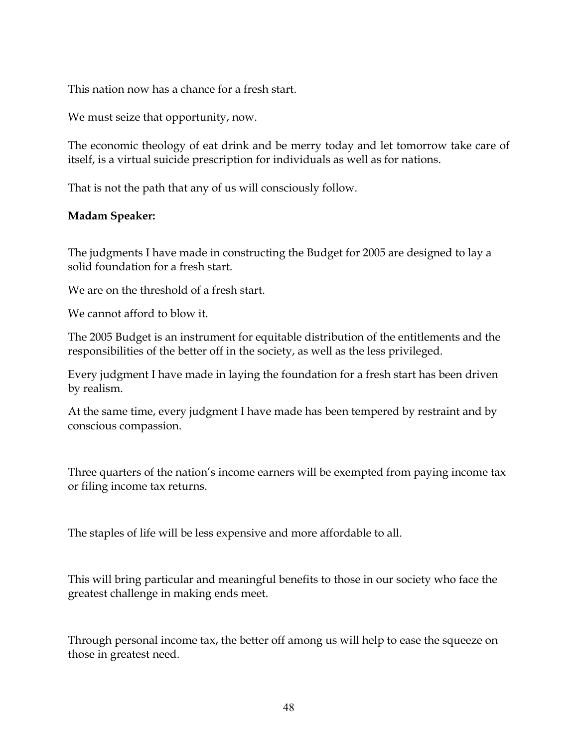This nation now has a chance for a fresh start.

We must seize that opportunity, now.

The economic theology of eat drink and be merry today and let tomorrow take care of itself, is a virtual suicide prescription for individuals as well as for nations.

That is not the path that any of us will consciously follow.

**Madam Speaker:**

The judgments I have made in constructing the Budget for 2005 are designed to lay a solid foundation for a fresh start.

We are on the threshold of a fresh start.

We cannot afford to blow it.

The 2005 Budget is an instrument for equitable distribution of the entitlements and the responsibilities of the better off in the society, as well as the less privileged.

Every judgment I have made in laying the foundation for a fresh start has been driven by realism.

At the same time, every judgment I have made has been tempered by restraint and by conscious compassion.

Three quarters of the nation's income earners will be exempted from paying income tax or filing income tax returns.

The staples of life will be less expensive and more affordable to all.

This will bring particular and meaningful benefits to those in our society who face the greatest challenge in making ends meet.

Through personal income tax, the better off among us will help to ease the squeeze on those in greatest need.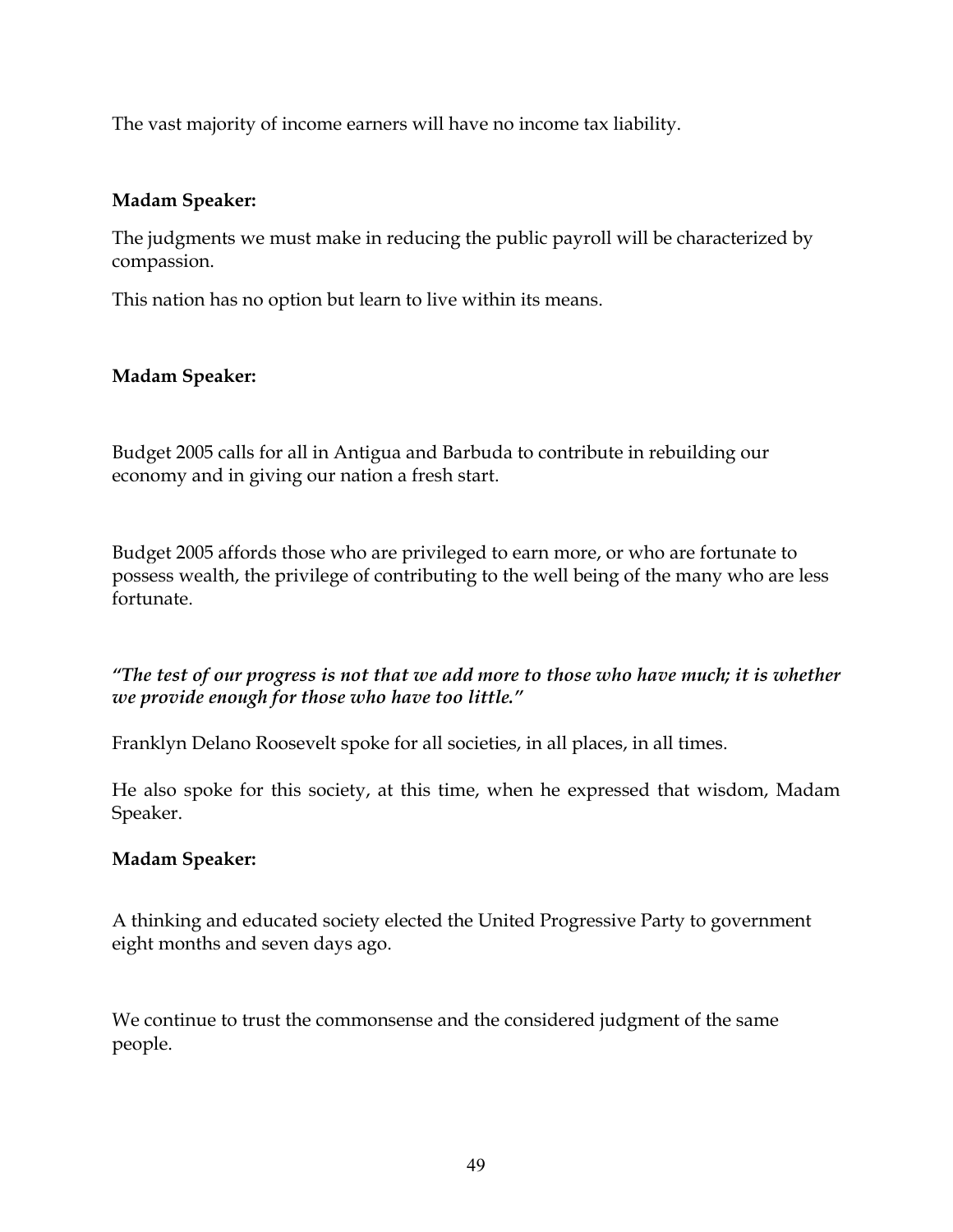The vast majority of income earners will have no income tax liability.

**Madam Speaker:**

The judgments we must make in reducing the public payroll will be characterized by compassion.

This nation has no option but learn to live within its means.

**Madam Speaker:**

Budget 2005 calls for all in Antigua and Barbuda to contribute in rebuilding our economy and in giving our nation a fresh start.

Budget 2005 affords those who are privileged to earn more, or who are fortunate to possess wealth, the privilege of contributing to the well being of the many who are less fortunate.

***"The test of our progress is not that we add more to those who have much; it is whether we provide enough for those who have too little."***

Franklyn Delano Roosevelt spoke for all societies, in all places, in all times.

He also spoke for this society, at this time, when he expressed that wisdom, Madam Speaker.

**Madam Speaker:**

A thinking and educated society elected the United Progressive Party to government eight months and seven days ago.

We continue to trust the commonsense and the considered judgment of the same people.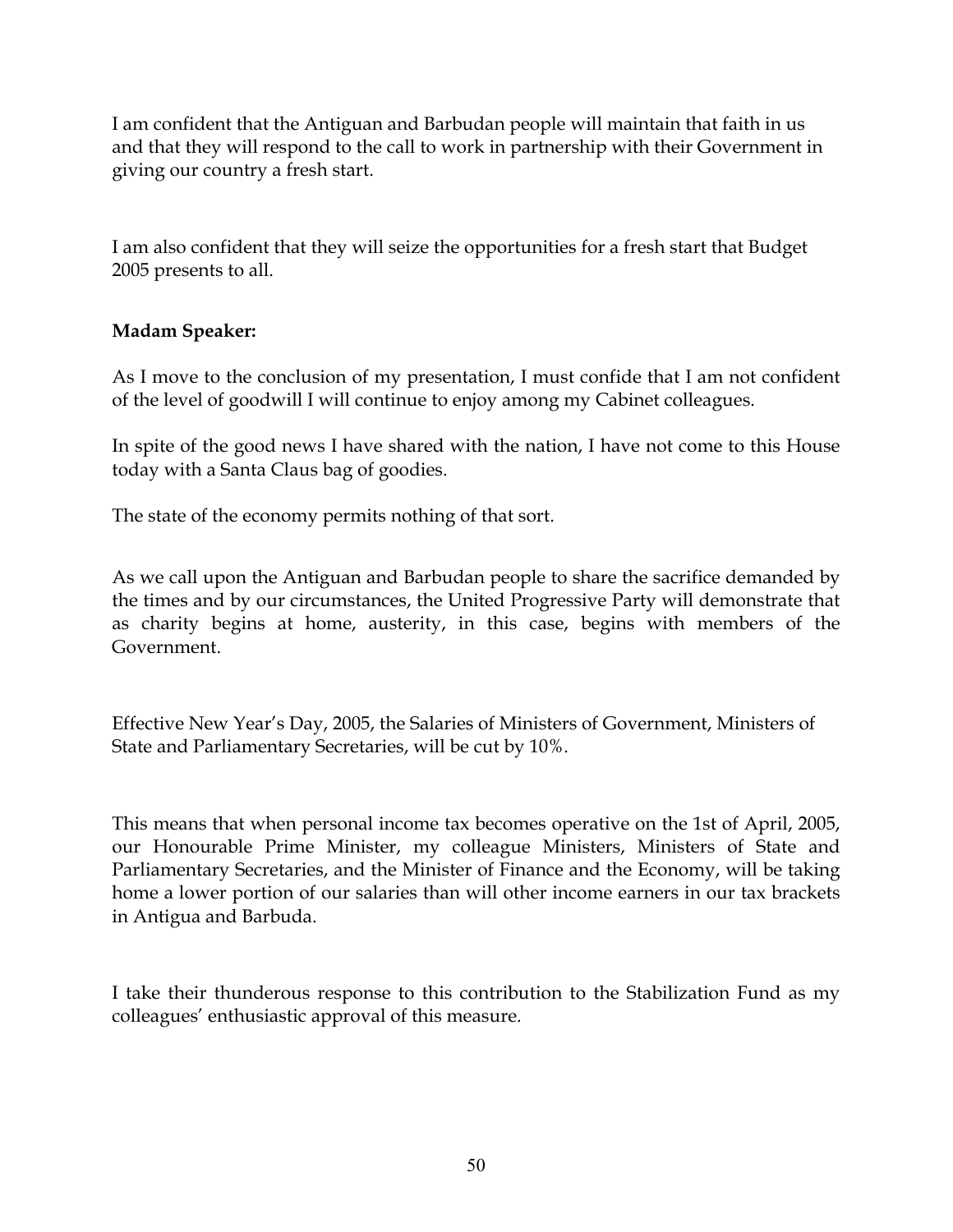I am confident that the Antiguan and Barbudan people will maintain that faith in us and that they will respond to the call to work in partnership with their Government in giving our country a fresh start.

I am also confident that they will seize the opportunities for a fresh start that Budget 2005 presents to all.

**Madam Speaker:**

As I move to the conclusion of my presentation, I must confide that I am not confident of the level of goodwill I will continue to enjoy among my Cabinet colleagues.

In spite of the good news I have shared with the nation, I have not come to this House today with a Santa Claus bag of goodies.

The state of the economy permits nothing of that sort.

As we call upon the Antiguan and Barbudan people to share the sacrifice demanded by the times and by our circumstances, the United Progressive Party will demonstrate that as charity begins at home, austerity, in this case, begins with members of the Government.

Effective New Year's Day, 2005, the Salaries of Ministers of Government, Ministers of State and Parliamentary Secretaries, will be cut by 10%.

This means that when personal income tax becomes operative on the 1st of April, 2005, our Honourable Prime Minister, my colleague Ministers, Ministers of State and Parliamentary Secretaries, and the Minister of Finance and the Economy, will be taking home a lower portion of our salaries than will other income earners in our tax brackets in Antigua and Barbuda.

I take their thunderous response to this contribution to the Stabilization Fund as my colleagues' enthusiastic approval of this measure.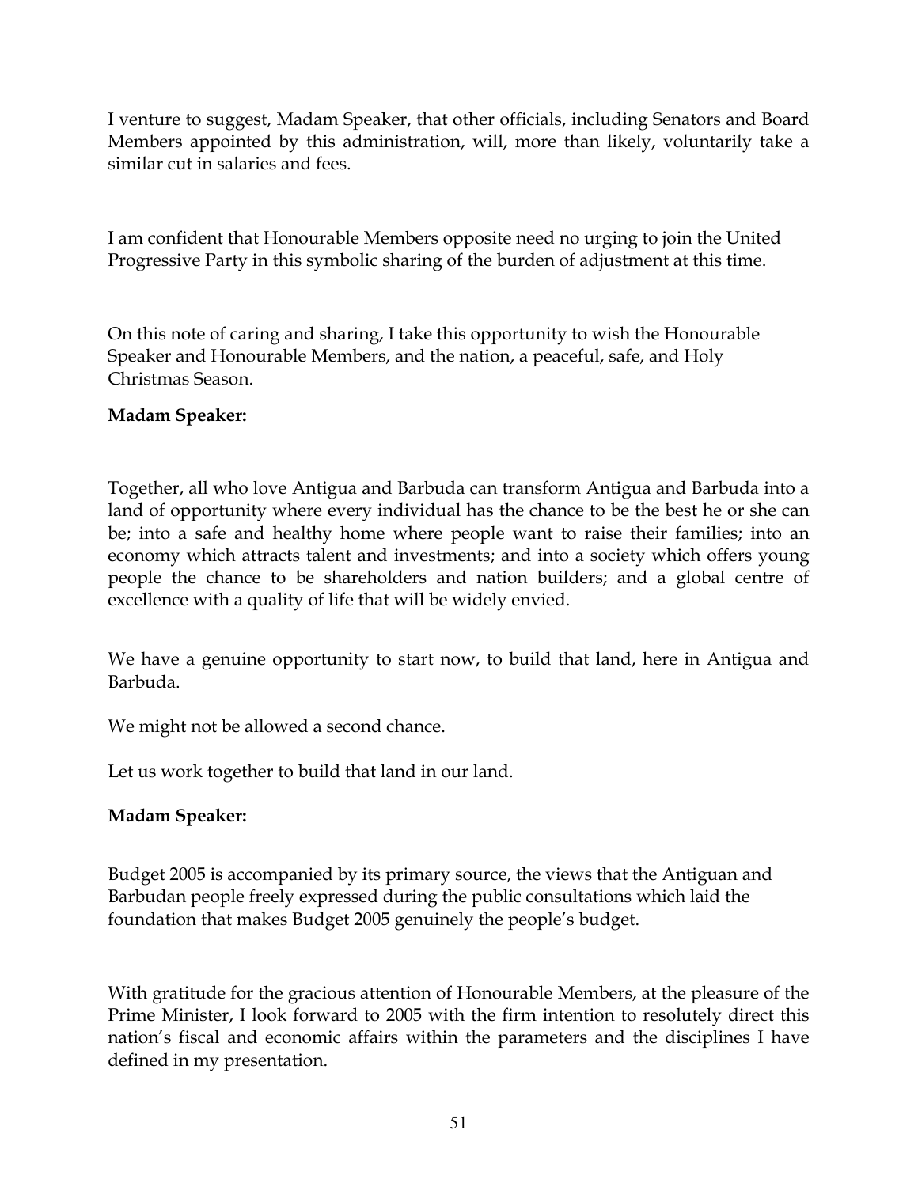I venture to suggest, Madam Speaker, that other officials, including Senators and Board Members appointed by this administration, will, more than likely, voluntarily take a similar cut in salaries and fees.

I am confident that Honourable Members opposite need no urging to join the United Progressive Party in this symbolic sharing of the burden of adjustment at this time.

On this note of caring and sharing, I take this opportunity to wish the Honourable Speaker and Honourable Members, and the nation, a peaceful, safe, and Holy Christmas Season.

**Madam Speaker:**

Together, all who love Antigua and Barbuda can transform Antigua and Barbuda into a land of opportunity where every individual has the chance to be the best he or she can be; into a safe and healthy home where people want to raise their families; into an economy which attracts talent and investments; and into a society which offers young people the chance to be shareholders and nation builders; and a global centre of excellence with a quality of life that will be widely envied.

We have a genuine opportunity to start now, to build that land, here in Antigua and Barbuda.

We might not be allowed a second chance.

Let us work together to build that land in our land.

**Madam Speaker:**

Budget 2005 is accompanied by its primary source, the views that the Antiguan and Barbudan people freely expressed during the public consultations which laid the foundation that makes Budget 2005 genuinely the people's budget.

With gratitude for the gracious attention of Honourable Members, at the pleasure of the Prime Minister, I look forward to 2005 with the firm intention to resolutely direct this nation's fiscal and economic affairs within the parameters and the disciplines I have defined in my presentation.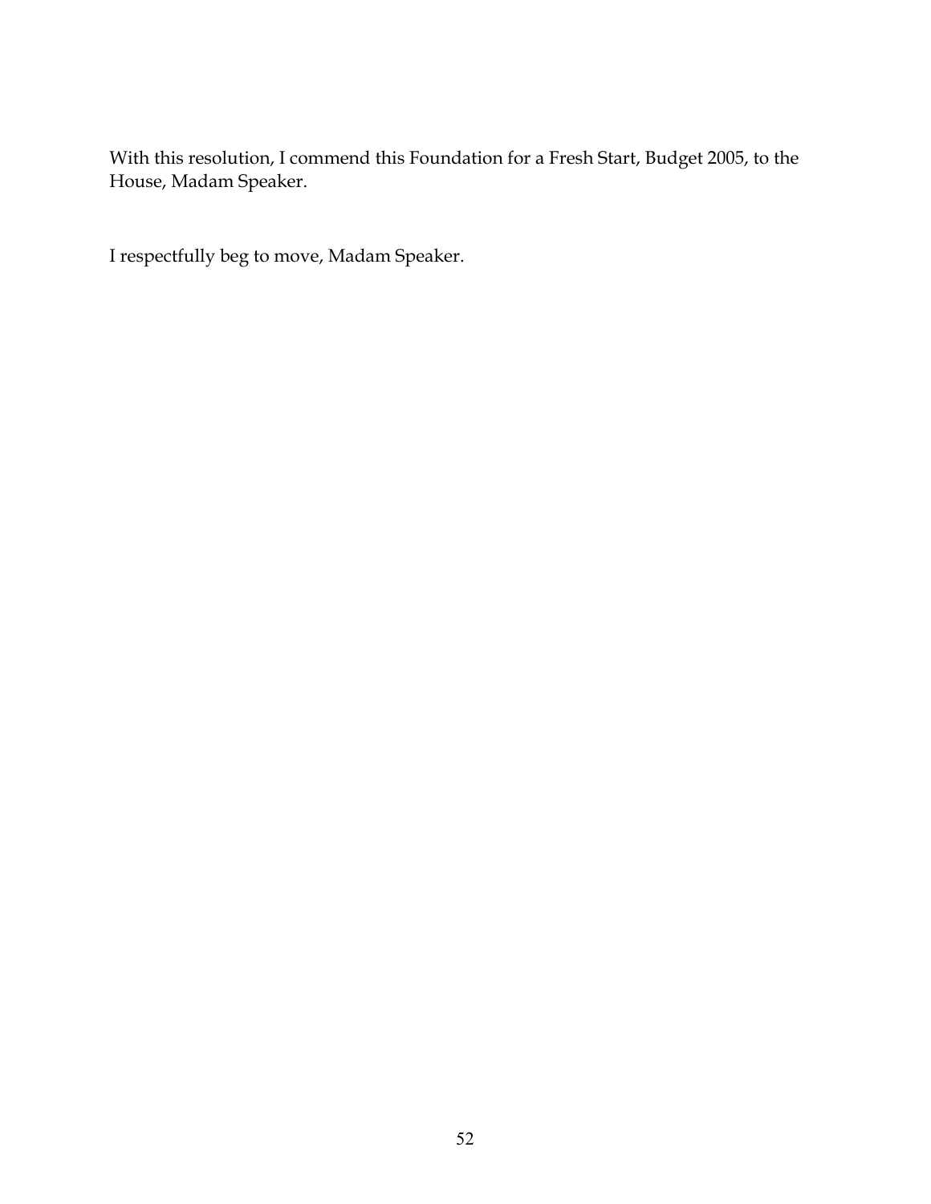With this resolution, I commend this Foundation for a Fresh Start, Budget 2005, to the House, Madam Speaker.

I respectfully beg to move, Madam Speaker.